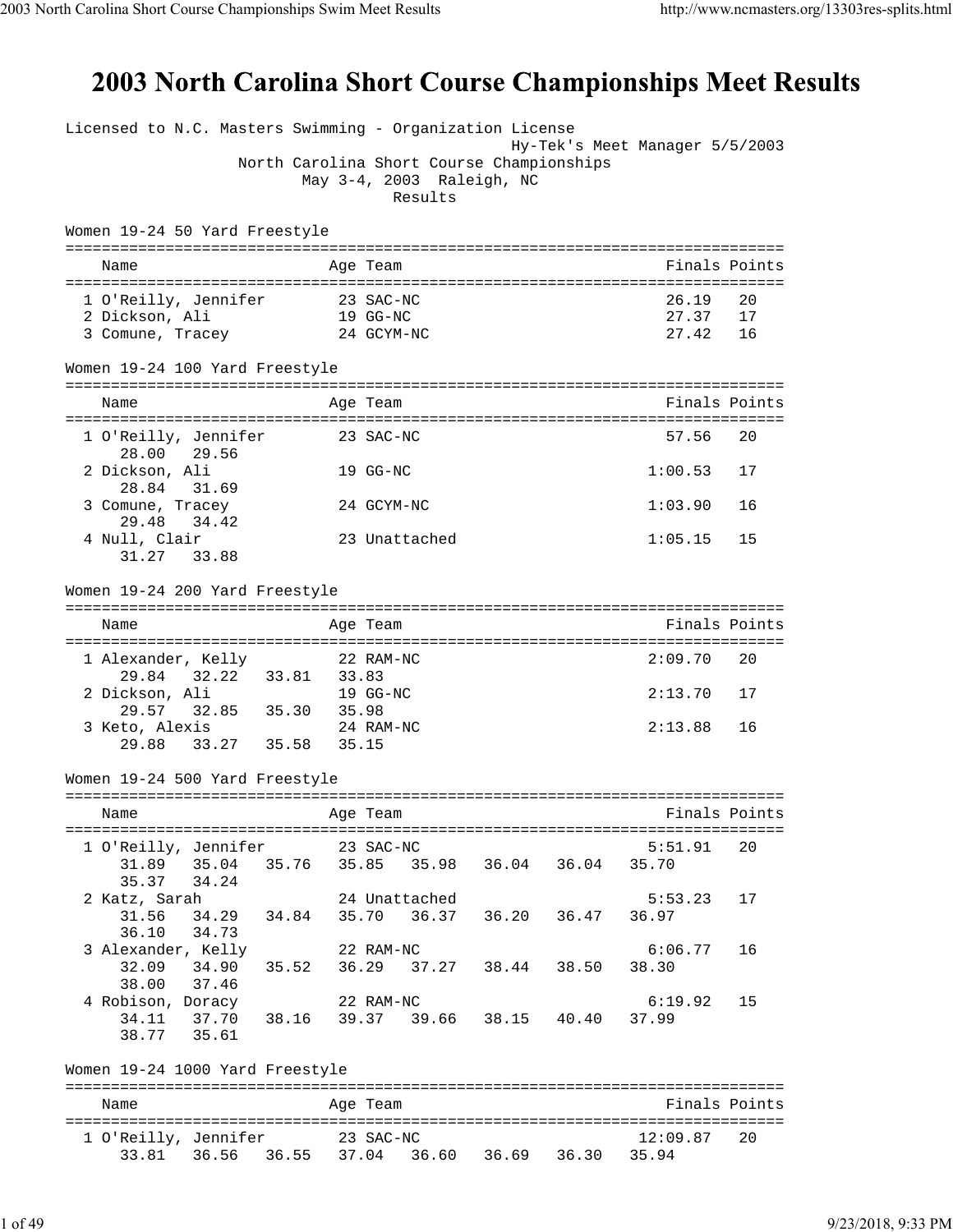# 2003 North Carolina Short Course Championships Meet Results

Licensed to N.C. Masters Swimming - Organization License
Hy-Tek's Meet Manager 5/5/2003
North Carolina Short Course Championships
May 3-4, 2003 Raleigh, NC
Results

## Women 19-24 50 Yard Freestyle

| Place | Name | Age | Team | Finals | Points |
|---|---|---|---|---|---|
| 1 | O'Reilly, Jennifer | 23 | SAC-NC | 26.19 | 20 |
| 2 | Dickson, Ali | 19 | GG-NC | 27.37 | 17 |
| 3 | Comune, Tracey | 24 | GCYM-NC | 27.42 | 16 |

## Women 19-24 100 Yard Freestyle

| Place | Name | Age | Team | Finals | Points | Splits |
|---|---|---|---|---|---|---|
| 1 | O'Reilly, Jennifer | 23 | SAC-NC | 57.56 | 20 | 28.00 29.56 |
| 2 | Dickson, Ali | 19 | GG-NC | 1:00.53 | 17 | 28.84 31.69 |
| 3 | Comune, Tracey | 24 | GCYM-NC | 1:03.90 | 16 | 29.48 34.42 |
| 4 | Null, Clair | 23 | Unattached | 1:05.15 | 15 | 31.27 33.88 |

## Women 19-24 200 Yard Freestyle

| Place | Name | Age | Team | Finals | Points | Splits |
|---|---|---|---|---|---|---|
| 1 | Alexander, Kelly | 22 | RAM-NC | 2:09.70 | 20 | 29.84 32.22 33.81 33.83 |
| 2 | Dickson, Ali | 19 | GG-NC | 2:13.70 | 17 | 29.57 32.85 35.30 35.98 |
| 3 | Keto, Alexis | 24 | RAM-NC | 2:13.88 | 16 | 29.88 33.27 35.58 35.15 |

## Women 19-24 500 Yard Freestyle

| Place | Name | Age | Team | Finals | Points | Splits |
|---|---|---|---|---|---|---|
| 1 | O'Reilly, Jennifer | 23 | SAC-NC | 5:51.91 | 20 | 31.89 35.04 35.76 35.85 35.98 36.04 36.04 35.70 35.37 34.24 |
| 2 | Katz, Sarah | 24 | Unattached | 5:53.23 | 17 | 31.56 34.29 34.84 35.70 36.37 36.20 36.47 36.97 36.10 34.73 |
| 3 | Alexander, Kelly | 22 | RAM-NC | 6:06.77 | 16 | 32.09 34.90 35.52 36.29 37.27 38.44 38.50 38.30 38.00 37.46 |
| 4 | Robison, Doracy | 22 | RAM-NC | 6:19.92 | 15 | 34.11 37.70 38.16 39.37 39.66 38.15 40.40 37.99 38.77 35.61 |

## Women 19-24 1000 Yard Freestyle

| Place | Name | Age | Team | Finals | Points | Splits |
|---|---|---|---|---|---|---|
| 1 | O'Reilly, Jennifer | 23 | SAC-NC | 12:09.87 | 20 | 33.81 36.56 36.55 37.04 36.60 36.69 36.30 35.94 |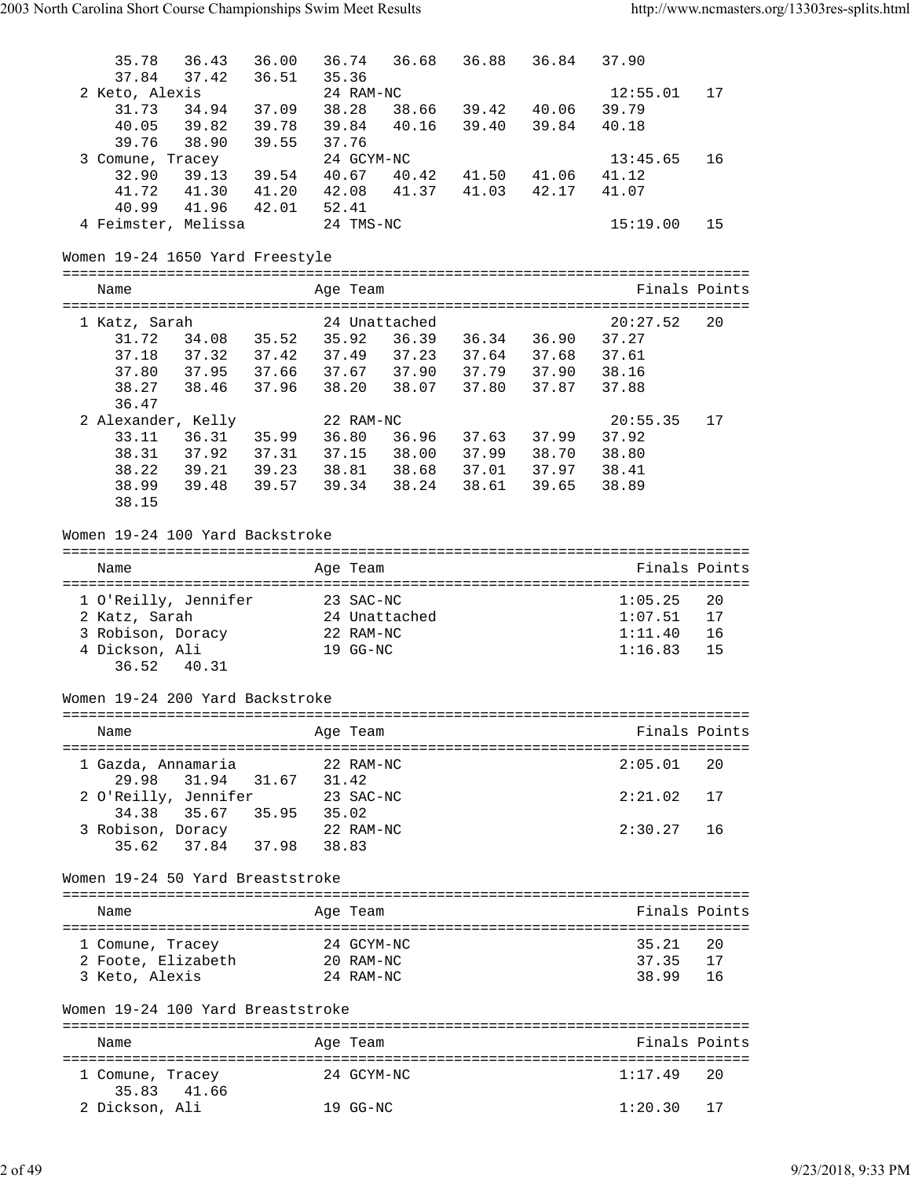```
    35.78   36.43   36.00   36.74   36.68   36.88   36.84   37.90
    37.84   37.42   36.51   35.36
 2 Keto, Alexis              24 RAM-NC                        12:55.01   17
    31.73   34.94   37.09   38.28   38.66   39.42   40.06   39.79
    40.05   39.82   39.78   39.84   40.16   39.40   39.84   40.18
    39.76   38.90   39.55   37.76
 3 Comune, Tracey            24 GCYM-NC                       13:45.65   16
    32.90   39.13   39.54   40.67   40.42   41.50   41.06   41.12
    41.72   41.30   41.20   42.08   41.37   41.03   42.17   41.07
    40.99   41.96   42.01   52.41
 4 Feimster, Melissa         24 TMS-NC                        15:19.00   15
```

Women 19-24 1650 Yard Freestyle

```
===============================================================================
    Name                    Age Team                            Finals Points
===============================================================================
 1 Katz, Sarah               24 Unattached                    20:27.52   20
    31.72   34.08   35.52   35.92   36.39   36.34   36.90   37.27
    37.18   37.32   37.42   37.49   37.23   37.64   37.68   37.61
    37.80   37.95   37.66   37.67   37.90   37.79   37.90   38.16
    38.27   38.46   37.96   38.20   38.07   37.80   37.87   37.88
    36.47
 2 Alexander, Kelly          22 RAM-NC                        20:55.35   17
    33.11   36.31   35.99   36.80   36.96   37.63   37.99   37.92
    38.31   37.92   37.31   37.15   38.00   37.99   38.70   38.80
    38.22   39.21   39.23   38.81   38.68   37.01   37.97   38.41
    38.99   39.48   39.57   39.34   38.24   38.61   39.65   38.89
    38.15
```

Women 19-24 100 Yard Backstroke

```
===============================================================================
    Name                    Age Team                            Finals Points
===============================================================================
 1 O'Reilly, Jennifer        23 SAC-NC                         1:05.25   20
 2 Katz, Sarah               24 Unattached                     1:07.51   17
 3 Robison, Doracy           22 RAM-NC                         1:11.40   16
 4 Dickson, Ali              19 GG-NC                          1:16.83   15
    36.52   40.31
```

Women 19-24 200 Yard Backstroke

```
===============================================================================
    Name                    Age Team                            Finals Points
===============================================================================
 1 Gazda, Annamaria          22 RAM-NC                         2:05.01   20
    29.98   31.94   31.67   31.42
 2 O'Reilly, Jennifer        23 SAC-NC                         2:21.02   17
    34.38   35.67   35.95   35.02
 3 Robison, Doracy           22 RAM-NC                         2:30.27   16
    35.62   37.84   37.98   38.83
```

Women 19-24 50 Yard Breaststroke

```
===============================================================================
    Name                    Age Team                            Finals Points
===============================================================================
 1 Comune, Tracey            24 GCYM-NC                          35.21   20
 2 Foote, Elizabeth          20 RAM-NC                           37.35   17
 3 Keto, Alexis              24 RAM-NC                           38.99   16
```

Women 19-24 100 Yard Breaststroke

```
===============================================================================
    Name                    Age Team                            Finals Points
===============================================================================
 1 Comune, Tracey            24 GCYM-NC                        1:17.49   20
    35.83   41.66
 2 Dickson, Ali              19 GG-NC                          1:20.30   17
```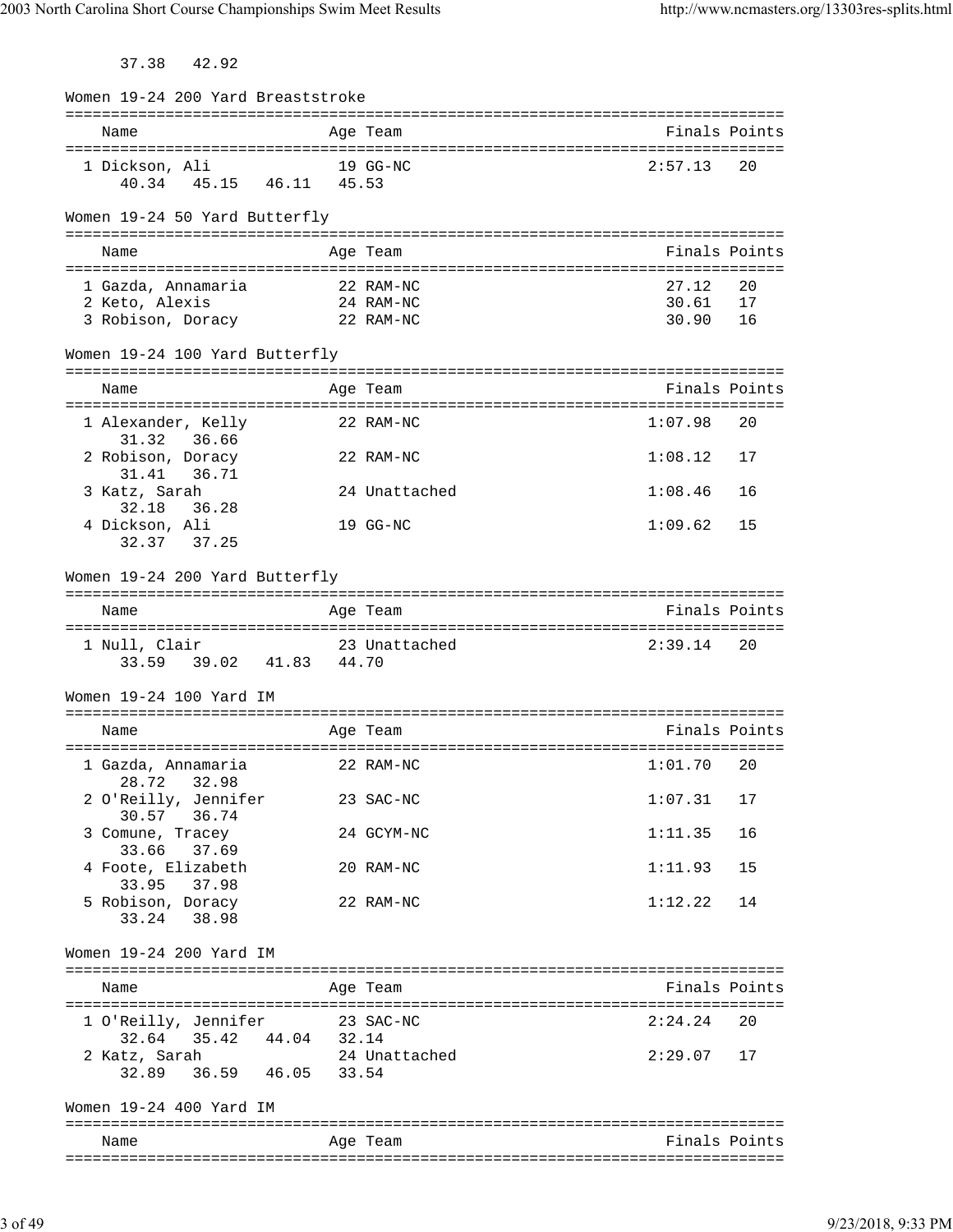37.38   42.92

## Women 19-24 200 Yard Breaststroke

| Name | Age | Team | Finals | Points |
|---|---|---|---|---|
| 1 Dickson, Ali | 19 | GG-NC | 2:57.13 | 20 |
| 40.34   45.15   46.11   45.53 | | | | |

## Women 19-24 50 Yard Butterfly

| Name | Age | Team | Finals | Points |
|---|---|---|---|---|
| 1 Gazda, Annamaria | 22 | RAM-NC | 27.12 | 20 |
| 2 Keto, Alexis | 24 | RAM-NC | 30.61 | 17 |
| 3 Robison, Doracy | 22 | RAM-NC | 30.90 | 16 |

## Women 19-24 100 Yard Butterfly

| Name | Age | Team | Finals | Points |
|---|---|---|---|---|
| 1 Alexander, Kelly | 22 | RAM-NC | 1:07.98 | 20 |
| 31.32   36.66 | | | | |
| 2 Robison, Doracy | 22 | RAM-NC | 1:08.12 | 17 |
| 31.41   36.71 | | | | |
| 3 Katz, Sarah | 24 | Unattached | 1:08.46 | 16 |
| 32.18   36.28 | | | | |
| 4 Dickson, Ali | 19 | GG-NC | 1:09.62 | 15 |
| 32.37   37.25 | | | | |

## Women 19-24 200 Yard Butterfly

| Name | Age | Team | Finals | Points |
|---|---|---|---|---|
| 1 Null, Clair | 23 | Unattached | 2:39.14 | 20 |
| 33.59   39.02   41.83   44.70 | | | | |

## Women 19-24 100 Yard IM

| Name | Age | Team | Finals | Points |
|---|---|---|---|---|
| 1 Gazda, Annamaria | 22 | RAM-NC | 1:01.70 | 20 |
| 28.72   32.98 | | | | |
| 2 O'Reilly, Jennifer | 23 | SAC-NC | 1:07.31 | 17 |
| 30.57   36.74 | | | | |
| 3 Comune, Tracey | 24 | GCYM-NC | 1:11.35 | 16 |
| 33.66   37.69 | | | | |
| 4 Foote, Elizabeth | 20 | RAM-NC | 1:11.93 | 15 |
| 33.95   37.98 | | | | |
| 5 Robison, Doracy | 22 | RAM-NC | 1:12.22 | 14 |
| 33.24   38.98 | | | | |

## Women 19-24 200 Yard IM

| Name | Age | Team | Finals | Points |
|---|---|---|---|---|
| 1 O'Reilly, Jennifer | 23 | SAC-NC | 2:24.24 | 20 |
| 32.64   35.42   44.04   32.14 | | | | |
| 2 Katz, Sarah | 24 | Unattached | 2:29.07 | 17 |
| 32.89   36.59   46.05   33.54 | | | | |

## Women 19-24 400 Yard IM

| Name | Age | Team | Finals | Points |
|---|---|---|---|---|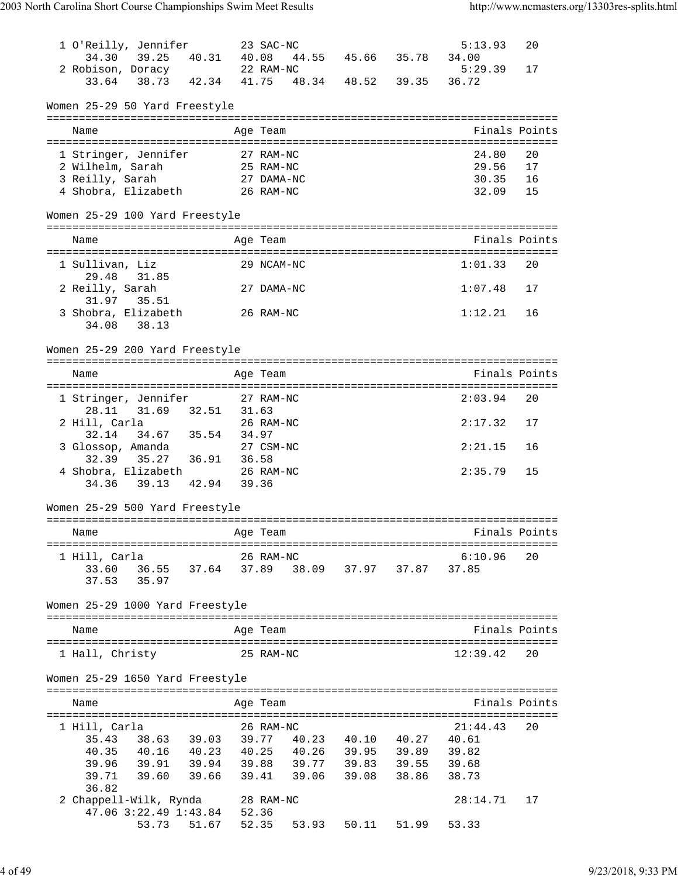```
  1 O'Reilly, Jennifer        23 SAC-NC                          5:13.93   20
     34.30   39.25   40.31   40.08   44.55   45.66   35.78   34.00
  2 Robison, Doracy           22 RAM-NC                          5:29.39   17
     33.64   38.73   42.34   41.75   48.34   48.52   39.35   36.72
```

Women 25-29 50 Yard Freestyle

```
===============================================================================
    Name                    Age Team                            Finals Points
===============================================================================
  1 Stringer, Jennifer        27 RAM-NC                            24.80   20
  2 Wilhelm, Sarah            25 RAM-NC                            29.56   17
  3 Reilly, Sarah             27 DAMA-NC                           30.35   16
  4 Shobra, Elizabeth         26 RAM-NC                            32.09   15
```

Women 25-29 100 Yard Freestyle

```
===============================================================================
    Name                    Age Team                            Finals Points
===============================================================================
  1 Sullivan, Liz             29 NCAM-NC                         1:01.33   20
     29.48   31.85
  2 Reilly, Sarah             27 DAMA-NC                         1:07.48   17
     31.97   35.51
  3 Shobra, Elizabeth         26 RAM-NC                          1:12.21   16
     34.08   38.13
```

Women 25-29 200 Yard Freestyle

```
===============================================================================
    Name                    Age Team                            Finals Points
===============================================================================
  1 Stringer, Jennifer        27 RAM-NC                          2:03.94   20
     28.11   31.69   32.51   31.63
  2 Hill, Carla               26 RAM-NC                          2:17.32   17
     32.14   34.67   35.54   34.97
  3 Glossop, Amanda           27 CSM-NC                          2:21.15   16
     32.39   35.27   36.91   36.58
  4 Shobra, Elizabeth         26 RAM-NC                          2:35.79   15
     34.36   39.13   42.94   39.36
```

Women 25-29 500 Yard Freestyle

```
===============================================================================
    Name                    Age Team                            Finals Points
===============================================================================
  1 Hill, Carla               26 RAM-NC                          6:10.96   20
     33.60   36.55   37.64   37.89   38.09   37.97   37.87   37.85
     37.53   35.97
```

Women 25-29 1000 Yard Freestyle

```
===============================================================================
    Name                    Age Team                            Finals Points
===============================================================================
  1 Hall, Christy             25 RAM-NC                         12:39.42   20
```

Women 25-29 1650 Yard Freestyle

```
===============================================================================
    Name                    Age Team                            Finals Points
===============================================================================
  1 Hill, Carla               26 RAM-NC                         21:44.43   20
     35.43   38.63   39.03   39.77   40.23   40.10   40.27   40.61
     40.35   40.16   40.23   40.25   40.26   39.95   39.89   39.82
     39.96   39.91   39.94   39.88   39.77   39.83   39.55   39.68
     39.71   39.60   39.66   39.41   39.06   39.08   38.86   38.73
     36.82
  2 Chappell-Wilk, Rynda      28 RAM-NC                         28:14.71   17
     47.06 3:22.49 1:43.84   52.36
             53.73   51.67   52.35   53.93   50.11   51.99   53.33
```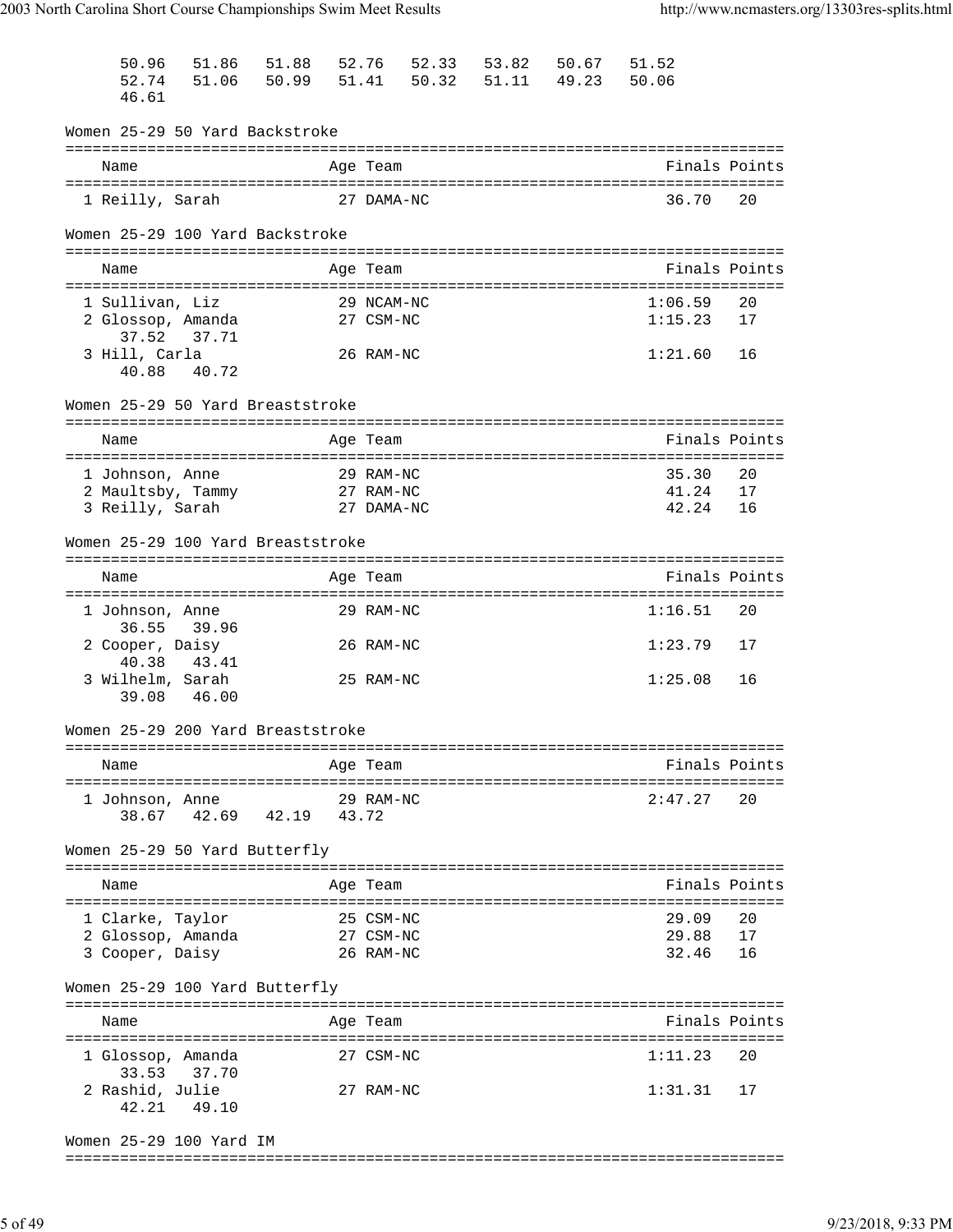```
      50.96   51.86   51.88   52.76   52.33   53.82   50.67   51.52
      52.74   51.06   50.99   51.41   50.32   51.11   49.23   50.06
      46.61
```

Women 25-29 50 Yard Backstroke

| Name | Age | Team | Finals | Points |
|---|---|---|---|---|
| 1 Reilly, Sarah | 27 | DAMA-NC | 36.70 | 20 |

Women 25-29 100 Yard Backstroke

| Name | Age | Team | Finals | Points |
|---|---|---|---|---|
| 1 Sullivan, Liz | 29 | NCAM-NC | 1:06.59 | 20 |
| 2 Glossop, Amanda | 27 | CSM-NC | 1:15.23 | 17 |
| 37.52 37.71 | | | | |
| 3 Hill, Carla | 26 | RAM-NC | 1:21.60 | 16 |
| 40.88 40.72 | | | | |

Women 25-29 50 Yard Breaststroke

| Name | Age | Team | Finals | Points |
|---|---|---|---|---|
| 1 Johnson, Anne | 29 | RAM-NC | 35.30 | 20 |
| 2 Maultsby, Tammy | 27 | RAM-NC | 41.24 | 17 |
| 3 Reilly, Sarah | 27 | DAMA-NC | 42.24 | 16 |

Women 25-29 100 Yard Breaststroke

| Name | Age | Team | Finals | Points |
|---|---|---|---|---|
| 1 Johnson, Anne | 29 | RAM-NC | 1:16.51 | 20 |
| 36.55 39.96 | | | | |
| 2 Cooper, Daisy | 26 | RAM-NC | 1:23.79 | 17 |
| 40.38 43.41 | | | | |
| 3 Wilhelm, Sarah | 25 | RAM-NC | 1:25.08 | 16 |
| 39.08 46.00 | | | | |

Women 25-29 200 Yard Breaststroke

| Name | Age | Team | Finals | Points |
|---|---|---|---|---|
| 1 Johnson, Anne | 29 | RAM-NC | 2:47.27 | 20 |
| 38.67 42.69 42.19 43.72 | | | | |

Women 25-29 50 Yard Butterfly

| Name | Age | Team | Finals | Points |
|---|---|---|---|---|
| 1 Clarke, Taylor | 25 | CSM-NC | 29.09 | 20 |
| 2 Glossop, Amanda | 27 | CSM-NC | 29.88 | 17 |
| 3 Cooper, Daisy | 26 | RAM-NC | 32.46 | 16 |

Women 25-29 100 Yard Butterfly

| Name | Age | Team | Finals | Points |
|---|---|---|---|---|
| 1 Glossop, Amanda | 27 | CSM-NC | 1:11.23 | 20 |
| 33.53 37.70 | | | | |
| 2 Rashid, Julie | 27 | RAM-NC | 1:31.31 | 17 |
| 42.21 49.10 | | | | |

Women 25-29 100 Yard IM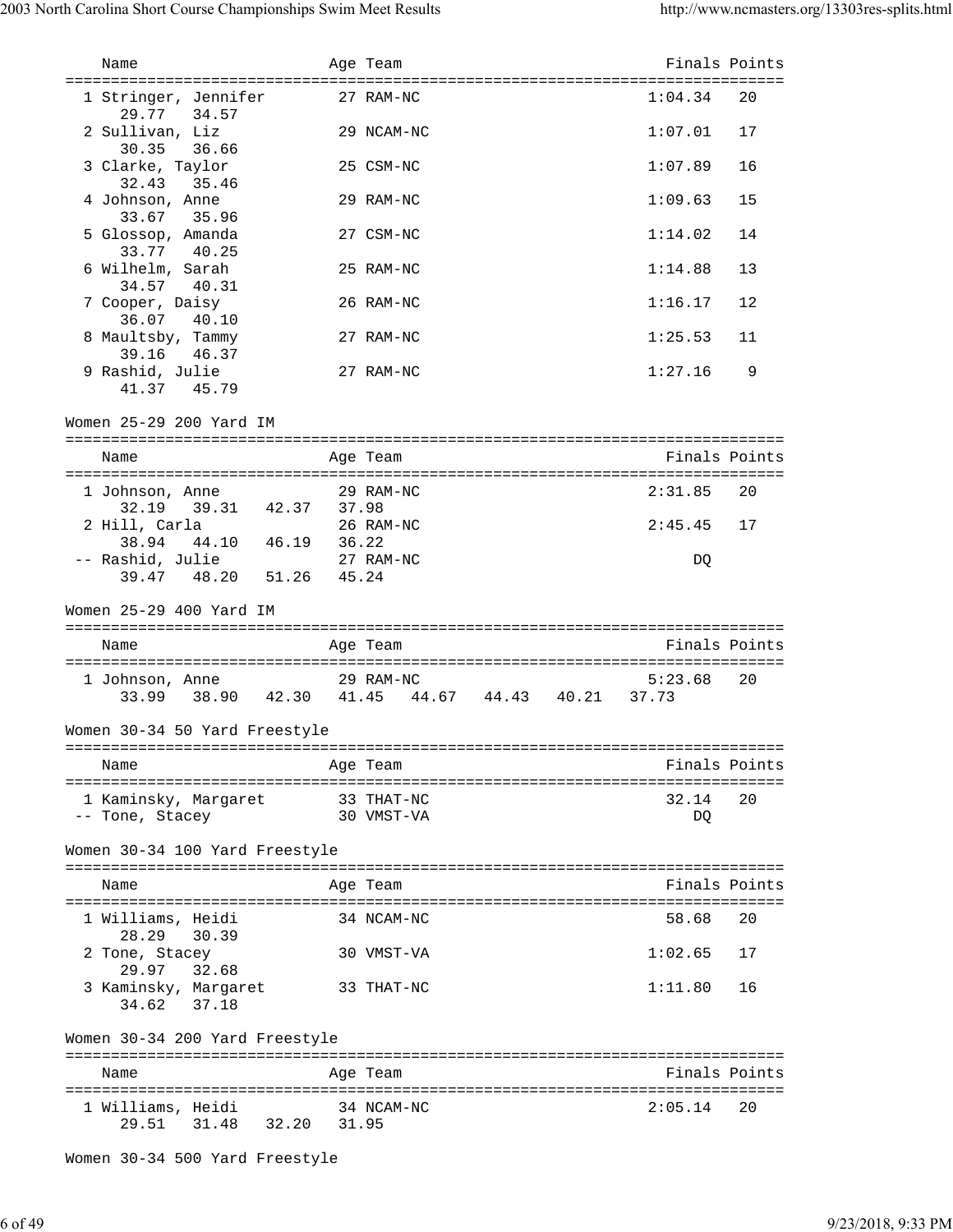| Name | Age | Team | Finals | Points |
|---|---|---|---|---|
| 1 Stringer, Jennifer | 27 | RAM-NC | 1:04.34 | 20 |
| 29.77 34.57 | | | | |
| 2 Sullivan, Liz | 29 | NCAM-NC | 1:07.01 | 17 |
| 30.35 36.66 | | | | |
| 3 Clarke, Taylor | 25 | CSM-NC | 1:07.89 | 16 |
| 32.43 35.46 | | | | |
| 4 Johnson, Anne | 29 | RAM-NC | 1:09.63 | 15 |
| 33.67 35.96 | | | | |
| 5 Glossop, Amanda | 27 | CSM-NC | 1:14.02 | 14 |
| 33.77 40.25 | | | | |
| 6 Wilhelm, Sarah | 25 | RAM-NC | 1:14.88 | 13 |
| 34.57 40.31 | | | | |
| 7 Cooper, Daisy | 26 | RAM-NC | 1:16.17 | 12 |
| 36.07 40.10 | | | | |
| 8 Maultsby, Tammy | 27 | RAM-NC | 1:25.53 | 11 |
| 39.16 46.37 | | | | |
| 9 Rashid, Julie | 27 | RAM-NC | 1:27.16 | 9 |
| 41.37 45.79 | | | | |

## Women 25-29 200 Yard IM

| Name | Age | Team | Finals | Points |
|---|---|---|---|---|
| 1 Johnson, Anne | 29 | RAM-NC | 2:31.85 | 20 |
| 32.19 39.31 42.37 37.98 | | | | |
| 2 Hill, Carla | 26 | RAM-NC | 2:45.45 | 17 |
| 38.94 44.10 46.19 36.22 | | | | |
| -- Rashid, Julie | 27 | RAM-NC | DQ | |
| 39.47 48.20 51.26 45.24 | | | | |

## Women 25-29 400 Yard IM

| Name | Age | Team | Finals | Points |
|---|---|---|---|---|
| 1 Johnson, Anne | 29 | RAM-NC | 5:23.68 | 20 |
| 33.99 38.90 42.30 41.45 44.67 44.43 40.21 37.73 | | | | |

## Women 30-34 50 Yard Freestyle

| Name | Age | Team | Finals | Points |
|---|---|---|---|---|
| 1 Kaminsky, Margaret | 33 | THAT-NC | 32.14 | 20 |
| -- Tone, Stacey | 30 | VMST-VA | DQ | |

## Women 30-34 100 Yard Freestyle

| Name | Age | Team | Finals | Points |
|---|---|---|---|---|
| 1 Williams, Heidi | 34 | NCAM-NC | 58.68 | 20 |
| 28.29 30.39 | | | | |
| 2 Tone, Stacey | 30 | VMST-VA | 1:02.65 | 17 |
| 29.97 32.68 | | | | |
| 3 Kaminsky, Margaret | 33 | THAT-NC | 1:11.80 | 16 |
| 34.62 37.18 | | | | |

## Women 30-34 200 Yard Freestyle

| Name | Age | Team | Finals | Points |
|---|---|---|---|---|
| 1 Williams, Heidi | 34 | NCAM-NC | 2:05.14 | 20 |
| 29.51 31.48 32.20 31.95 | | | | |

## Women 30-34 500 Yard Freestyle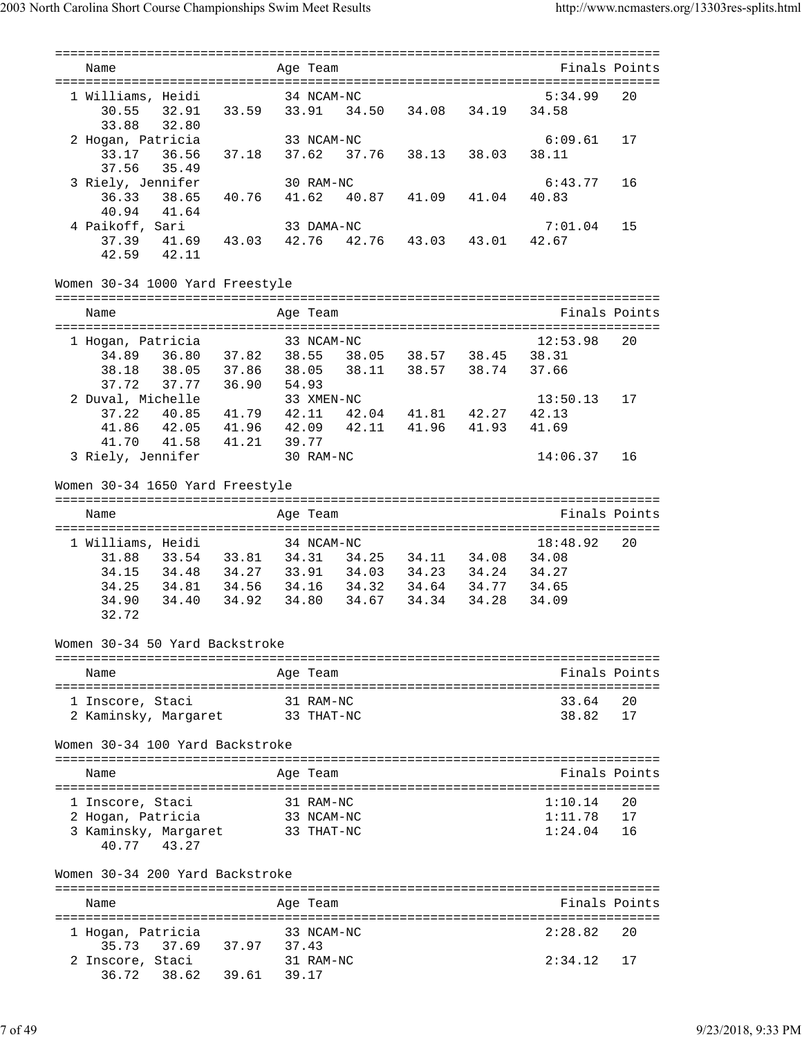```
===============================================================================
    Name                    Age Team                                Finals Points
===============================================================================
  1 Williams, Heidi          34 NCAM-NC                            5:34.99   20
      30.55   32.91   33.59   33.91   34.50   34.08   34.19   34.58
      33.88   32.80
  2 Hogan, Patricia          33 NCAM-NC                            6:09.61   17
      33.17   36.56   37.18   37.62   37.76   38.13   38.03   38.11
      37.56   35.49
  3 Riely, Jennifer          30 RAM-NC                             6:43.77   16
      36.33   38.65   40.76   41.62   40.87   41.09   41.04   40.83
      40.94   41.64
  4 Paikoff, Sari            33 DAMA-NC                            7:01.04   15
      37.39   41.69   43.03   42.76   42.76   43.03   43.01   42.67
      42.59   42.11
```

Women 30-34 1000 Yard Freestyle

```
===============================================================================
    Name                    Age Team                                Finals Points
===============================================================================
  1 Hogan, Patricia          33 NCAM-NC                           12:53.98   20
      34.89   36.80   37.82   38.55   38.05   38.57   38.45   38.31
      38.18   38.05   37.86   38.05   38.11   38.57   38.74   37.66
      37.72   37.77   36.90   54.93
  2 Duval, Michelle          33 XMEN-NC                           13:50.13   17
      37.22   40.85   41.79   42.11   42.04   41.81   42.27   42.13
      41.86   42.05   41.96   42.09   42.11   41.96   41.93   41.69
      41.70   41.58   41.21   39.77
  3 Riely, Jennifer          30 RAM-NC                            14:06.37   16
```

Women 30-34 1650 Yard Freestyle

```
===============================================================================
    Name                    Age Team                                Finals Points
===============================================================================
  1 Williams, Heidi          34 NCAM-NC                           18:48.92   20
      31.88   33.54   33.81   34.31   34.25   34.11   34.08   34.08
      34.15   34.48   34.27   33.91   34.03   34.23   34.24   34.27
      34.25   34.81   34.56   34.16   34.32   34.64   34.77   34.65
      34.90   34.40   34.92   34.80   34.67   34.34   34.28   34.09
      32.72
```

Women 30-34 50 Yard Backstroke

```
===============================================================================
    Name                    Age Team                                Finals Points
===============================================================================
  1 Inscore, Staci           31 RAM-NC                               33.64   20
  2 Kaminsky, Margaret       33 THAT-NC                              38.82   17
```

Women 30-34 100 Yard Backstroke

```
===============================================================================
    Name                    Age Team                                Finals Points
===============================================================================
  1 Inscore, Staci           31 RAM-NC                             1:10.14   20
  2 Hogan, Patricia          33 NCAM-NC                            1:11.78   17
  3 Kaminsky, Margaret       33 THAT-NC                            1:24.04   16
      40.77   43.27
```

Women 30-34 200 Yard Backstroke

```
===============================================================================
    Name                    Age Team                                Finals Points
===============================================================================
  1 Hogan, Patricia          33 NCAM-NC                            2:28.82   20
      35.73   37.69   37.97   37.43
  2 Inscore, Staci           31 RAM-NC                             2:34.12   17
      36.72   38.62   39.61   39.17
```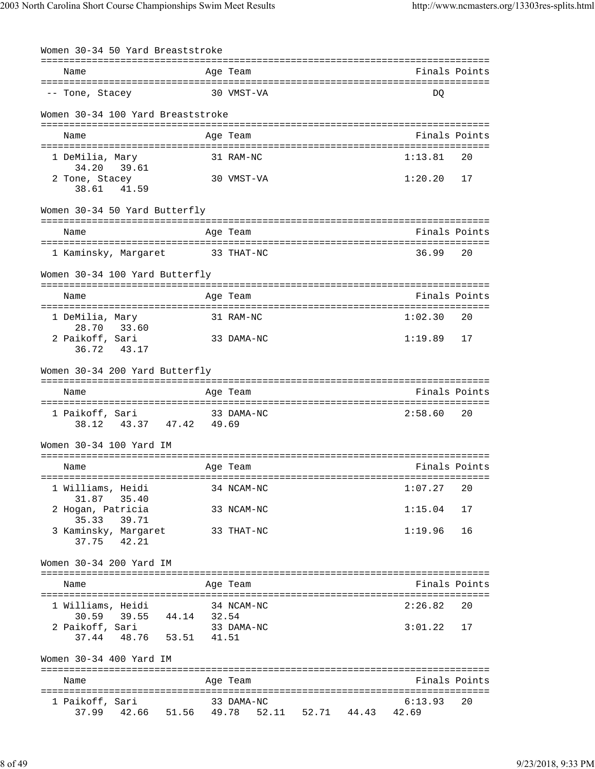### Women 30-34 50 Yard Breaststroke

| Place | Name | Age | Team | Finals | Points |
|---|---|---|---|---|---|
| -- | Tone, Stacey | 30 | VMST-VA | DQ | |

### Women 30-34 100 Yard Breaststroke

| Place | Name | Age | Team | Finals | Points |
|---|---|---|---|---|---|
| 1 | DeMilia, Mary | 31 | RAM-NC | 1:13.81 | 20 |
| | 34.20  39.61 | | | | |
| 2 | Tone, Stacey | 30 | VMST-VA | 1:20.20 | 17 |
| | 38.61  41.59 | | | | |

### Women 30-34 50 Yard Butterfly

| Place | Name | Age | Team | Finals | Points |
|---|---|---|---|---|---|
| 1 | Kaminsky, Margaret | 33 | THAT-NC | 36.99 | 20 |

### Women 30-34 100 Yard Butterfly

| Place | Name | Age | Team | Finals | Points |
|---|---|---|---|---|---|
| 1 | DeMilia, Mary | 31 | RAM-NC | 1:02.30 | 20 |
| | 28.70  33.60 | | | | |
| 2 | Paikoff, Sari | 33 | DAMA-NC | 1:19.89 | 17 |
| | 36.72  43.17 | | | | |

### Women 30-34 200 Yard Butterfly

| Place | Name | Age | Team | Finals | Points |
|---|---|---|---|---|---|
| 1 | Paikoff, Sari | 33 | DAMA-NC | 2:58.60 | 20 |
| | 38.12  43.37  47.42  49.69 | | | | |

### Women 30-34 100 Yard IM

| Place | Name | Age | Team | Finals | Points |
|---|---|---|---|---|---|
| 1 | Williams, Heidi | 34 | NCAM-NC | 1:07.27 | 20 |
| | 31.87  35.40 | | | | |
| 2 | Hogan, Patricia | 33 | NCAM-NC | 1:15.04 | 17 |
| | 35.33  39.71 | | | | |
| 3 | Kaminsky, Margaret | 33 | THAT-NC | 1:19.96 | 16 |
| | 37.75  42.21 | | | | |

### Women 30-34 200 Yard IM

| Place | Name | Age | Team | Finals | Points |
|---|---|---|---|---|---|
| 1 | Williams, Heidi | 34 | NCAM-NC | 2:26.82 | 20 |
| | 30.59  39.55  44.14  32.54 | | | | |
| 2 | Paikoff, Sari | 33 | DAMA-NC | 3:01.22 | 17 |
| | 37.44  48.76  53.51  41.51 | | | | |

### Women 30-34 400 Yard IM

| Place | Name | Age | Team | Finals | Points |
|---|---|---|---|---|---|
| 1 | Paikoff, Sari | 33 | DAMA-NC | 6:13.93 | 20 |
| | 37.99  42.66  51.56  49.78  52.11  52.71  44.43  42.69 | | | | |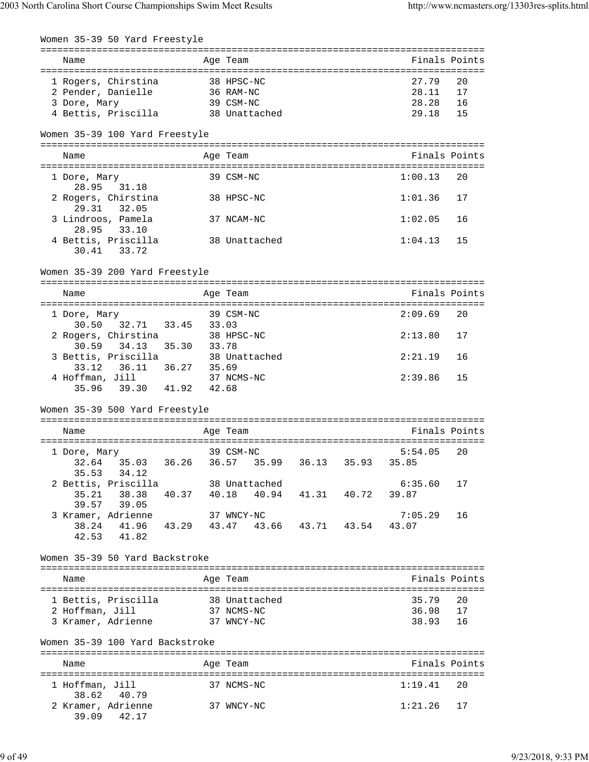## Women 35-39 50 Yard Freestyle

| Place | Name | Age | Team | Finals | Points |
|---|---|---|---|---|---|
| 1 | Rogers, Chirstina | 38 | HPSC-NC | 27.79 | 20 |
| 2 | Pender, Danielle | 36 | RAM-NC | 28.11 | 17 |
| 3 | Dore, Mary | 39 | CSM-NC | 28.28 | 16 |
| 4 | Bettis, Priscilla | 38 | Unattached | 29.18 | 15 |

## Women 35-39 100 Yard Freestyle

| Place | Name | Age | Team | Finals | Points | Splits |
|---|---|---|---|---|---|---|
| 1 | Dore, Mary | 39 | CSM-NC | 1:00.13 | 20 | 28.95 31.18 |
| 2 | Rogers, Chirstina | 38 | HPSC-NC | 1:01.36 | 17 | 29.31 32.05 |
| 3 | Lindroos, Pamela | 37 | NCAM-NC | 1:02.05 | 16 | 28.95 33.10 |
| 4 | Bettis, Priscilla | 38 | Unattached | 1:04.13 | 15 | 30.41 33.72 |

## Women 35-39 200 Yard Freestyle

| Place | Name | Age | Team | Finals | Points | Splits |
|---|---|---|---|---|---|---|
| 1 | Dore, Mary | 39 | CSM-NC | 2:09.69 | 20 | 30.50 32.71 33.45 33.03 |
| 2 | Rogers, Chirstina | 38 | HPSC-NC | 2:13.80 | 17 | 30.59 34.13 35.30 33.78 |
| 3 | Bettis, Priscilla | 38 | Unattached | 2:21.19 | 16 | 33.12 36.11 36.27 35.69 |
| 4 | Hoffman, Jill | 37 | NCMS-NC | 2:39.86 | 15 | 35.96 39.30 41.92 42.68 |

## Women 35-39 500 Yard Freestyle

| Place | Name | Age | Team | Finals | Points | Splits |
|---|---|---|---|---|---|---|
| 1 | Dore, Mary | 39 | CSM-NC | 5:54.05 | 20 | 32.64 35.03 36.26 36.57 35.99 36.13 35.93 35.85 35.53 34.12 |
| 2 | Bettis, Priscilla | 38 | Unattached | 6:35.60 | 17 | 35.21 38.38 40.37 40.18 40.94 41.31 40.72 39.87 39.57 39.05 |
| 3 | Kramer, Adrienne | 37 | WNCY-NC | 7:05.29 | 16 | 38.24 41.96 43.29 43.47 43.66 43.71 43.54 43.07 42.53 41.82 |

## Women 35-39 50 Yard Backstroke

| Place | Name | Age | Team | Finals | Points |
|---|---|---|---|---|---|
| 1 | Bettis, Priscilla | 38 | Unattached | 35.79 | 20 |
| 2 | Hoffman, Jill | 37 | NCMS-NC | 36.98 | 17 |
| 3 | Kramer, Adrienne | 37 | WNCY-NC | 38.93 | 16 |

## Women 35-39 100 Yard Backstroke

| Place | Name | Age | Team | Finals | Points | Splits |
|---|---|---|---|---|---|---|
| 1 | Hoffman, Jill | 37 | NCMS-NC | 1:19.41 | 20 | 38.62 40.79 |
| 2 | Kramer, Adrienne | 37 | WNCY-NC | 1:21.26 | 17 | 39.09 42.17 |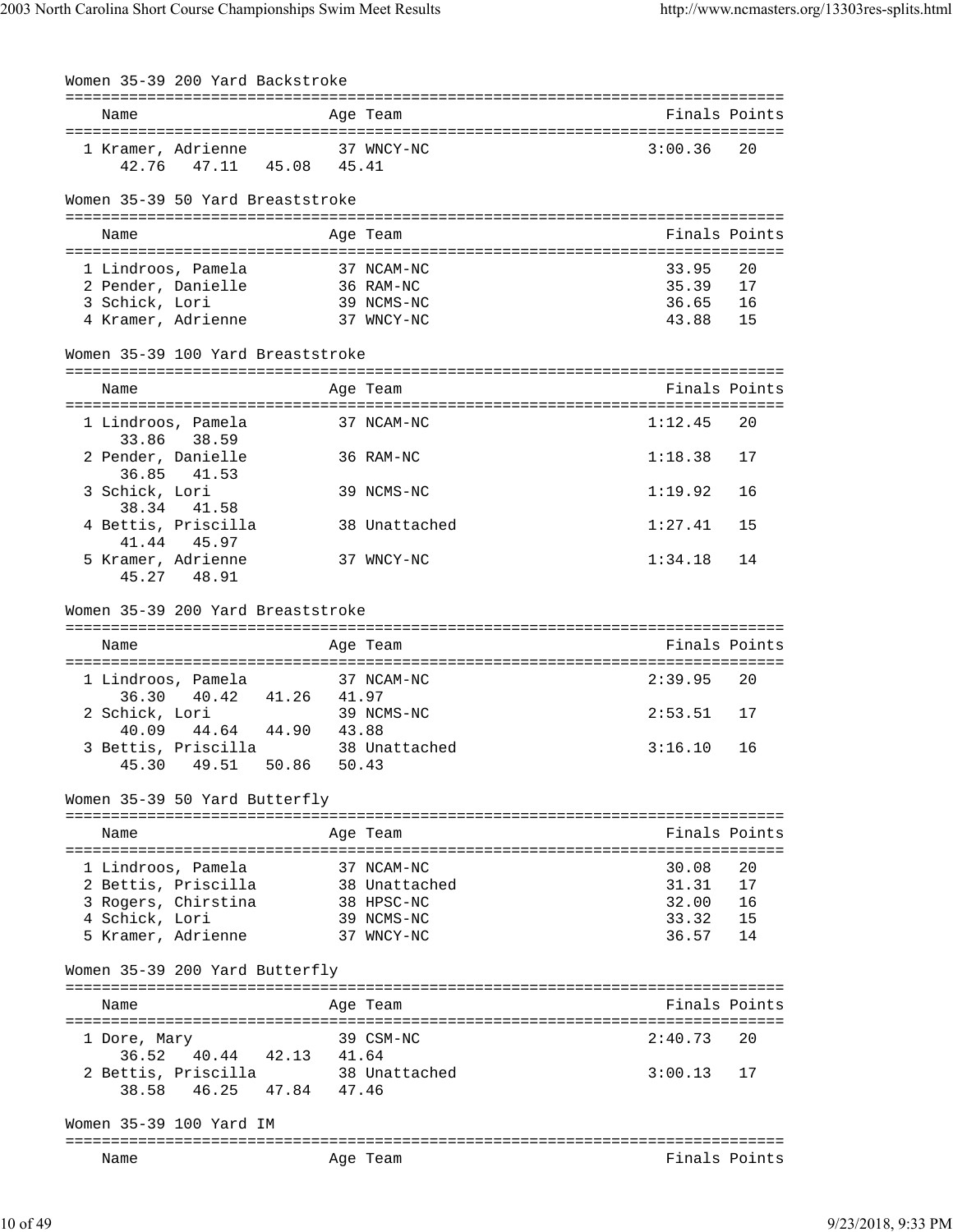## Women 35-39 200 Yard Backstroke

| Place | Name | Age | Team | Finals | Points |
|---|---|---|---|---|---|
| 1 | Kramer, Adrienne | 37 | WNCY-NC | 3:00.36 | 20 |
| | 42.76 47.11 45.08 45.41 | | | | |

## Women 35-39 50 Yard Breaststroke

| Place | Name | Age | Team | Finals | Points |
|---|---|---|---|---|---|
| 1 | Lindroos, Pamela | 37 | NCAM-NC | 33.95 | 20 |
| 2 | Pender, Danielle | 36 | RAM-NC | 35.39 | 17 |
| 3 | Schick, Lori | 39 | NCMS-NC | 36.65 | 16 |
| 4 | Kramer, Adrienne | 37 | WNCY-NC | 43.88 | 15 |

## Women 35-39 100 Yard Breaststroke

| Place | Name | Age | Team | Finals | Points |
|---|---|---|---|---|---|
| 1 | Lindroos, Pamela | 37 | NCAM-NC | 1:12.45 | 20 |
| | 33.86 38.59 | | | | |
| 2 | Pender, Danielle | 36 | RAM-NC | 1:18.38 | 17 |
| | 36.85 41.53 | | | | |
| 3 | Schick, Lori | 39 | NCMS-NC | 1:19.92 | 16 |
| | 38.34 41.58 | | | | |
| 4 | Bettis, Priscilla | 38 | Unattached | 1:27.41 | 15 |
| | 41.44 45.97 | | | | |
| 5 | Kramer, Adrienne | 37 | WNCY-NC | 1:34.18 | 14 |
| | 45.27 48.91 | | | | |

## Women 35-39 200 Yard Breaststroke

| Place | Name | Age | Team | Finals | Points |
|---|---|---|---|---|---|
| 1 | Lindroos, Pamela | 37 | NCAM-NC | 2:39.95 | 20 |
| | 36.30 40.42 41.26 41.97 | | | | |
| 2 | Schick, Lori | 39 | NCMS-NC | 2:53.51 | 17 |
| | 40.09 44.64 44.90 43.88 | | | | |
| 3 | Bettis, Priscilla | 38 | Unattached | 3:16.10 | 16 |
| | 45.30 49.51 50.86 50.43 | | | | |

## Women 35-39 50 Yard Butterfly

| Place | Name | Age | Team | Finals | Points |
|---|---|---|---|---|---|
| 1 | Lindroos, Pamela | 37 | NCAM-NC | 30.08 | 20 |
| 2 | Bettis, Priscilla | 38 | Unattached | 31.31 | 17 |
| 3 | Rogers, Chirstina | 38 | HPSC-NC | 32.00 | 16 |
| 4 | Schick, Lori | 39 | NCMS-NC | 33.32 | 15 |
| 5 | Kramer, Adrienne | 37 | WNCY-NC | 36.57 | 14 |

## Women 35-39 200 Yard Butterfly

| Place | Name | Age | Team | Finals | Points |
|---|---|---|---|---|---|
| 1 | Dore, Mary | 39 | CSM-NC | 2:40.73 | 20 |
| | 36.52 40.44 42.13 41.64 | | | | |
| 2 | Bettis, Priscilla | 38 | Unattached | 3:00.13 | 17 |
| | 38.58 46.25 47.84 47.46 | | | | |

## Women 35-39 100 Yard IM

| Place | Name | Age | Team | Finals | Points |
|---|---|---|---|---|---|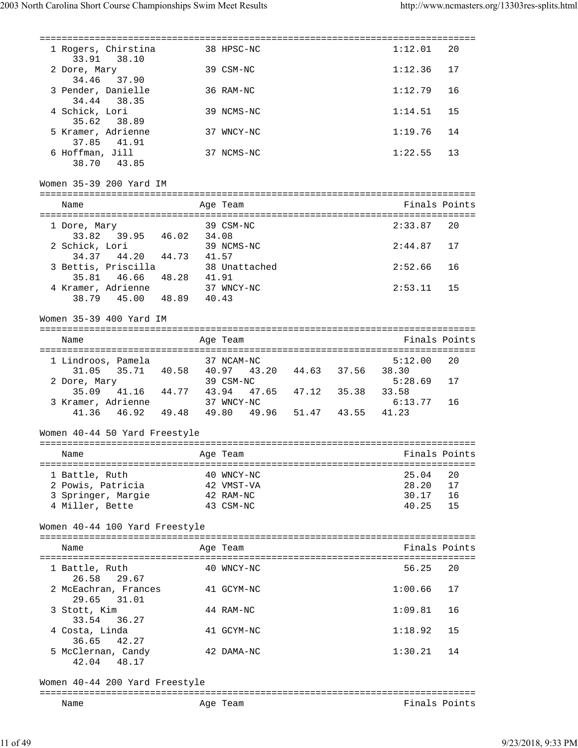| Name | Age | Team | Finals | Points |
|---|---|---|---|---|
| 1 Rogers, Chirstina | 38 | HPSC-NC | 1:12.01 | 20 |
| 33.91 38.10 | | | | |
| 2 Dore, Mary | 39 | CSM-NC | 1:12.36 | 17 |
| 34.46 37.90 | | | | |
| 3 Pender, Danielle | 36 | RAM-NC | 1:12.79 | 16 |
| 34.44 38.35 | | | | |
| 4 Schick, Lori | 39 | NCMS-NC | 1:14.51 | 15 |
| 35.62 38.89 | | | | |
| 5 Kramer, Adrienne | 37 | WNCY-NC | 1:19.76 | 14 |
| 37.85 41.91 | | | | |
| 6 Hoffman, Jill | 37 | NCMS-NC | 1:22.55 | 13 |
| 38.70 43.85 | | | | |

## Women 35-39 200 Yard IM

| Name | Age | Team | Finals | Points |
|---|---|---|---|---|
| 1 Dore, Mary | 39 | CSM-NC | 2:33.87 | 20 |
| 33.82 39.95 46.02 34.08 | | | | |
| 2 Schick, Lori | 39 | NCMS-NC | 2:44.87 | 17 |
| 34.37 44.20 44.73 41.57 | | | | |
| 3 Bettis, Priscilla | 38 | Unattached | 2:52.66 | 16 |
| 35.81 46.66 48.28 41.91 | | | | |
| 4 Kramer, Adrienne | 37 | WNCY-NC | 2:53.11 | 15 |
| 38.79 45.00 48.89 40.43 | | | | |

## Women 35-39 400 Yard IM

| Name | Age | Team | Finals | Points |
|---|---|---|---|---|
| 1 Lindroos, Pamela | 37 | NCAM-NC | 5:12.00 | 20 |
| 31.05 35.71 40.58 40.97 43.20 44.63 37.56 38.30 | | | | |
| 2 Dore, Mary | 39 | CSM-NC | 5:28.69 | 17 |
| 35.09 41.16 44.77 43.94 47.65 47.12 35.38 33.58 | | | | |
| 3 Kramer, Adrienne | 37 | WNCY-NC | 6:13.77 | 16 |
| 41.36 46.92 49.48 49.80 49.96 51.47 43.55 41.23 | | | | |

## Women 40-44 50 Yard Freestyle

| Name | Age | Team | Finals | Points |
|---|---|---|---|---|
| 1 Battle, Ruth | 40 | WNCY-NC | 25.04 | 20 |
| 2 Powis, Patricia | 42 | VMST-VA | 28.20 | 17 |
| 3 Springer, Margie | 42 | RAM-NC | 30.17 | 16 |
| 4 Miller, Bette | 43 | CSM-NC | 40.25 | 15 |

## Women 40-44 100 Yard Freestyle

| Name | Age | Team | Finals | Points |
|---|---|---|---|---|
| 1 Battle, Ruth | 40 | WNCY-NC | 56.25 | 20 |
| 26.58 29.67 | | | | |
| 2 McEachran, Frances | 41 | GCYM-NC | 1:00.66 | 17 |
| 29.65 31.01 | | | | |
| 3 Stott, Kim | 44 | RAM-NC | 1:09.81 | 16 |
| 33.54 36.27 | | | | |
| 4 Costa, Linda | 41 | GCYM-NC | 1:18.92 | 15 |
| 36.65 42.27 | | | | |
| 5 McClernan, Candy | 42 | DAMA-NC | 1:30.21 | 14 |
| 42.04 48.17 | | | | |

## Women 40-44 200 Yard Freestyle

| Name | Age | Team | Finals | Points |
|---|---|---|---|---|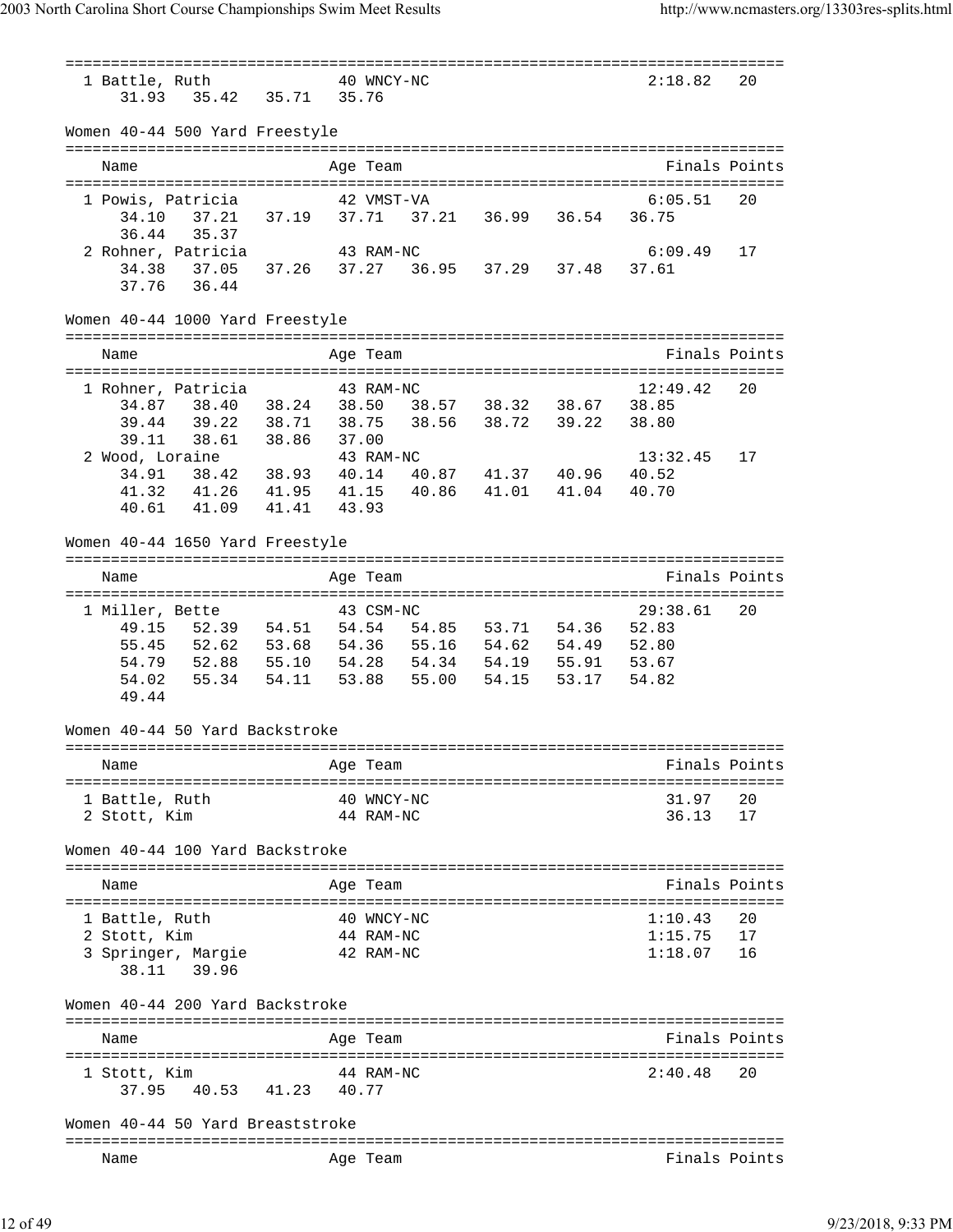```
===============================================================================
  1 Battle, Ruth              40 WNCY-NC                        2:18.82   20
      31.93   35.42   35.71   35.76
```

Women 40-44 500 Yard Freestyle

```
===============================================================================
    Name                    Age Team                            Finals Points
===============================================================================
  1 Powis, Patricia           42 VMST-VA                        6:05.51   20
      34.10   37.21   37.19   37.71   37.21   36.99   36.54   36.75
      36.44   35.37
  2 Rohner, Patricia          43 RAM-NC                         6:09.49   17
      34.38   37.05   37.26   37.27   36.95   37.29   37.48   37.61
      37.76   36.44
```

Women 40-44 1000 Yard Freestyle

```
===============================================================================
    Name                    Age Team                            Finals Points
===============================================================================
  1 Rohner, Patricia          43 RAM-NC                        12:49.42   20
      34.87   38.40   38.24   38.50   38.57   38.32   38.67   38.85
      39.44   39.22   38.71   38.75   38.56   38.72   39.22   38.80
      39.11   38.61   38.86   37.00
  2 Wood, Loraine             43 RAM-NC                        13:32.45   17
      34.91   38.42   38.93   40.14   40.87   41.37   40.96   40.52
      41.32   41.26   41.95   41.15   40.86   41.01   41.04   40.70
      40.61   41.09   41.41   43.93
```

Women 40-44 1650 Yard Freestyle

```
===============================================================================
    Name                    Age Team                            Finals Points
===============================================================================
  1 Miller, Bette             43 CSM-NC                        29:38.61   20
      49.15   52.39   54.51   54.54   54.85   53.71   54.36   52.83
      55.45   52.62   53.68   54.36   55.16   54.62   54.49   52.80
      54.79   52.88   55.10   54.28   54.34   54.19   55.91   53.67
      54.02   55.34   54.11   53.88   55.00   54.15   53.17   54.82
      49.44
```

Women 40-44 50 Yard Backstroke

```
===============================================================================
    Name                    Age Team                            Finals Points
===============================================================================
  1 Battle, Ruth              40 WNCY-NC                          31.97   20
  2 Stott, Kim                44 RAM-NC                           36.13   17
```

Women 40-44 100 Yard Backstroke

```
===============================================================================
    Name                    Age Team                            Finals Points
===============================================================================
  1 Battle, Ruth              40 WNCY-NC                        1:10.43   20
  2 Stott, Kim                44 RAM-NC                         1:15.75   17
  3 Springer, Margie          42 RAM-NC                         1:18.07   16
      38.11   39.96
```

Women 40-44 200 Yard Backstroke

```
===============================================================================
    Name                    Age Team                            Finals Points
===============================================================================
  1 Stott, Kim                44 RAM-NC                         2:40.48   20
      37.95   40.53   41.23   40.77
```

Women 40-44 50 Yard Breaststroke

```
===============================================================================
    Name                    Age Team                            Finals Points
```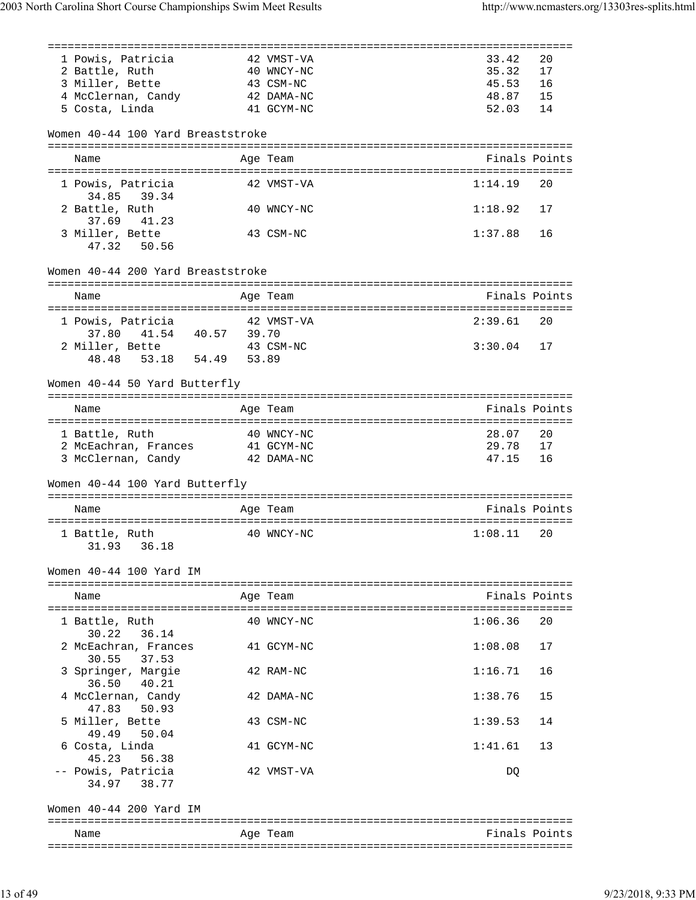| Place | Name | Age | Team | Finals | Points |
|---|---|---|---|---|---|
| 1 | Powis, Patricia | 42 | VMST-VA | 33.42 | 20 |
| 2 | Battle, Ruth | 40 | WNCY-NC | 35.32 | 17 |
| 3 | Miller, Bette | 43 | CSM-NC | 45.53 | 16 |
| 4 | McClernan, Candy | 42 | DAMA-NC | 48.87 | 15 |
| 5 | Costa, Linda | 41 | GCYM-NC | 52.03 | 14 |

## Women 40-44 100 Yard Breaststroke

| Place | Name | Age | Team | Finals | Points |
|---|---|---|---|---|---|
| 1 | Powis, Patricia | 42 | VMST-VA | 1:14.19 | 20 |
| | 34.85 39.34 | | | | |
| 2 | Battle, Ruth | 40 | WNCY-NC | 1:18.92 | 17 |
| | 37.69 41.23 | | | | |
| 3 | Miller, Bette | 43 | CSM-NC | 1:37.88 | 16 |
| | 47.32 50.56 | | | | |

## Women 40-44 200 Yard Breaststroke

| Place | Name | Age | Team | Finals | Points |
|---|---|---|---|---|---|
| 1 | Powis, Patricia | 42 | VMST-VA | 2:39.61 | 20 |
| | 37.80 41.54 40.57 39.70 | | | | |
| 2 | Miller, Bette | 43 | CSM-NC | 3:30.04 | 17 |
| | 48.48 53.18 54.49 53.89 | | | | |

## Women 40-44 50 Yard Butterfly

| Place | Name | Age | Team | Finals | Points |
|---|---|---|---|---|---|
| 1 | Battle, Ruth | 40 | WNCY-NC | 28.07 | 20 |
| 2 | McEachran, Frances | 41 | GCYM-NC | 29.78 | 17 |
| 3 | McClernan, Candy | 42 | DAMA-NC | 47.15 | 16 |

## Women 40-44 100 Yard Butterfly

| Place | Name | Age | Team | Finals | Points |
|---|---|---|---|---|---|
| 1 | Battle, Ruth | 40 | WNCY-NC | 1:08.11 | 20 |
| | 31.93 36.18 | | | | |

## Women 40-44 100 Yard IM

| Place | Name | Age | Team | Finals | Points |
|---|---|---|---|---|---|
| 1 | Battle, Ruth | 40 | WNCY-NC | 1:06.36 | 20 |
| | 30.22 36.14 | | | | |
| 2 | McEachran, Frances | 41 | GCYM-NC | 1:08.08 | 17 |
| | 30.55 37.53 | | | | |
| 3 | Springer, Margie | 42 | RAM-NC | 1:16.71 | 16 |
| | 36.50 40.21 | | | | |
| 4 | McClernan, Candy | 42 | DAMA-NC | 1:38.76 | 15 |
| | 47.83 50.93 | | | | |
| 5 | Miller, Bette | 43 | CSM-NC | 1:39.53 | 14 |
| | 49.49 50.04 | | | | |
| 6 | Costa, Linda | 41 | GCYM-NC | 1:41.61 | 13 |
| | 45.23 56.38 | | | | |
| -- | Powis, Patricia | 42 | VMST-VA | DQ | |
| | 34.97 38.77 | | | | |

## Women 40-44 200 Yard IM

| Place | Name | Age | Team | Finals | Points |
|---|---|---|---|---|---|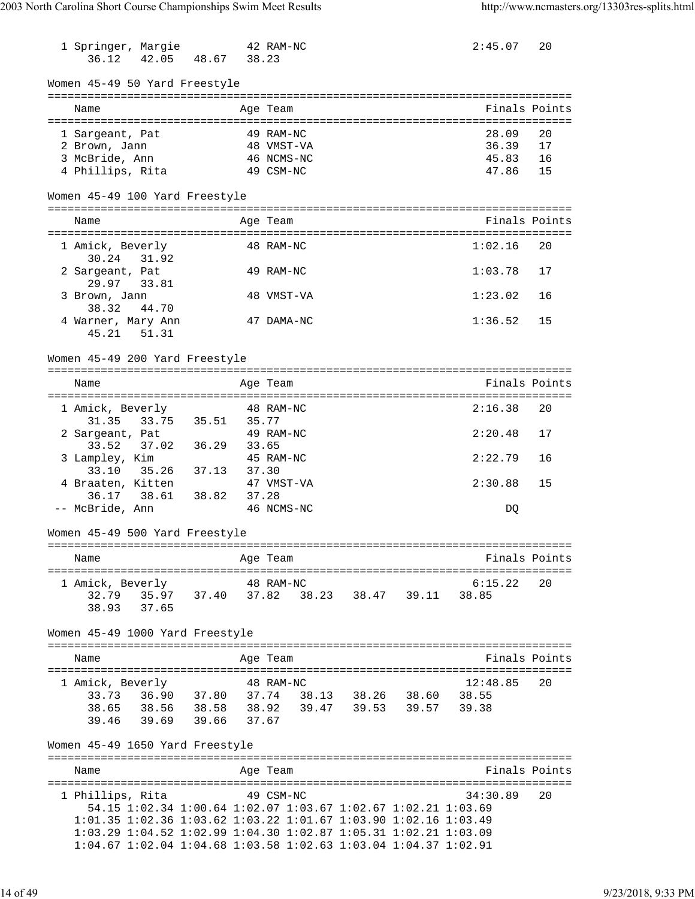```
  1 Springer, Margie          42 RAM-NC                        2:45.07   20
      36.12   42.05   48.67   38.23
```

Women 45-49 50 Yard Freestyle

```
===============================================================================
    Name                    Age Team                               Finals Points
===============================================================================
  1 Sargeant, Pat            49 RAM-NC                              28.09   20
  2 Brown, Jann              48 VMST-VA                             36.39   17
  3 McBride, Ann             46 NCMS-NC                             45.83   16
  4 Phillips, Rita           49 CSM-NC                              47.86   15
```

Women 45-49 100 Yard Freestyle

```
===============================================================================
    Name                    Age Team                               Finals Points
===============================================================================
  1 Amick, Beverly           48 RAM-NC                            1:02.16   20
      30.24   31.92
  2 Sargeant, Pat            49 RAM-NC                            1:03.78   17
      29.97   33.81
  3 Brown, Jann              48 VMST-VA                           1:23.02   16
      38.32   44.70
  4 Warner, Mary Ann         47 DAMA-NC                           1:36.52   15
      45.21   51.31
```

Women 45-49 200 Yard Freestyle

```
===============================================================================
    Name                    Age Team                               Finals Points
===============================================================================
  1 Amick, Beverly           48 RAM-NC                            2:16.38   20
      31.35   33.75   35.51   35.77
  2 Sargeant, Pat            49 RAM-NC                            2:20.48   17
      33.52   37.02   36.29   33.65
  3 Lampley, Kim             45 RAM-NC                            2:22.79   16
      33.10   35.26   37.13   37.30
  4 Braaten, Kitten          47 VMST-VA                           2:30.88   15
      36.17   38.61   38.82   37.28
 -- McBride, Ann             46 NCMS-NC                                DQ
```

Women 45-49 500 Yard Freestyle

```
===============================================================================
    Name                    Age Team                               Finals Points
===============================================================================
  1 Amick, Beverly           48 RAM-NC                            6:15.22   20
      32.79   35.97   37.40   37.82   38.23   38.47   39.11   38.85
      38.93   37.65
```

Women 45-49 1000 Yard Freestyle

```
===============================================================================
    Name                    Age Team                               Finals Points
===============================================================================
  1 Amick, Beverly           48 RAM-NC                           12:48.85   20
      33.73   36.90   37.80   37.74   38.13   38.26   38.60   38.55
      38.65   38.56   38.58   38.92   39.47   39.53   39.57   39.38
      39.46   39.69   39.66   37.67
```

Women 45-49 1650 Yard Freestyle

```
===============================================================================
    Name                    Age Team                               Finals Points
===============================================================================
  1 Phillips, Rita           49 CSM-NC                           34:30.89   20
      54.15 1:02.34 1:00.64 1:02.07 1:03.67 1:02.67 1:02.21 1:03.69
    1:01.35 1:02.36 1:03.62 1:03.22 1:01.67 1:03.90 1:02.16 1:03.49
    1:03.29 1:04.52 1:02.99 1:04.30 1:02.87 1:05.31 1:02.21 1:03.09
    1:04.67 1:02.04 1:04.68 1:03.58 1:02.63 1:03.04 1:04.37 1:02.91
```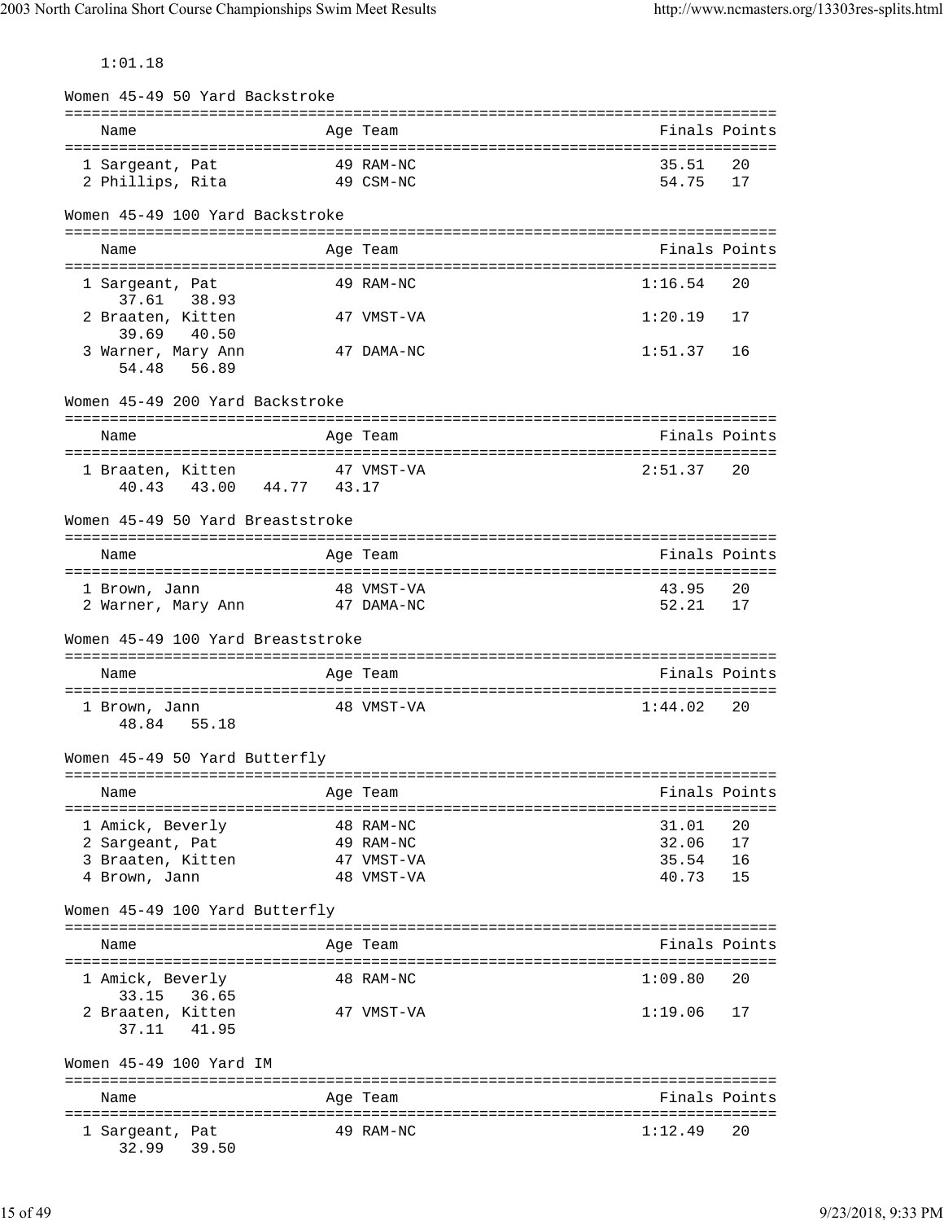1:01.18

## Women 45-49 50 Yard Backstroke

| Place | Name | Age | Team | Finals | Points |
|---|---|---|---|---|---|
| 1 | Sargeant, Pat | 49 | RAM-NC | 35.51 | 20 |
| 2 | Phillips, Rita | 49 | CSM-NC | 54.75 | 17 |

## Women 45-49 100 Yard Backstroke

| Place | Name | Age | Team | Finals | Points |
|---|---|---|---|---|---|
| 1 | Sargeant, Pat | 49 | RAM-NC | 1:16.54 | 20 |
| | 37.61 38.93 | | | | |
| 2 | Braaten, Kitten | 47 | VMST-VA | 1:20.19 | 17 |
| | 39.69 40.50 | | | | |
| 3 | Warner, Mary Ann | 47 | DAMA-NC | 1:51.37 | 16 |
| | 54.48 56.89 | | | | |

## Women 45-49 200 Yard Backstroke

| Place | Name | Age | Team | Finals | Points |
|---|---|---|---|---|---|
| 1 | Braaten, Kitten | 47 | VMST-VA | 2:51.37 | 20 |
| | 40.43 43.00 44.77 43.17 | | | | |

## Women 45-49 50 Yard Breaststroke

| Place | Name | Age | Team | Finals | Points |
|---|---|---|---|---|---|
| 1 | Brown, Jann | 48 | VMST-VA | 43.95 | 20 |
| 2 | Warner, Mary Ann | 47 | DAMA-NC | 52.21 | 17 |

## Women 45-49 100 Yard Breaststroke

| Place | Name | Age | Team | Finals | Points |
|---|---|---|---|---|---|
| 1 | Brown, Jann | 48 | VMST-VA | 1:44.02 | 20 |
| | 48.84 55.18 | | | | |

## Women 45-49 50 Yard Butterfly

| Place | Name | Age | Team | Finals | Points |
|---|---|---|---|---|---|
| 1 | Amick, Beverly | 48 | RAM-NC | 31.01 | 20 |
| 2 | Sargeant, Pat | 49 | RAM-NC | 32.06 | 17 |
| 3 | Braaten, Kitten | 47 | VMST-VA | 35.54 | 16 |
| 4 | Brown, Jann | 48 | VMST-VA | 40.73 | 15 |

## Women 45-49 100 Yard Butterfly

| Place | Name | Age | Team | Finals | Points |
|---|---|---|---|---|---|
| 1 | Amick, Beverly | 48 | RAM-NC | 1:09.80 | 20 |
| | 33.15 36.65 | | | | |
| 2 | Braaten, Kitten | 47 | VMST-VA | 1:19.06 | 17 |
| | 37.11 41.95 | | | | |

## Women 45-49 100 Yard IM

| Place | Name | Age | Team | Finals | Points |
|---|---|---|---|---|---|
| 1 | Sargeant, Pat | 49 | RAM-NC | 1:12.49 | 20 |
| | 32.99 39.50 | | | | |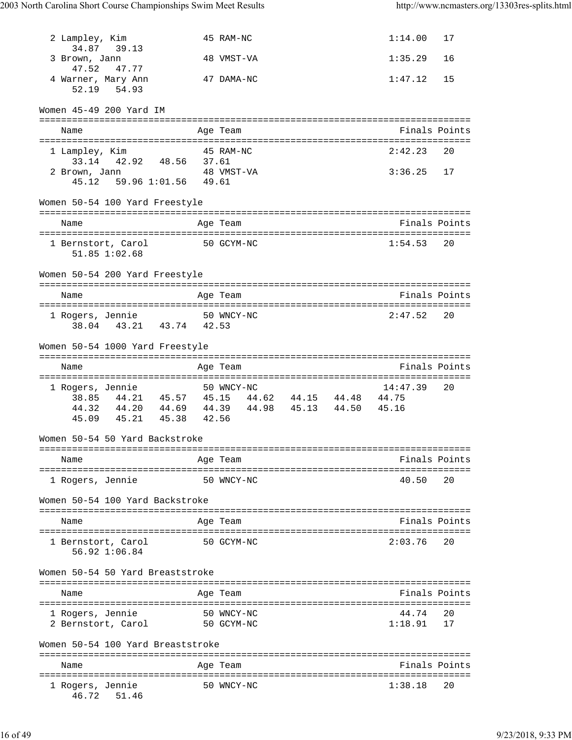```
  2 Lampley, Kim             45 RAM-NC                    1:14.00   17
     34.87   39.13
  3 Brown, Jann              48 VMST-VA                   1:35.29   16
     47.52   47.77
  4 Warner, Mary Ann         47 DAMA-NC                   1:47.12   15
     52.19   54.93
```

Women 45-49 200 Yard IM

```
===============================================================================
    Name                    Age Team                               Finals Points
===============================================================================
  1 Lampley, Kim             45 RAM-NC                    2:42.23   20
     33.14   42.92   48.56   37.61
  2 Brown, Jann              48 VMST-VA                   3:36.25   17
     45.12   59.96 1:01.56   49.61
```

Women 50-54 100 Yard Freestyle

```
===============================================================================
    Name                    Age Team                               Finals Points
===============================================================================
  1 Bernstort, Carol         50 GCYM-NC                   1:54.53   20
     51.85 1:02.68
```

Women 50-54 200 Yard Freestyle

```
===============================================================================
    Name                    Age Team                               Finals Points
===============================================================================
  1 Rogers, Jennie           50 WNCY-NC                   2:47.52   20
     38.04   43.21   43.74   42.53
```

Women 50-54 1000 Yard Freestyle

```
===============================================================================
    Name                    Age Team                               Finals Points
===============================================================================
  1 Rogers, Jennie           50 WNCY-NC                  14:47.39   20
     38.85   44.21   45.57   45.15   44.62   44.15   44.48   44.75
     44.32   44.20   44.69   44.39   44.98   45.13   44.50   45.16
     45.09   45.21   45.38   42.56
```

Women 50-54 50 Yard Backstroke

```
===============================================================================
    Name                    Age Team                               Finals Points
===============================================================================
  1 Rogers, Jennie           50 WNCY-NC                     40.50   20
```

Women 50-54 100 Yard Backstroke

```
===============================================================================
    Name                    Age Team                               Finals Points
===============================================================================
  1 Bernstort, Carol         50 GCYM-NC                   2:03.76   20
     56.92 1:06.84
```

Women 50-54 50 Yard Breaststroke

```
===============================================================================
    Name                    Age Team                               Finals Points
===============================================================================
  1 Rogers, Jennie           50 WNCY-NC                     44.74   20
  2 Bernstort, Carol         50 GCYM-NC                   1:18.91   17
```

Women 50-54 100 Yard Breaststroke

```
===============================================================================
    Name                    Age Team                               Finals Points
===============================================================================
  1 Rogers, Jennie           50 WNCY-NC                   1:38.18   20
     46.72   51.46
```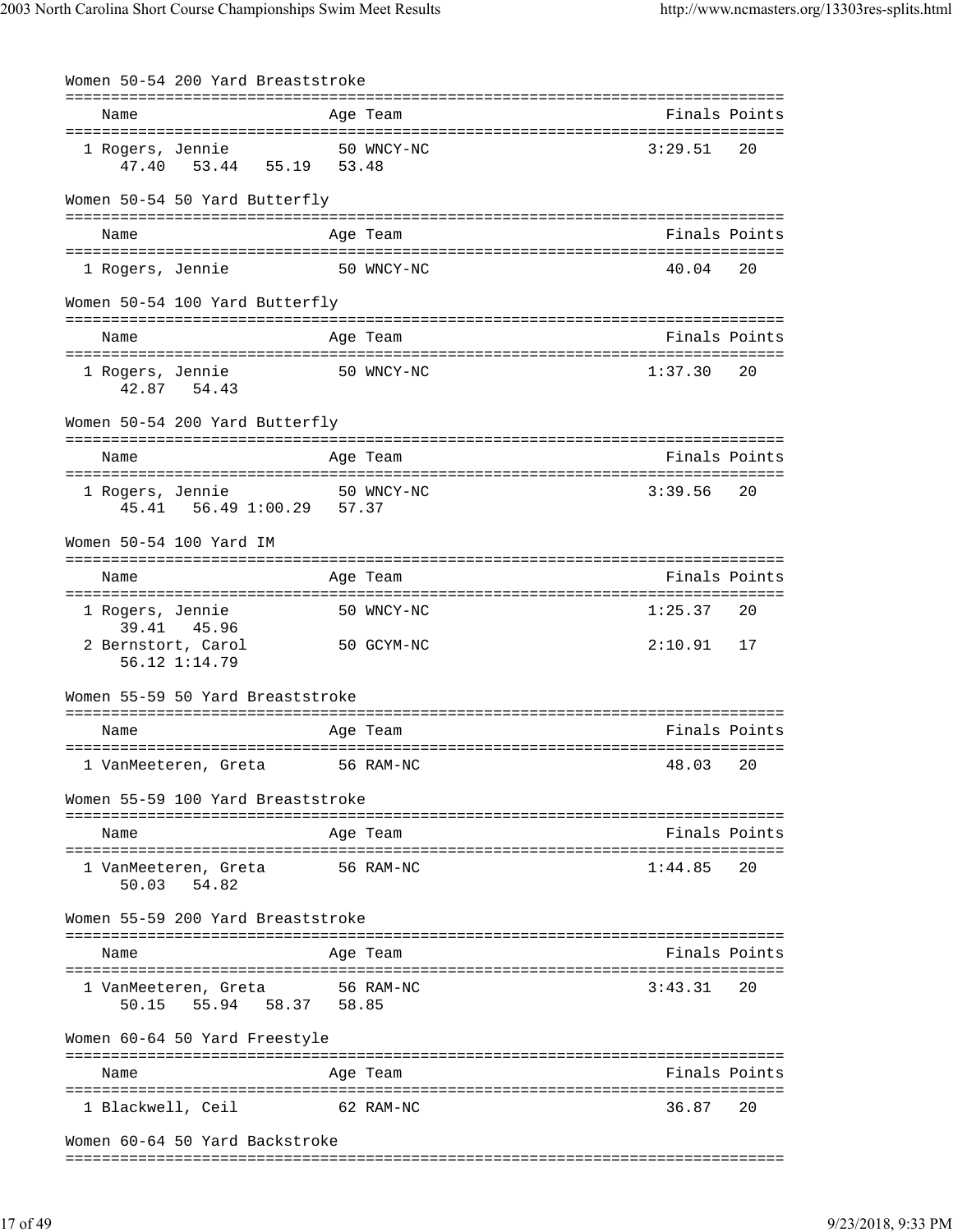## Women 50-54 200 Yard Breaststroke

| Name | Age | Team | Finals | Points |
|---|---|---|---|---|
| 1 Rogers, Jennie | 50 | WNCY-NC | 3:29.51 | 20 |
| 47.40 53.44 55.19 53.48 | | | | |

## Women 50-54 50 Yard Butterfly

| Name | Age | Team | Finals | Points |
|---|---|---|---|---|
| 1 Rogers, Jennie | 50 | WNCY-NC | 40.04 | 20 |

## Women 50-54 100 Yard Butterfly

| Name | Age | Team | Finals | Points |
|---|---|---|---|---|
| 1 Rogers, Jennie | 50 | WNCY-NC | 1:37.30 | 20 |
| 42.87 54.43 | | | | |

## Women 50-54 200 Yard Butterfly

| Name | Age | Team | Finals | Points |
|---|---|---|---|---|
| 1 Rogers, Jennie | 50 | WNCY-NC | 3:39.56 | 20 |
| 45.41 56.49 1:00.29 57.37 | | | | |

## Women 50-54 100 Yard IM

| Name | Age | Team | Finals | Points |
|---|---|---|---|---|
| 1 Rogers, Jennie | 50 | WNCY-NC | 1:25.37 | 20 |
| 39.41 45.96 | | | | |
| 2 Bernstort, Carol | 50 | GCYM-NC | 2:10.91 | 17 |
| 56.12 1:14.79 | | | | |

## Women 55-59 50 Yard Breaststroke

| Name | Age | Team | Finals | Points |
|---|---|---|---|---|
| 1 VanMeeteren, Greta | 56 | RAM-NC | 48.03 | 20 |

## Women 55-59 100 Yard Breaststroke

| Name | Age | Team | Finals | Points |
|---|---|---|---|---|
| 1 VanMeeteren, Greta | 56 | RAM-NC | 1:44.85 | 20 |
| 50.03 54.82 | | | | |

## Women 55-59 200 Yard Breaststroke

| Name | Age | Team | Finals | Points |
|---|---|---|---|---|
| 1 VanMeeteren, Greta | 56 | RAM-NC | 3:43.31 | 20 |
| 50.15 55.94 58.37 58.85 | | | | |

## Women 60-64 50 Yard Freestyle

| Name | Age | Team | Finals | Points |
|---|---|---|---|---|
| 1 Blackwell, Ceil | 62 | RAM-NC | 36.87 | 20 |

## Women 60-64 50 Yard Backstroke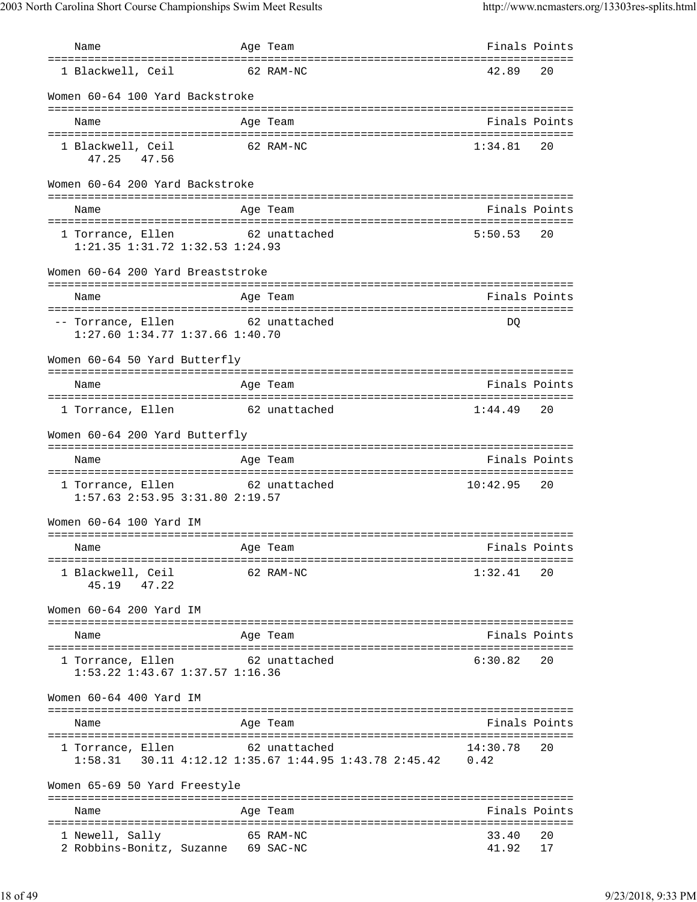| Name | Age | Team | Finals | Points |
|---|---|---|---|---|
| 1 Blackwell, Ceil | 62 | RAM-NC | 42.89 | 20 |

## Women 60-64 100 Yard Backstroke

| Name | Age | Team | Finals | Points |
|---|---|---|---|---|
| 1 Blackwell, Ceil | 62 | RAM-NC | 1:34.81 | 20 |
| 47.25 47.56 | | | | |

## Women 60-64 200 Yard Backstroke

| Name | Age | Team | Finals | Points |
|---|---|---|---|---|
| 1 Torrance, Ellen | 62 | unattached | 5:50.53 | 20 |
| 1:21.35 1:31.72 1:32.53 1:24.93 | | | | |

## Women 60-64 200 Yard Breaststroke

| Name | Age | Team | Finals | Points |
|---|---|---|---|---|
| -- Torrance, Ellen | 62 | unattached | DQ | |
| 1:27.60 1:34.77 1:37.66 1:40.70 | | | | |

## Women 60-64 50 Yard Butterfly

| Name | Age | Team | Finals | Points |
|---|---|---|---|---|
| 1 Torrance, Ellen | 62 | unattached | 1:44.49 | 20 |

## Women 60-64 200 Yard Butterfly

| Name | Age | Team | Finals | Points |
|---|---|---|---|---|
| 1 Torrance, Ellen | 62 | unattached | 10:42.95 | 20 |
| 1:57.63 2:53.95 3:31.80 2:19.57 | | | | |

## Women 60-64 100 Yard IM

| Name | Age | Team | Finals | Points |
|---|---|---|---|---|
| 1 Blackwell, Ceil | 62 | RAM-NC | 1:32.41 | 20 |
| 45.19 47.22 | | | | |

## Women 60-64 200 Yard IM

| Name | Age | Team | Finals | Points |
|---|---|---|---|---|
| 1 Torrance, Ellen | 62 | unattached | 6:30.82 | 20 |
| 1:53.22 1:43.67 1:37.57 1:16.36 | | | | |

## Women 60-64 400 Yard IM

| Name | Age | Team | Finals | Points |
|---|---|---|---|---|
| 1 Torrance, Ellen | 62 | unattached | 14:30.78 | 20 |
| 1:58.31 30.11 4:12.12 1:35.67 1:44.95 1:43.78 2:45.42 0.42 | | | | |

## Women 65-69 50 Yard Freestyle

| Name | Age | Team | Finals | Points |
|---|---|---|---|---|
| 1 Newell, Sally | 65 | RAM-NC | 33.40 | 20 |
| 2 Robbins-Bonitz, Suzanne | 69 | SAC-NC | 41.92 | 17 |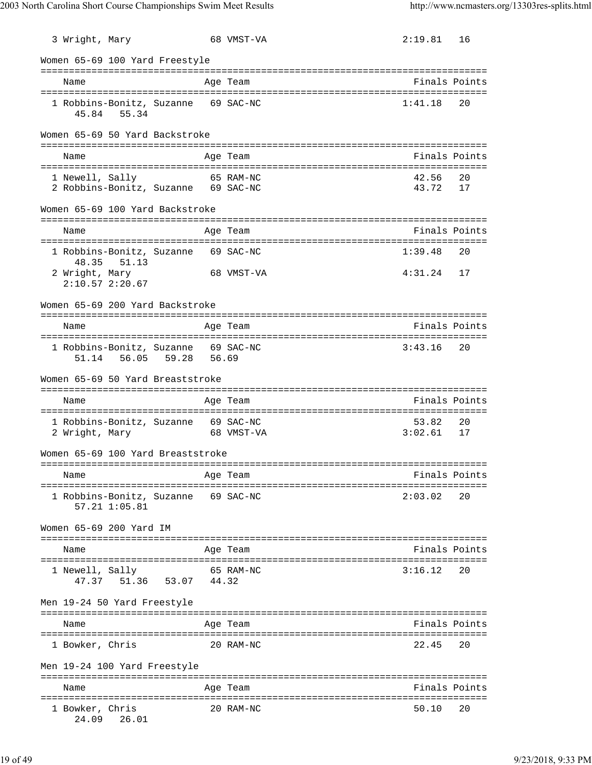| Place | Name | Age | Team | Finals | Points |
|---|---|---|---|---|---|
| 3 | Wright, Mary | 68 | VMST-VA | 2:19.81 | 16 |

## Women 65-69 100 Yard Freestyle

| Place | Name | Age | Team | Finals | Points |
|---|---|---|---|---|---|
| 1 | Robbins-Bonitz, Suzanne | 69 | SAC-NC | 1:41.18 | 20 |
| | 45.84 55.34 | | | | |

## Women 65-69 50 Yard Backstroke

| Place | Name | Age | Team | Finals | Points |
|---|---|---|---|---|---|
| 1 | Newell, Sally | 65 | RAM-NC | 42.56 | 20 |
| 2 | Robbins-Bonitz, Suzanne | 69 | SAC-NC | 43.72 | 17 |

## Women 65-69 100 Yard Backstroke

| Place | Name | Age | Team | Finals | Points |
|---|---|---|---|---|---|
| 1 | Robbins-Bonitz, Suzanne | 69 | SAC-NC | 1:39.48 | 20 |
| | 48.35 51.13 | | | | |
| 2 | Wright, Mary | 68 | VMST-VA | 4:31.24 | 17 |
| | 2:10.57 2:20.67 | | | | |

## Women 65-69 200 Yard Backstroke

| Place | Name | Age | Team | Finals | Points |
|---|---|---|---|---|---|
| 1 | Robbins-Bonitz, Suzanne | 69 | SAC-NC | 3:43.16 | 20 |
| | 51.14 56.05 59.28 56.69 | | | | |

## Women 65-69 50 Yard Breaststroke

| Place | Name | Age | Team | Finals | Points |
|---|---|---|---|---|---|
| 1 | Robbins-Bonitz, Suzanne | 69 | SAC-NC | 53.82 | 20 |
| 2 | Wright, Mary | 68 | VMST-VA | 3:02.61 | 17 |

## Women 65-69 100 Yard Breaststroke

| Place | Name | Age | Team | Finals | Points |
|---|---|---|---|---|---|
| 1 | Robbins-Bonitz, Suzanne | 69 | SAC-NC | 2:03.02 | 20 |
| | 57.21 1:05.81 | | | | |

## Women 65-69 200 Yard IM

| Place | Name | Age | Team | Finals | Points |
|---|---|---|---|---|---|
| 1 | Newell, Sally | 65 | RAM-NC | 3:16.12 | 20 |
| | 47.37 51.36 53.07 44.32 | | | | |

## Men 19-24 50 Yard Freestyle

| Place | Name | Age | Team | Finals | Points |
|---|---|---|---|---|---|
| 1 | Bowker, Chris | 20 | RAM-NC | 22.45 | 20 |

## Men 19-24 100 Yard Freestyle

| Place | Name | Age | Team | Finals | Points |
|---|---|---|---|---|---|
| 1 | Bowker, Chris | 20 | RAM-NC | 50.10 | 20 |
| | 24.09 26.01 | | | | |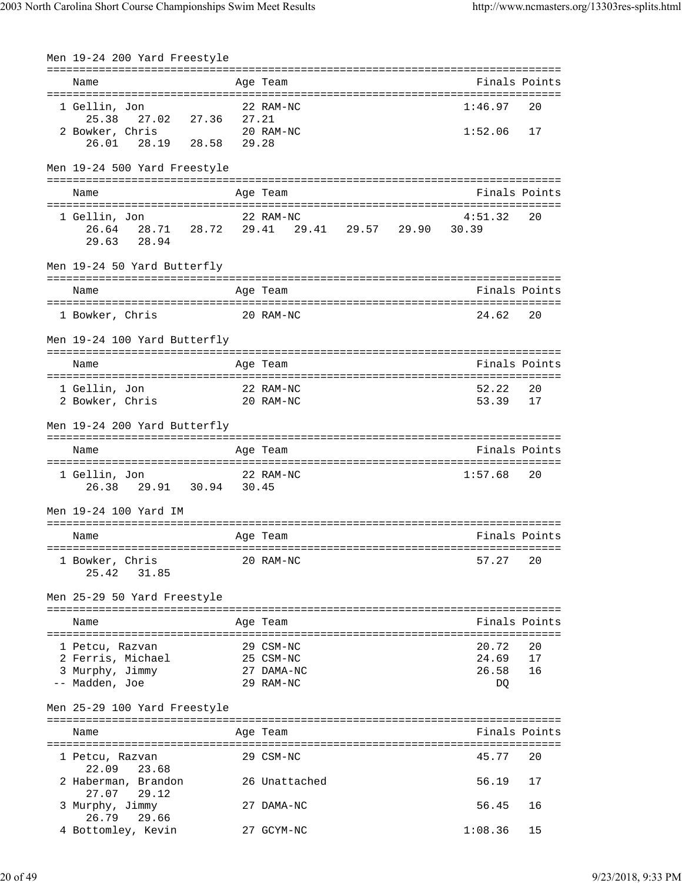## Men 19-24 200 Yard Freestyle

| Name | Age | Team | Finals | Points |
|---|---|---|---|---|
| 1 Gellin, Jon | 22 | RAM-NC | 1:46.97 | 20 |
| 25.38 27.02 27.36 27.21 | | | | |
| 2 Bowker, Chris | 20 | RAM-NC | 1:52.06 | 17 |
| 26.01 28.19 28.58 29.28 | | | | |

## Men 19-24 500 Yard Freestyle

| Name | Age | Team | Finals | Points |
|---|---|---|---|---|
| 1 Gellin, Jon | 22 | RAM-NC | 4:51.32 | 20 |
| 26.64 28.71 28.72 29.41 29.41 29.57 29.90 30.39 | | | | |
| 29.63 28.94 | | | | |

## Men 19-24 50 Yard Butterfly

| Name | Age | Team | Finals | Points |
|---|---|---|---|---|
| 1 Bowker, Chris | 20 | RAM-NC | 24.62 | 20 |

## Men 19-24 100 Yard Butterfly

| Name | Age | Team | Finals | Points |
|---|---|---|---|---|
| 1 Gellin, Jon | 22 | RAM-NC | 52.22 | 20 |
| 2 Bowker, Chris | 20 | RAM-NC | 53.39 | 17 |

## Men 19-24 200 Yard Butterfly

| Name | Age | Team | Finals | Points |
|---|---|---|---|---|
| 1 Gellin, Jon | 22 | RAM-NC | 1:57.68 | 20 |
| 26.38 29.91 30.94 30.45 | | | | |

## Men 19-24 100 Yard IM

| Name | Age | Team | Finals | Points |
|---|---|---|---|---|
| 1 Bowker, Chris | 20 | RAM-NC | 57.27 | 20 |
| 25.42 31.85 | | | | |

## Men 25-29 50 Yard Freestyle

| Name | Age | Team | Finals | Points |
|---|---|---|---|---|
| 1 Petcu, Razvan | 29 | CSM-NC | 20.72 | 20 |
| 2 Ferris, Michael | 25 | CSM-NC | 24.69 | 17 |
| 3 Murphy, Jimmy | 27 | DAMA-NC | 26.58 | 16 |
| -- Madden, Joe | 29 | RAM-NC | DQ | |

## Men 25-29 100 Yard Freestyle

| Name | Age | Team | Finals | Points |
|---|---|---|---|---|
| 1 Petcu, Razvan | 29 | CSM-NC | 45.77 | 20 |
| 22.09 23.68 | | | | |
| 2 Haberman, Brandon | 26 | Unattached | 56.19 | 17 |
| 27.07 29.12 | | | | |
| 3 Murphy, Jimmy | 27 | DAMA-NC | 56.45 | 16 |
| 26.79 29.66 | | | | |
| 4 Bottomley, Kevin | 27 | GCYM-NC | 1:08.36 | 15 |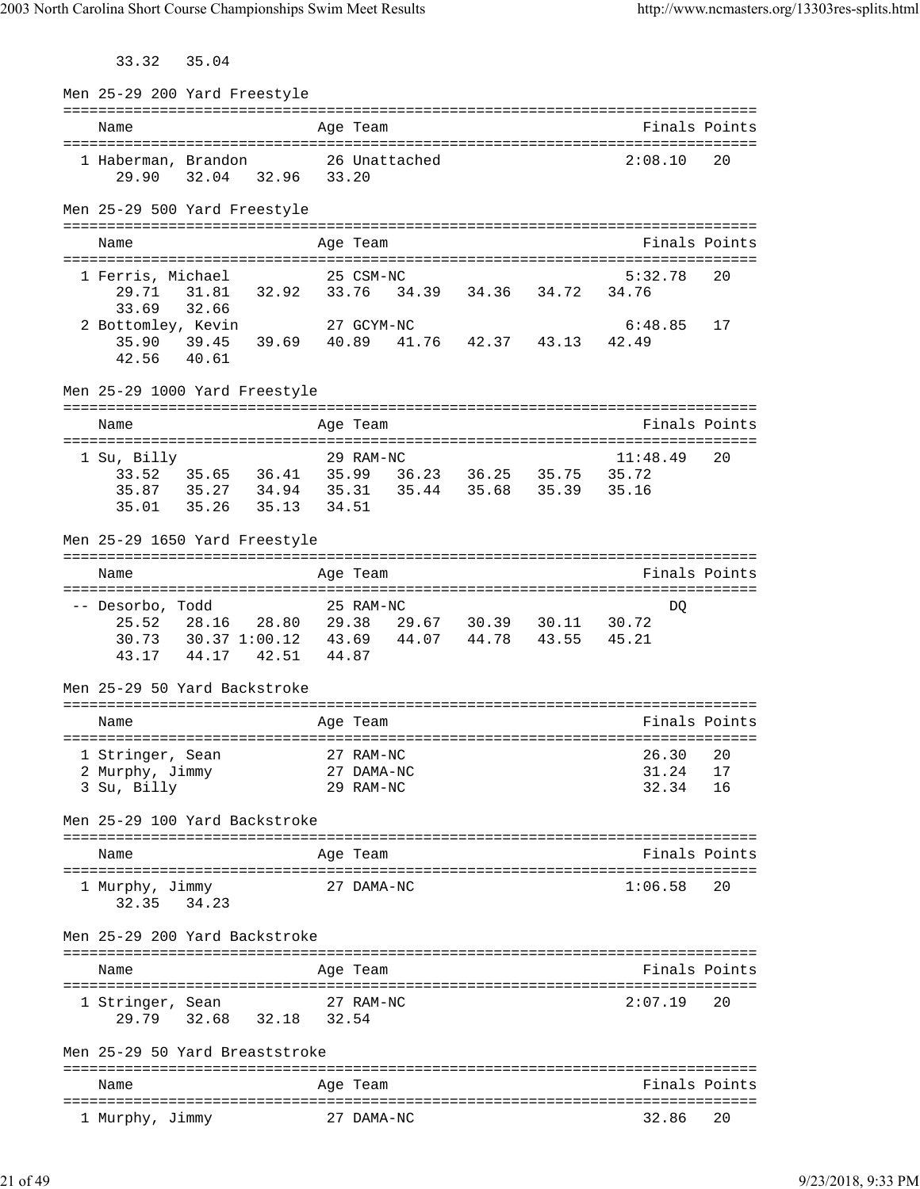33.32   35.04

## Men 25-29 200 Yard Freestyle

| Name | Age | Team | Finals | Points |
|---|---|---|---|---|
| 1 Haberman, Brandon | 26 | Unattached | 2:08.10 | 20 |

29.90   32.04   32.96   33.20

## Men 25-29 500 Yard Freestyle

| Name | Age | Team | Finals | Points |
|---|---|---|---|---|
| 1 Ferris, Michael | 25 | CSM-NC | 5:32.78 | 20 |
| 2 Bottomley, Kevin | 27 | GCYM-NC | 6:48.85 | 17 |

Splits:
- Ferris, Michael: 29.71   31.81   32.92   33.76   34.39   34.36   34.72   34.76   33.69   32.66
- Bottomley, Kevin: 35.90   39.45   39.69   40.89   41.76   42.37   43.13   42.49   42.56   40.61

## Men 25-29 1000 Yard Freestyle

| Name | Age | Team | Finals | Points |
|---|---|---|---|---|
| 1 Su, Billy | 29 | RAM-NC | 11:48.49 | 20 |

33.52   35.65   36.41   35.99   36.23   36.25   35.75   35.72
35.87   35.27   34.94   35.31   35.44   35.68   35.39   35.16
35.01   35.26   35.13   34.51

## Men 25-29 1650 Yard Freestyle

| Name | Age | Team | Finals | Points |
|---|---|---|---|---|
| -- Desorbo, Todd | 25 | RAM-NC | DQ | |

25.52   28.16   28.80   29.38   29.67   30.39   30.11   30.72
30.73   30.37 1:00.12   43.69   44.07   44.78   43.55   45.21
43.17   44.17   42.51   44.87

## Men 25-29 50 Yard Backstroke

| Name | Age | Team | Finals | Points |
|---|---|---|---|---|
| 1 Stringer, Sean | 27 | RAM-NC | 26.30 | 20 |
| 2 Murphy, Jimmy | 27 | DAMA-NC | 31.24 | 17 |
| 3 Su, Billy | 29 | RAM-NC | 32.34 | 16 |

## Men 25-29 100 Yard Backstroke

| Name | Age | Team | Finals | Points |
|---|---|---|---|---|
| 1 Murphy, Jimmy | 27 | DAMA-NC | 1:06.58 | 20 |

32.35   34.23

## Men 25-29 200 Yard Backstroke

| Name | Age | Team | Finals | Points |
|---|---|---|---|---|
| 1 Stringer, Sean | 27 | RAM-NC | 2:07.19 | 20 |

29.79   32.68   32.18   32.54

## Men 25-29 50 Yard Breaststroke

| Name | Age | Team | Finals | Points |
|---|---|---|---|---|
| 1 Murphy, Jimmy | 27 | DAMA-NC | 32.86 | 20 |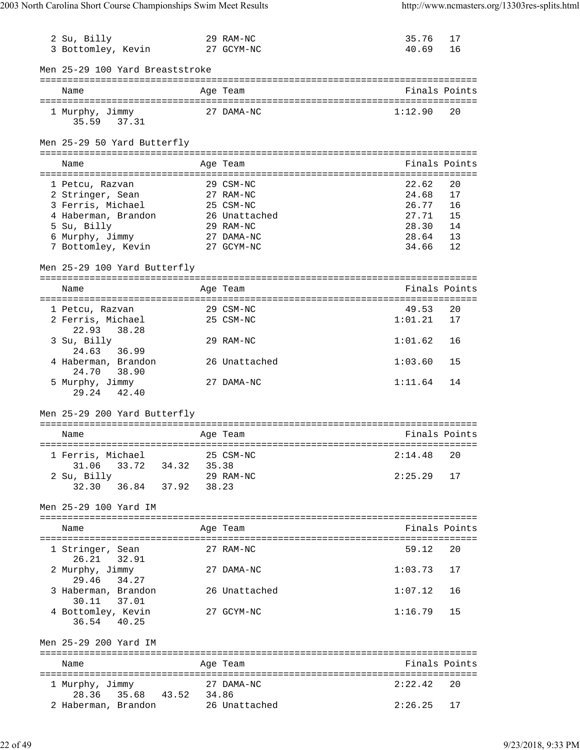| Name | Age | Team | Finals | Points |
|---|---|---|---|---|
| 2 Su, Billy | 29 | RAM-NC | 35.76 | 17 |
| 3 Bottomley, Kevin | 27 | GCYM-NC | 40.69 | 16 |

### Men 25-29 100 Yard Breaststroke

| Name | Age | Team | Finals | Points |
|---|---|---|---|---|
| 1 Murphy, Jimmy | 27 | DAMA-NC | 1:12.90 | 20 |
| 35.59 37.31 | | | | |

### Men 25-29 50 Yard Butterfly

| Name | Age | Team | Finals | Points |
|---|---|---|---|---|
| 1 Petcu, Razvan | 29 | CSM-NC | 22.62 | 20 |
| 2 Stringer, Sean | 27 | RAM-NC | 24.68 | 17 |
| 3 Ferris, Michael | 25 | CSM-NC | 26.77 | 16 |
| 4 Haberman, Brandon | 26 | Unattached | 27.71 | 15 |
| 5 Su, Billy | 29 | RAM-NC | 28.30 | 14 |
| 6 Murphy, Jimmy | 27 | DAMA-NC | 28.64 | 13 |
| 7 Bottomley, Kevin | 27 | GCYM-NC | 34.66 | 12 |

### Men 25-29 100 Yard Butterfly

| Name | Age | Team | Finals | Points |
|---|---|---|---|---|
| 1 Petcu, Razvan | 29 | CSM-NC | 49.53 | 20 |
| 2 Ferris, Michael | 25 | CSM-NC | 1:01.21 | 17 |
| 22.93 38.28 | | | | |
| 3 Su, Billy | 29 | RAM-NC | 1:01.62 | 16 |
| 24.63 36.99 | | | | |
| 4 Haberman, Brandon | 26 | Unattached | 1:03.60 | 15 |
| 24.70 38.90 | | | | |
| 5 Murphy, Jimmy | 27 | DAMA-NC | 1:11.64 | 14 |
| 29.24 42.40 | | | | |

### Men 25-29 200 Yard Butterfly

| Name | Age | Team | Finals | Points |
|---|---|---|---|---|
| 1 Ferris, Michael | 25 | CSM-NC | 2:14.48 | 20 |
| 31.06 33.72 34.32 35.38 | | | | |
| 2 Su, Billy | 29 | RAM-NC | 2:25.29 | 17 |
| 32.30 36.84 37.92 38.23 | | | | |

### Men 25-29 100 Yard IM

| Name | Age | Team | Finals | Points |
|---|---|---|---|---|
| 1 Stringer, Sean | 27 | RAM-NC | 59.12 | 20 |
| 26.21 32.91 | | | | |
| 2 Murphy, Jimmy | 27 | DAMA-NC | 1:03.73 | 17 |
| 29.46 34.27 | | | | |
| 3 Haberman, Brandon | 26 | Unattached | 1:07.12 | 16 |
| 30.11 37.01 | | | | |
| 4 Bottomley, Kevin | 27 | GCYM-NC | 1:16.79 | 15 |
| 36.54 40.25 | | | | |

### Men 25-29 200 Yard IM

| Name | Age | Team | Finals | Points |
|---|---|---|---|---|
| 1 Murphy, Jimmy | 27 | DAMA-NC | 2:22.42 | 20 |
| 28.36 35.68 43.52 34.86 | | | | |
| 2 Haberman, Brandon | 26 | Unattached | 2:26.25 | 17 |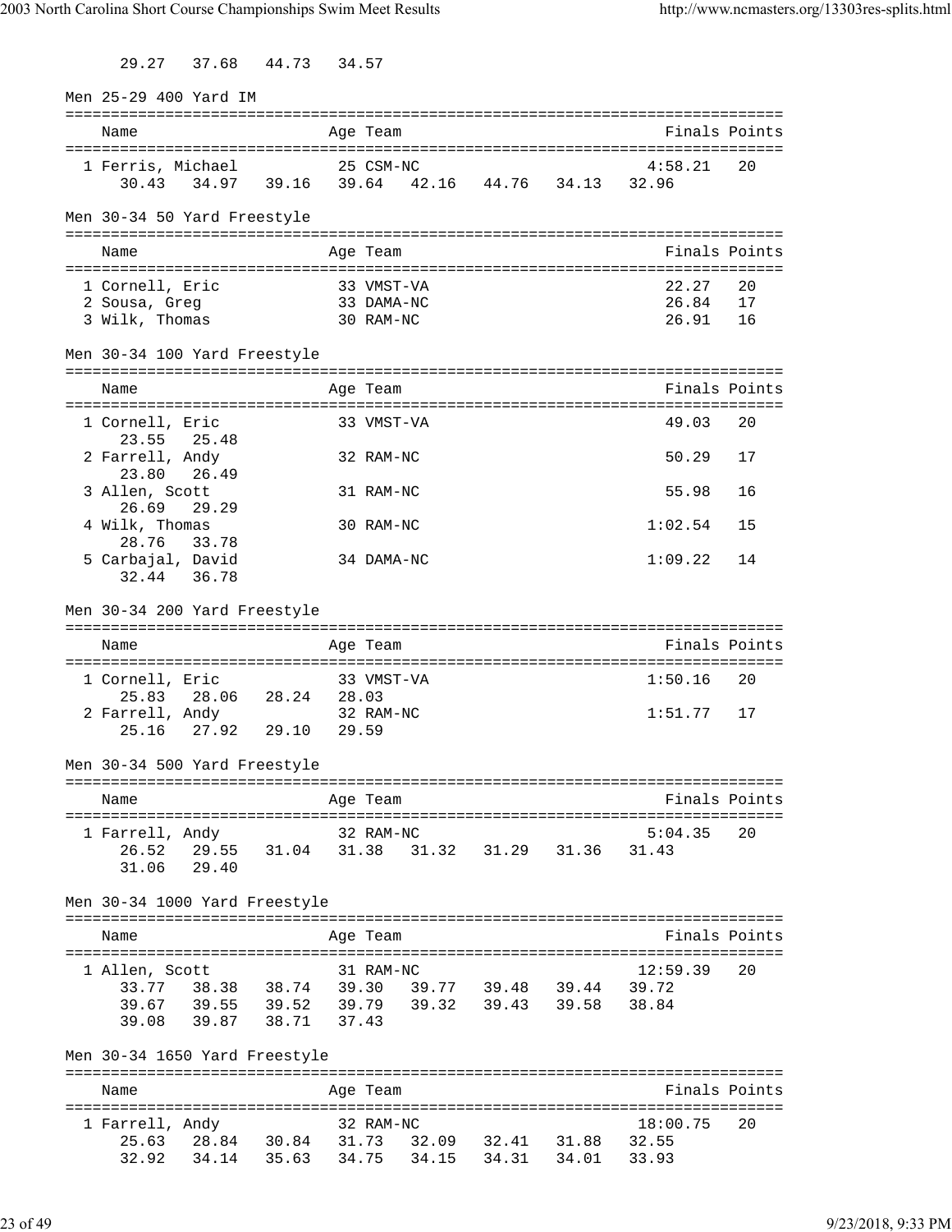29.27 37.68 44.73 34.57

## Men 25-29 400 Yard IM

| Name | Age | Team | Finals | Points |
|---|---|---|---|---|
| 1 Ferris, Michael | 25 | CSM-NC | 4:58.21 | 20 |
| 30.43 34.97 39.16 39.64 42.16 44.76 34.13 32.96 | | | | |

## Men 30-34 50 Yard Freestyle

| Name | Age | Team | Finals | Points |
|---|---|---|---|---|
| 1 Cornell, Eric | 33 | VMST-VA | 22.27 | 20 |
| 2 Sousa, Greg | 33 | DAMA-NC | 26.84 | 17 |
| 3 Wilk, Thomas | 30 | RAM-NC | 26.91 | 16 |

## Men 30-34 100 Yard Freestyle

| Name | Age | Team | Finals | Points |
|---|---|---|---|---|
| 1 Cornell, Eric | 33 | VMST-VA | 49.03 | 20 |
| 23.55 25.48 | | | | |
| 2 Farrell, Andy | 32 | RAM-NC | 50.29 | 17 |
| 23.80 26.49 | | | | |
| 3 Allen, Scott | 31 | RAM-NC | 55.98 | 16 |
| 26.69 29.29 | | | | |
| 4 Wilk, Thomas | 30 | RAM-NC | 1:02.54 | 15 |
| 28.76 33.78 | | | | |
| 5 Carbajal, David | 34 | DAMA-NC | 1:09.22 | 14 |
| 32.44 36.78 | | | | |

## Men 30-34 200 Yard Freestyle

| Name | Age | Team | Finals | Points |
|---|---|---|---|---|
| 1 Cornell, Eric | 33 | VMST-VA | 1:50.16 | 20 |
| 25.83 28.06 28.24 28.03 | | | | |
| 2 Farrell, Andy | 32 | RAM-NC | 1:51.77 | 17 |
| 25.16 27.92 29.10 29.59 | | | | |

## Men 30-34 500 Yard Freestyle

| Name | Age | Team | Finals | Points |
|---|---|---|---|---|
| 1 Farrell, Andy | 32 | RAM-NC | 5:04.35 | 20 |
| 26.52 29.55 31.04 31.38 31.32 31.29 31.36 31.43 | | | | |
| 31.06 29.40 | | | | |

## Men 30-34 1000 Yard Freestyle

| Name | Age | Team | Finals | Points |
|---|---|---|---|---|
| 1 Allen, Scott | 31 | RAM-NC | 12:59.39 | 20 |
| 33.77 38.38 38.74 39.30 39.77 39.48 39.44 39.72 | | | | |
| 39.67 39.55 39.52 39.79 39.32 39.43 39.58 38.84 | | | | |
| 39.08 39.87 38.71 37.43 | | | | |

## Men 30-34 1650 Yard Freestyle

| Name | Age | Team | Finals | Points |
|---|---|---|---|---|
| 1 Farrell, Andy | 32 | RAM-NC | 18:00.75 | 20 |
| 25.63 28.84 30.84 31.73 32.09 32.41 31.88 32.55 | | | | |
| 32.92 34.14 35.63 34.75 34.15 34.31 34.01 33.93 | | | | |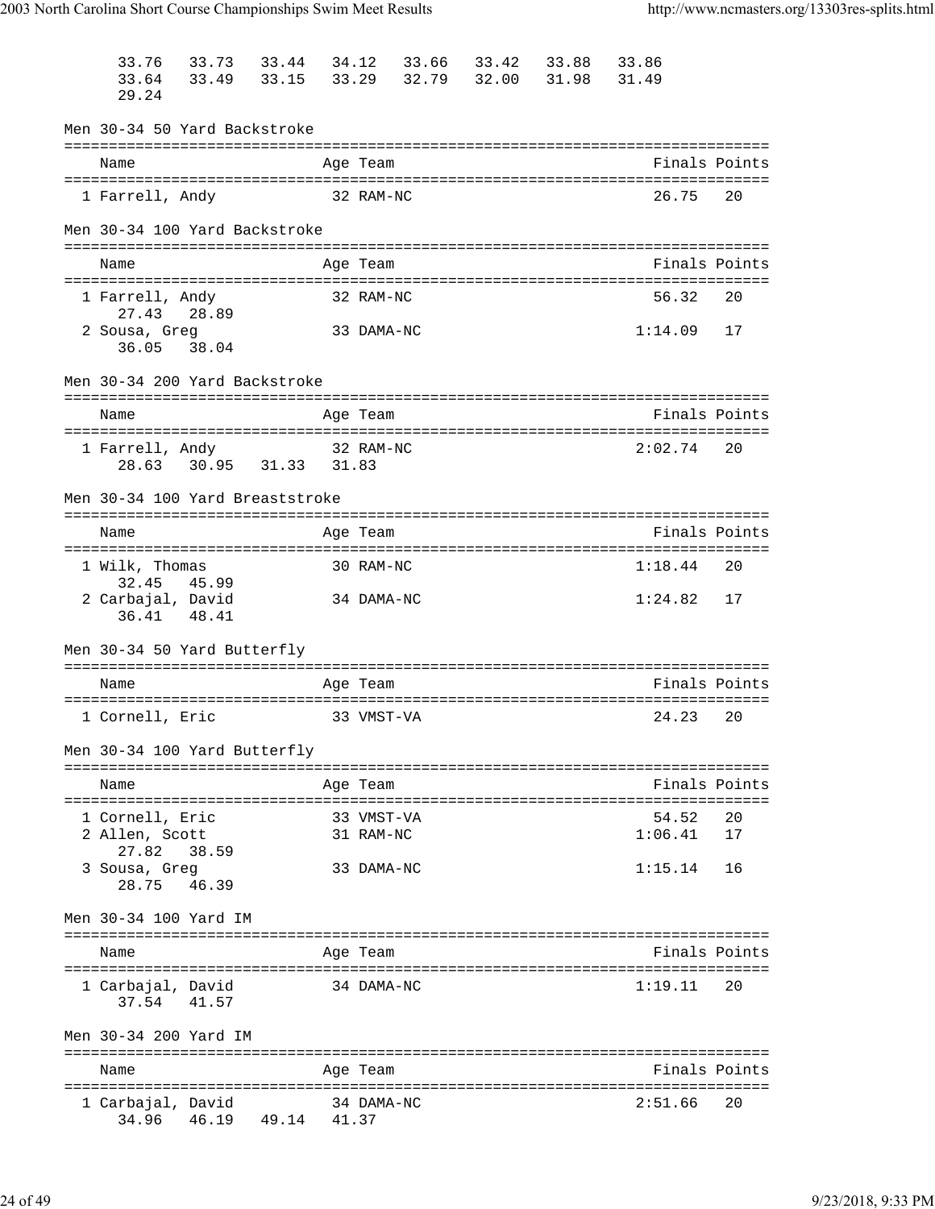33.76   33.73   33.44   34.12   33.66   33.42   33.88   33.86
33.64   33.49   33.15   33.29   32.79   32.00   31.98   31.49
29.24

## Men 30-34 50 Yard Backstroke

| Name | Age | Team | Finals | Points |
|---|---|---|---|---|
| 1 Farrell, Andy | 32 | RAM-NC | 26.75 | 20 |

## Men 30-34 100 Yard Backstroke

| Name | Age | Team | Finals | Points |
|---|---|---|---|---|
| 1 Farrell, Andy | 32 | RAM-NC | 56.32 | 20 |
| 27.43   28.89 | | | | |
| 2 Sousa, Greg | 33 | DAMA-NC | 1:14.09 | 17 |
| 36.05   38.04 | | | | |

## Men 30-34 200 Yard Backstroke

| Name | Age | Team | Finals | Points |
|---|---|---|---|---|
| 1 Farrell, Andy | 32 | RAM-NC | 2:02.74 | 20 |
| 28.63   30.95   31.33   31.83 | | | | |

## Men 30-34 100 Yard Breaststroke

| Name | Age | Team | Finals | Points |
|---|---|---|---|---|
| 1 Wilk, Thomas | 30 | RAM-NC | 1:18.44 | 20 |
| 32.45   45.99 | | | | |
| 2 Carbajal, David | 34 | DAMA-NC | 1:24.82 | 17 |
| 36.41   48.41 | | | | |

## Men 30-34 50 Yard Butterfly

| Name | Age | Team | Finals | Points |
|---|---|---|---|---|
| 1 Cornell, Eric | 33 | VMST-VA | 24.23 | 20 |

## Men 30-34 100 Yard Butterfly

| Name | Age | Team | Finals | Points |
|---|---|---|---|---|
| 1 Cornell, Eric | 33 | VMST-VA | 54.52 | 20 |
| 2 Allen, Scott | 31 | RAM-NC | 1:06.41 | 17 |
| 27.82   38.59 | | | | |
| 3 Sousa, Greg | 33 | DAMA-NC | 1:15.14 | 16 |
| 28.75   46.39 | | | | |

## Men 30-34 100 Yard IM

| Name | Age | Team | Finals | Points |
|---|---|---|---|---|
| 1 Carbajal, David | 34 | DAMA-NC | 1:19.11 | 20 |
| 37.54   41.57 | | | | |

## Men 30-34 200 Yard IM

| Name | Age | Team | Finals | Points |
|---|---|---|---|---|
| 1 Carbajal, David | 34 | DAMA-NC | 2:51.66 | 20 |
| 34.96   46.19   49.14   41.37 | | | | |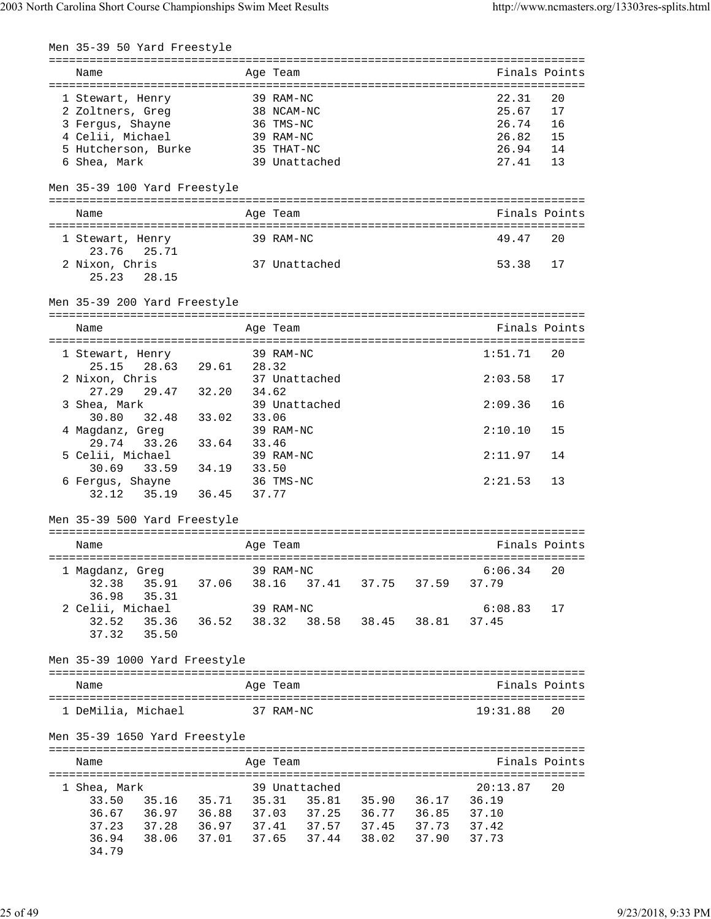## Men 35-39 50 Yard Freestyle

| Place | Name | Age | Team | Finals | Points |
|---|---|---|---|---|---|
| 1 | Stewart, Henry | 39 | RAM-NC | 22.31 | 20 |
| 2 | Zoltners, Greg | 38 | NCAM-NC | 25.67 | 17 |
| 3 | Fergus, Shayne | 36 | TMS-NC | 26.74 | 16 |
| 4 | Celii, Michael | 39 | RAM-NC | 26.82 | 15 |
| 5 | Hutcherson, Burke | 35 | THAT-NC | 26.94 | 14 |
| 6 | Shea, Mark | 39 | Unattached | 27.41 | 13 |

## Men 35-39 100 Yard Freestyle

| Place | Name | Age | Team | Finals | Points |
|---|---|---|---|---|---|
| 1 | Stewart, Henry | 39 | RAM-NC | 49.47 | 20 |
| | 23.76 25.71 | | | | |
| 2 | Nixon, Chris | 37 | Unattached | 53.38 | 17 |
| | 25.23 28.15 | | | | |

## Men 35-39 200 Yard Freestyle

| Place | Name | Age | Team | Finals | Points |
|---|---|---|---|---|---|
| 1 | Stewart, Henry | 39 | RAM-NC | 1:51.71 | 20 |
| | 25.15 28.63 29.61 28.32 | | | | |
| 2 | Nixon, Chris | 37 | Unattached | 2:03.58 | 17 |
| | 27.29 29.47 32.20 34.62 | | | | |
| 3 | Shea, Mark | 39 | Unattached | 2:09.36 | 16 |
| | 30.80 32.48 33.02 33.06 | | | | |
| 4 | Magdanz, Greg | 39 | RAM-NC | 2:10.10 | 15 |
| | 29.74 33.26 33.64 33.46 | | | | |
| 5 | Celii, Michael | 39 | RAM-NC | 2:11.97 | 14 |
| | 30.69 33.59 34.19 33.50 | | | | |
| 6 | Fergus, Shayne | 36 | TMS-NC | 2:21.53 | 13 |
| | 32.12 35.19 36.45 37.77 | | | | |

## Men 35-39 500 Yard Freestyle

| Place | Name | Age | Team | Finals | Points |
|---|---|---|---|---|---|
| 1 | Magdanz, Greg | 39 | RAM-NC | 6:06.34 | 20 |
| | 32.38 35.91 37.06 38.16 37.41 37.75 37.59 37.79 36.98 35.31 | | | | |
| 2 | Celii, Michael | 39 | RAM-NC | 6:08.83 | 17 |
| | 32.52 35.36 36.52 38.32 38.58 38.45 38.81 37.45 37.32 35.50 | | | | |

## Men 35-39 1000 Yard Freestyle

| Place | Name | Age | Team | Finals | Points |
|---|---|---|---|---|---|
| 1 | DeMilia, Michael | 37 | RAM-NC | 19:31.88 | 20 |

## Men 35-39 1650 Yard Freestyle

| Place | Name | Age | Team | Finals | Points |
|---|---|---|---|---|---|
| 1 | Shea, Mark | 39 | Unattached | 20:13.87 | 20 |
| | 33.50 35.16 35.71 35.31 35.81 35.90 36.17 36.19 | | | | |
| | 36.67 36.97 36.88 37.03 37.25 36.77 36.85 37.10 | | | | |
| | 37.23 37.28 36.97 37.41 37.57 37.45 37.73 37.42 | | | | |
| | 36.94 38.06 37.01 37.65 37.44 38.02 37.90 37.73 | | | | |
| | 34.79 | | | | |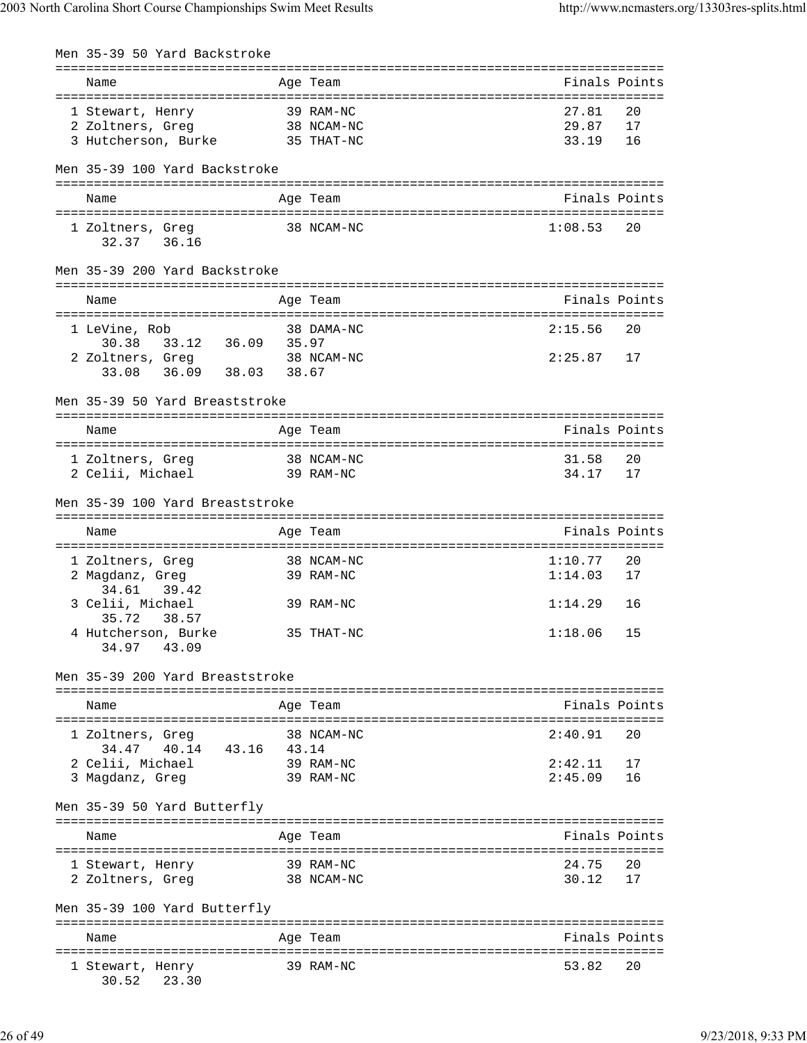## Men 35-39 50 Yard Backstroke

| Name | Age | Team | Finals | Points |
|---|---|---|---|---|
| 1 Stewart, Henry | 39 | RAM-NC | 27.81 | 20 |
| 2 Zoltners, Greg | 38 | NCAM-NC | 29.87 | 17 |
| 3 Hutcherson, Burke | 35 | THAT-NC | 33.19 | 16 |

## Men 35-39 100 Yard Backstroke

| Name | Age | Team | Finals | Points |
|---|---|---|---|---|
| 1 Zoltners, Greg | 38 | NCAM-NC | 1:08.53 | 20 |
| 32.37 36.16 | | | | |

## Men 35-39 200 Yard Backstroke

| Name | Age | Team | Finals | Points |
|---|---|---|---|---|
| 1 LeVine, Rob | 38 | DAMA-NC | 2:15.56 | 20 |
| 30.38 33.12 36.09 35.97 | | | | |
| 2 Zoltners, Greg | 38 | NCAM-NC | 2:25.87 | 17 |
| 33.08 36.09 38.03 38.67 | | | | |

## Men 35-39 50 Yard Breaststroke

| Name | Age | Team | Finals | Points |
|---|---|---|---|---|
| 1 Zoltners, Greg | 38 | NCAM-NC | 31.58 | 20 |
| 2 Celii, Michael | 39 | RAM-NC | 34.17 | 17 |

## Men 35-39 100 Yard Breaststroke

| Name | Age | Team | Finals | Points |
|---|---|---|---|---|
| 1 Zoltners, Greg | 38 | NCAM-NC | 1:10.77 | 20 |
| 2 Magdanz, Greg | 39 | RAM-NC | 1:14.03 | 17 |
| 34.61 39.42 | | | | |
| 3 Celii, Michael | 39 | RAM-NC | 1:14.29 | 16 |
| 35.72 38.57 | | | | |
| 4 Hutcherson, Burke | 35 | THAT-NC | 1:18.06 | 15 |
| 34.97 43.09 | | | | |

## Men 35-39 200 Yard Breaststroke

| Name | Age | Team | Finals | Points |
|---|---|---|---|---|
| 1 Zoltners, Greg | 38 | NCAM-NC | 2:40.91 | 20 |
| 34.47 40.14 43.16 43.14 | | | | |
| 2 Celii, Michael | 39 | RAM-NC | 2:42.11 | 17 |
| 3 Magdanz, Greg | 39 | RAM-NC | 2:45.09 | 16 |

## Men 35-39 50 Yard Butterfly

| Name | Age | Team | Finals | Points |
|---|---|---|---|---|
| 1 Stewart, Henry | 39 | RAM-NC | 24.75 | 20 |
| 2 Zoltners, Greg | 38 | NCAM-NC | 30.12 | 17 |

## Men 35-39 100 Yard Butterfly

| Name | Age | Team | Finals | Points |
|---|---|---|---|---|
| 1 Stewart, Henry | 39 | RAM-NC | 53.82 | 20 |
| 30.52 23.30 | | | | |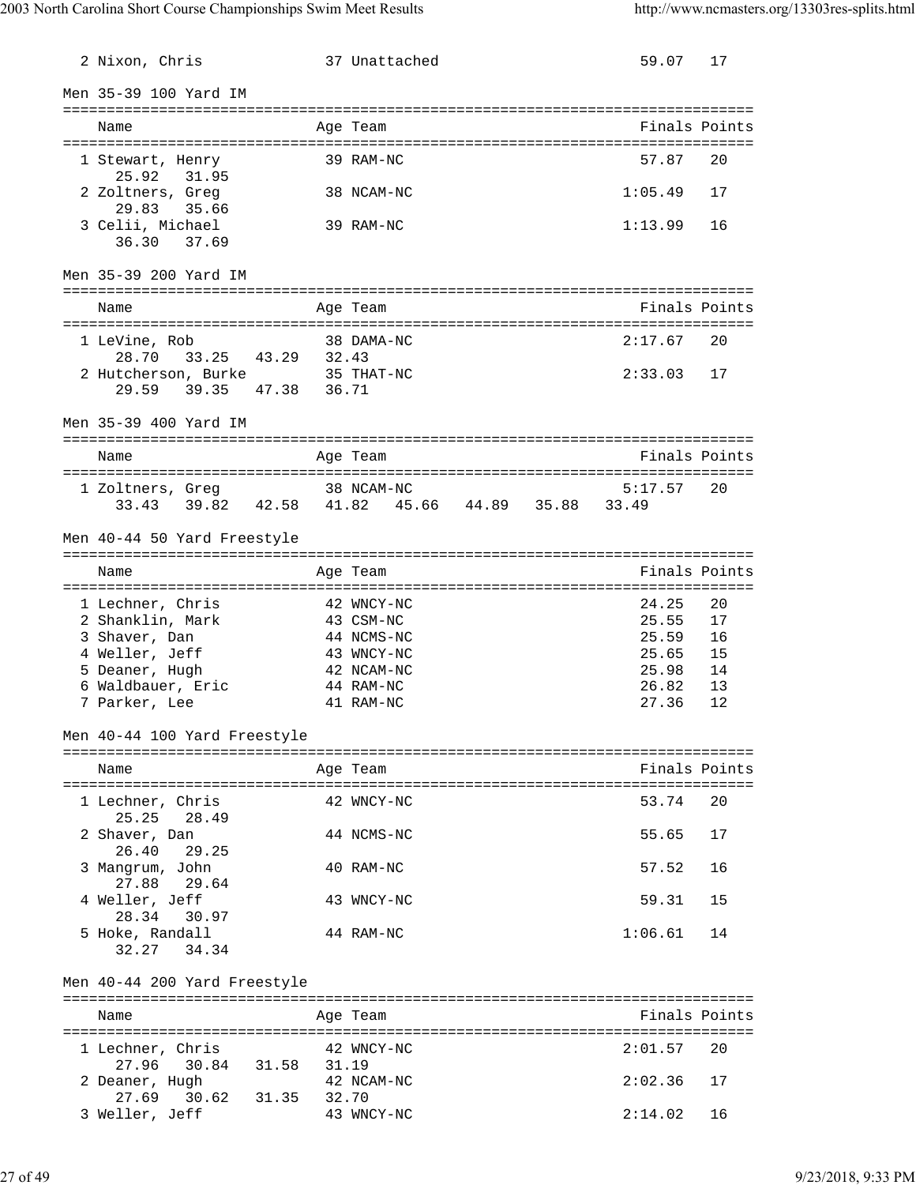2 Nixon, Chris 37 Unattached 59.07 17

## Men 35-39 100 Yard IM

| Name | Age | Team | Finals | Points |
|---|---|---|---|---|
| 1 Stewart, Henry | 39 | RAM-NC | 57.87 | 20 |
| 25.92 31.95 | | | | |
| 2 Zoltners, Greg | 38 | NCAM-NC | 1:05.49 | 17 |
| 29.83 35.66 | | | | |
| 3 Celii, Michael | 39 | RAM-NC | 1:13.99 | 16 |
| 36.30 37.69 | | | | |

## Men 35-39 200 Yard IM

| Name | Age | Team | Finals | Points |
|---|---|---|---|---|
| 1 LeVine, Rob | 38 | DAMA-NC | 2:17.67 | 20 |
| 28.70 33.25 43.29 32.43 | | | | |
| 2 Hutcherson, Burke | 35 | THAT-NC | 2:33.03 | 17 |
| 29.59 39.35 47.38 36.71 | | | | |

## Men 35-39 400 Yard IM

| Name | Age | Team | Finals | Points |
|---|---|---|---|---|
| 1 Zoltners, Greg | 38 | NCAM-NC | 5:17.57 | 20 |
| 33.43 39.82 42.58 41.82 45.66 44.89 35.88 33.49 | | | | |

## Men 40-44 50 Yard Freestyle

| Name | Age | Team | Finals | Points |
|---|---|---|---|---|
| 1 Lechner, Chris | 42 | WNCY-NC | 24.25 | 20 |
| 2 Shanklin, Mark | 43 | CSM-NC | 25.55 | 17 |
| 3 Shaver, Dan | 44 | NCMS-NC | 25.59 | 16 |
| 4 Weller, Jeff | 43 | WNCY-NC | 25.65 | 15 |
| 5 Deaner, Hugh | 42 | NCAM-NC | 25.98 | 14 |
| 6 Waldbauer, Eric | 44 | RAM-NC | 26.82 | 13 |
| 7 Parker, Lee | 41 | RAM-NC | 27.36 | 12 |

## Men 40-44 100 Yard Freestyle

| Name | Age | Team | Finals | Points |
|---|---|---|---|---|
| 1 Lechner, Chris | 42 | WNCY-NC | 53.74 | 20 |
| 25.25 28.49 | | | | |
| 2 Shaver, Dan | 44 | NCMS-NC | 55.65 | 17 |
| 26.40 29.25 | | | | |
| 3 Mangrum, John | 40 | RAM-NC | 57.52 | 16 |
| 27.88 29.64 | | | | |
| 4 Weller, Jeff | 43 | WNCY-NC | 59.31 | 15 |
| 28.34 30.97 | | | | |
| 5 Hoke, Randall | 44 | RAM-NC | 1:06.61 | 14 |
| 32.27 34.34 | | | | |

## Men 40-44 200 Yard Freestyle

| Name | Age | Team | Finals | Points |
|---|---|---|---|---|
| 1 Lechner, Chris | 42 | WNCY-NC | 2:01.57 | 20 |
| 27.96 30.84 31.58 31.19 | | | | |
| 2 Deaner, Hugh | 42 | NCAM-NC | 2:02.36 | 17 |
| 27.69 30.62 31.35 32.70 | | | | |
| 3 Weller, Jeff | 43 | WNCY-NC | 2:14.02 | 16 |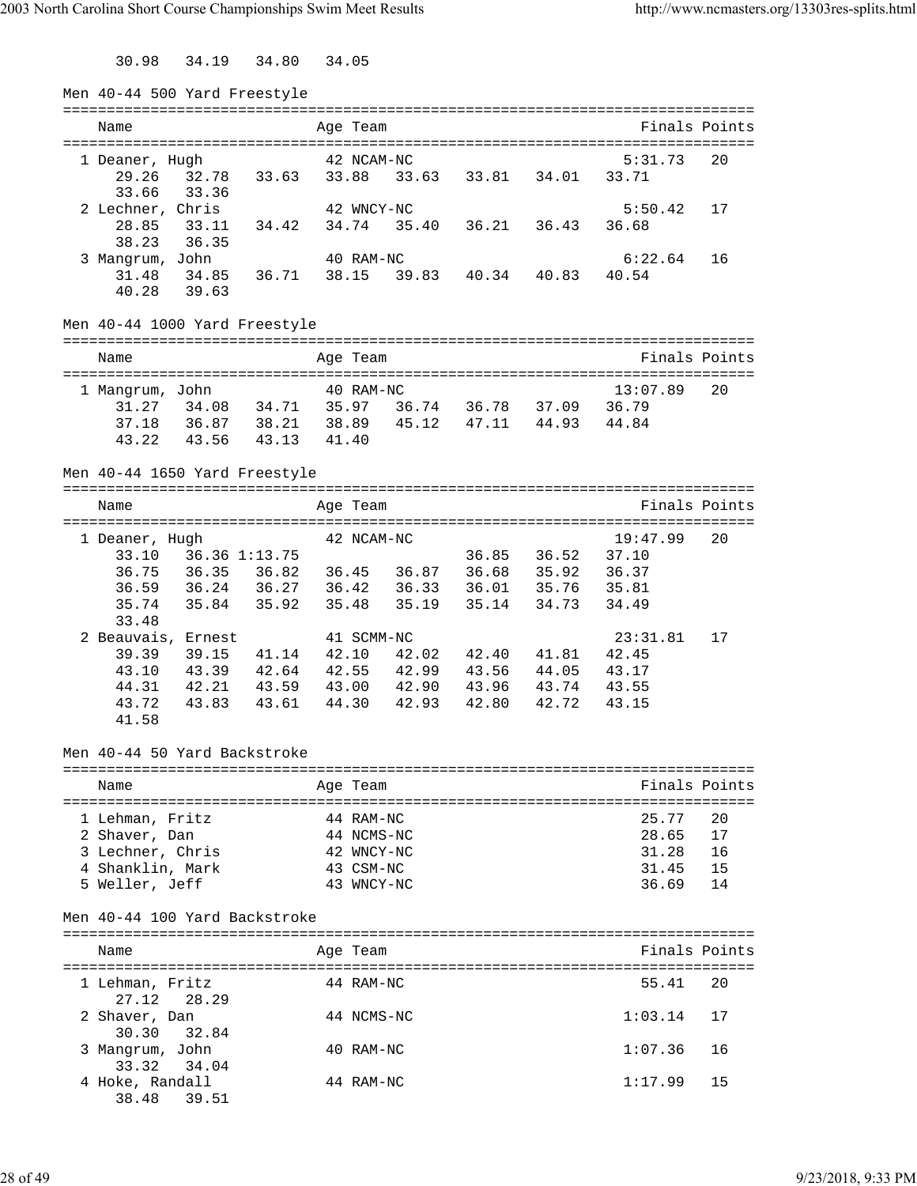```
      30.98   34.19   34.80   34.05
```

Men 40-44 500 Yard Freestyle

```
===============================================================================
    Name                    Age Team                               Finals Points
===============================================================================
  1 Deaner, Hugh            42 NCAM-NC                            5:31.73   20
      29.26   32.78   33.63   33.88   33.63   33.81   34.01   33.71
      33.66   33.36
  2 Lechner, Chris          42 WNCY-NC                            5:50.42   17
      28.85   33.11   34.42   34.74   35.40   36.21   36.43   36.68
      38.23   36.35
  3 Mangrum, John           40 RAM-NC                             6:22.64   16
      31.48   34.85   36.71   38.15   39.83   40.34   40.83   40.54
      40.28   39.63
```

Men 40-44 1000 Yard Freestyle

```
===============================================================================
    Name                    Age Team                               Finals Points
===============================================================================
  1 Mangrum, John           40 RAM-NC                            13:07.89   20
      31.27   34.08   34.71   35.97   36.74   36.78   37.09   36.79
      37.18   36.87   38.21   38.89   45.12   47.11   44.93   44.84
      43.22   43.56   43.13   41.40
```

Men 40-44 1650 Yard Freestyle

```
===============================================================================
    Name                    Age Team                               Finals Points
===============================================================================
  1 Deaner, Hugh            42 NCAM-NC                           19:47.99   20
      33.10   36.36 1:13.75                   36.85   36.52   37.10
      36.75   36.35   36.82   36.45   36.87   36.68   35.92   36.37
      36.59   36.24   36.27   36.42   36.33   36.01   35.76   35.81
      35.74   35.84   35.92   35.48   35.19   35.14   34.73   34.49
      33.48
  2 Beauvais, Ernest        41 SCMM-NC                           23:31.81   17
      39.39   39.15   41.14   42.10   42.02   42.40   41.81   42.45
      43.10   43.39   42.64   42.55   42.99   43.56   44.05   43.17
      44.31   42.21   43.59   43.00   42.90   43.96   43.74   43.55
      43.72   43.83   43.61   44.30   42.93   42.80   42.72   43.15
      41.58
```

Men 40-44 50 Yard Backstroke

```
===============================================================================
    Name                    Age Team                               Finals Points
===============================================================================
  1 Lehman, Fritz           44 RAM-NC                               25.77   20
  2 Shaver, Dan             44 NCMS-NC                              28.65   17
  3 Lechner, Chris          42 WNCY-NC                              31.28   16
  4 Shanklin, Mark          43 CSM-NC                               31.45   15
  5 Weller, Jeff            43 WNCY-NC                              36.69   14
```

Men 40-44 100 Yard Backstroke

```
===============================================================================
    Name                    Age Team                               Finals Points
===============================================================================
  1 Lehman, Fritz           44 RAM-NC                               55.41   20
      27.12   28.29
  2 Shaver, Dan             44 NCMS-NC                            1:03.14   17
      30.30   32.84
  3 Mangrum, John           40 RAM-NC                             1:07.36   16
      33.32   34.04
  4 Hoke, Randall           44 RAM-NC                             1:17.99   15
      38.48   39.51
```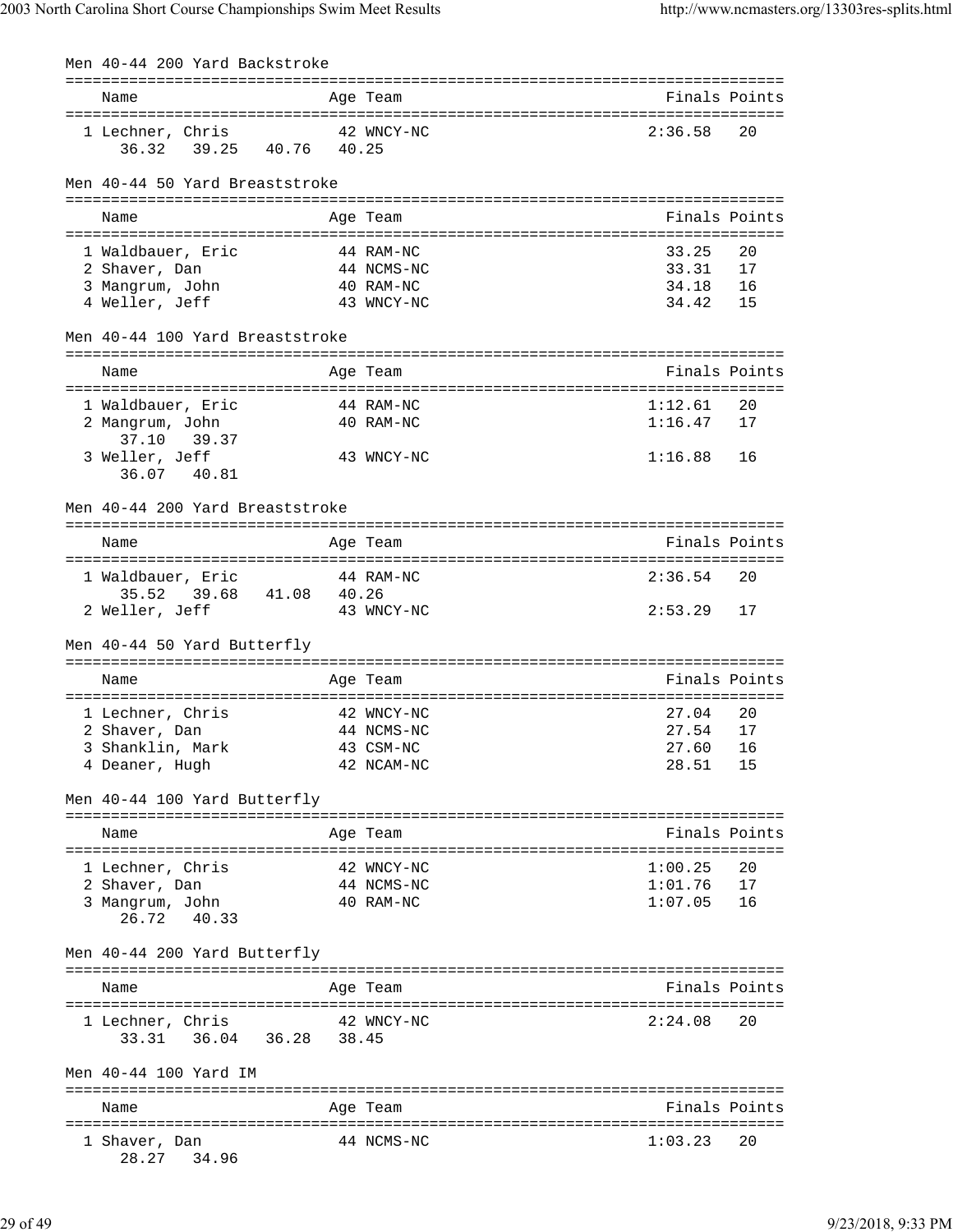## Men 40-44 200 Yard Backstroke

| Name | Age | Team | Finals | Points |
|---|---|---|---|---|
| 1 Lechner, Chris | 42 | WNCY-NC | 2:36.58 | 20 |
| 36.32 39.25 40.76 40.25 | | | | |

## Men 40-44 50 Yard Breaststroke

| Name | Age | Team | Finals | Points |
|---|---|---|---|---|
| 1 Waldbauer, Eric | 44 | RAM-NC | 33.25 | 20 |
| 2 Shaver, Dan | 44 | NCMS-NC | 33.31 | 17 |
| 3 Mangrum, John | 40 | RAM-NC | 34.18 | 16 |
| 4 Weller, Jeff | 43 | WNCY-NC | 34.42 | 15 |

## Men 40-44 100 Yard Breaststroke

| Name | Age | Team | Finals | Points |
|---|---|---|---|---|
| 1 Waldbauer, Eric | 44 | RAM-NC | 1:12.61 | 20 |
| 2 Mangrum, John | 40 | RAM-NC | 1:16.47 | 17 |
| 37.10 39.37 | | | | |
| 3 Weller, Jeff | 43 | WNCY-NC | 1:16.88 | 16 |
| 36.07 40.81 | | | | |

## Men 40-44 200 Yard Breaststroke

| Name | Age | Team | Finals | Points |
|---|---|---|---|---|
| 1 Waldbauer, Eric | 44 | RAM-NC | 2:36.54 | 20 |
| 35.52 39.68 41.08 40.26 | | | | |
| 2 Weller, Jeff | 43 | WNCY-NC | 2:53.29 | 17 |

## Men 40-44 50 Yard Butterfly

| Name | Age | Team | Finals | Points |
|---|---|---|---|---|
| 1 Lechner, Chris | 42 | WNCY-NC | 27.04 | 20 |
| 2 Shaver, Dan | 44 | NCMS-NC | 27.54 | 17 |
| 3 Shanklin, Mark | 43 | CSM-NC | 27.60 | 16 |
| 4 Deaner, Hugh | 42 | NCAM-NC | 28.51 | 15 |

## Men 40-44 100 Yard Butterfly

| Name | Age | Team | Finals | Points |
|---|---|---|---|---|
| 1 Lechner, Chris | 42 | WNCY-NC | 1:00.25 | 20 |
| 2 Shaver, Dan | 44 | NCMS-NC | 1:01.76 | 17 |
| 3 Mangrum, John | 40 | RAM-NC | 1:07.05 | 16 |
| 26.72 40.33 | | | | |

## Men 40-44 200 Yard Butterfly

| Name | Age | Team | Finals | Points |
|---|---|---|---|---|
| 1 Lechner, Chris | 42 | WNCY-NC | 2:24.08 | 20 |
| 33.31 36.04 36.28 38.45 | | | | |

## Men 40-44 100 Yard IM

| Name | Age | Team | Finals | Points |
|---|---|---|---|---|
| 1 Shaver, Dan | 44 | NCMS-NC | 1:03.23 | 20 |
| 28.27 34.96 | | | | |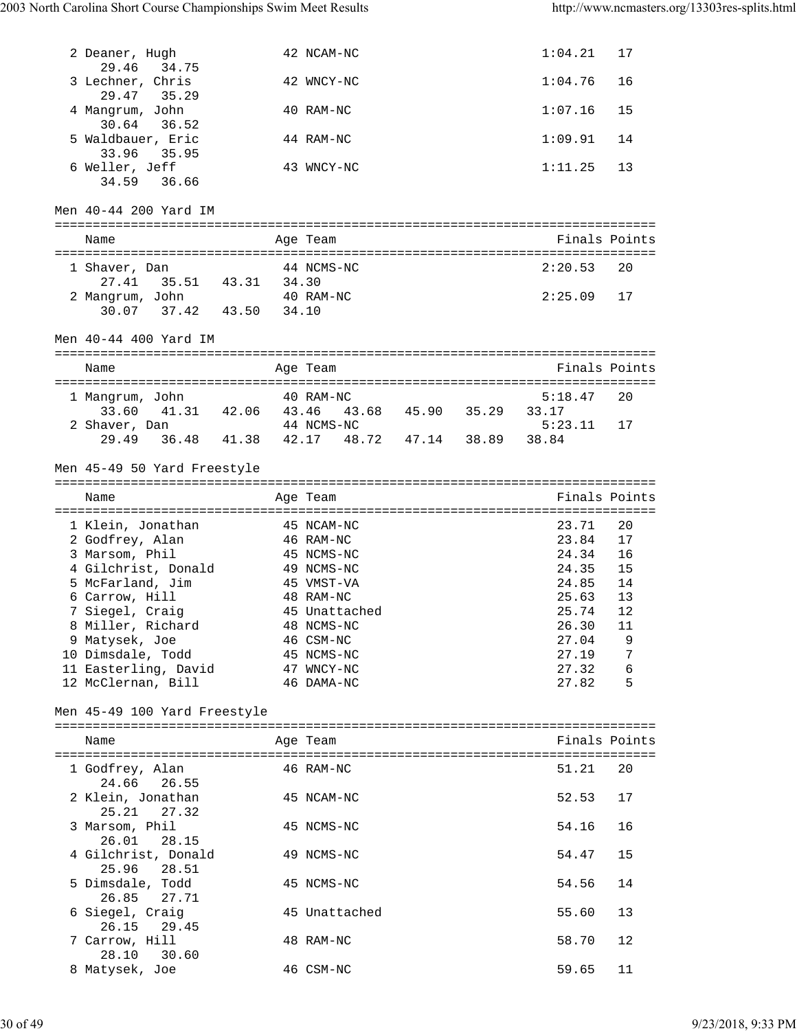| Name | Age | Team | Finals | Points |
|---|---|---|---|---|
| 2 Deaner, Hugh | 42 | NCAM-NC | 1:04.21 | 17 |
| 29.46 34.75 | | | | |
| 3 Lechner, Chris | 42 | WNCY-NC | 1:04.76 | 16 |
| 29.47 35.29 | | | | |
| 4 Mangrum, John | 40 | RAM-NC | 1:07.16 | 15 |
| 30.64 36.52 | | | | |
| 5 Waldbauer, Eric | 44 | RAM-NC | 1:09.91 | 14 |
| 33.96 35.95 | | | | |
| 6 Weller, Jeff | 43 | WNCY-NC | 1:11.25 | 13 |
| 34.59 36.66 | | | | |

Men 40-44 200 Yard IM

| Name | Age | Team | Finals | Points |
|---|---|---|---|---|
| 1 Shaver, Dan | 44 | NCMS-NC | 2:20.53 | 20 |
| 27.41 35.51 43.31 34.30 | | | | |
| 2 Mangrum, John | 40 | RAM-NC | 2:25.09 | 17 |
| 30.07 37.42 43.50 34.10 | | | | |

Men 40-44 400 Yard IM

| Name | Age | Team | Finals | Points |
|---|---|---|---|---|
| 1 Mangrum, John | 40 | RAM-NC | 5:18.47 | 20 |
| 33.60 41.31 42.06 43.46 43.68 45.90 35.29 33.17 | | | | |
| 2 Shaver, Dan | 44 | NCMS-NC | 5:23.11 | 17 |
| 29.49 36.48 41.38 42.17 48.72 47.14 38.89 38.84 | | | | |

Men 45-49 50 Yard Freestyle

| Name | Age | Team | Finals | Points |
|---|---|---|---|---|
| 1 Klein, Jonathan | 45 | NCAM-NC | 23.71 | 20 |
| 2 Godfrey, Alan | 46 | RAM-NC | 23.84 | 17 |
| 3 Marsom, Phil | 45 | NCMS-NC | 24.34 | 16 |
| 4 Gilchrist, Donald | 49 | NCMS-NC | 24.35 | 15 |
| 5 McFarland, Jim | 45 | VMST-VA | 24.85 | 14 |
| 6 Carrow, Hill | 48 | RAM-NC | 25.63 | 13 |
| 7 Siegel, Craig | 45 | Unattached | 25.74 | 12 |
| 8 Miller, Richard | 48 | NCMS-NC | 26.30 | 11 |
| 9 Matysek, Joe | 46 | CSM-NC | 27.04 | 9 |
| 10 Dimsdale, Todd | 45 | NCMS-NC | 27.19 | 7 |
| 11 Easterling, David | 47 | WNCY-NC | 27.32 | 6 |
| 12 McClernan, Bill | 46 | DAMA-NC | 27.82 | 5 |

Men 45-49 100 Yard Freestyle

| Name | Age | Team | Finals | Points |
|---|---|---|---|---|
| 1 Godfrey, Alan | 46 | RAM-NC | 51.21 | 20 |
| 24.66 26.55 | | | | |
| 2 Klein, Jonathan | 45 | NCAM-NC | 52.53 | 17 |
| 25.21 27.32 | | | | |
| 3 Marsom, Phil | 45 | NCMS-NC | 54.16 | 16 |
| 26.01 28.15 | | | | |
| 4 Gilchrist, Donald | 49 | NCMS-NC | 54.47 | 15 |
| 25.96 28.51 | | | | |
| 5 Dimsdale, Todd | 45 | NCMS-NC | 54.56 | 14 |
| 26.85 27.71 | | | | |
| 6 Siegel, Craig | 45 | Unattached | 55.60 | 13 |
| 26.15 29.45 | | | | |
| 7 Carrow, Hill | 48 | RAM-NC | 58.70 | 12 |
| 28.10 30.60 | | | | |
| 8 Matysek, Joe | 46 | CSM-NC | 59.65 | 11 |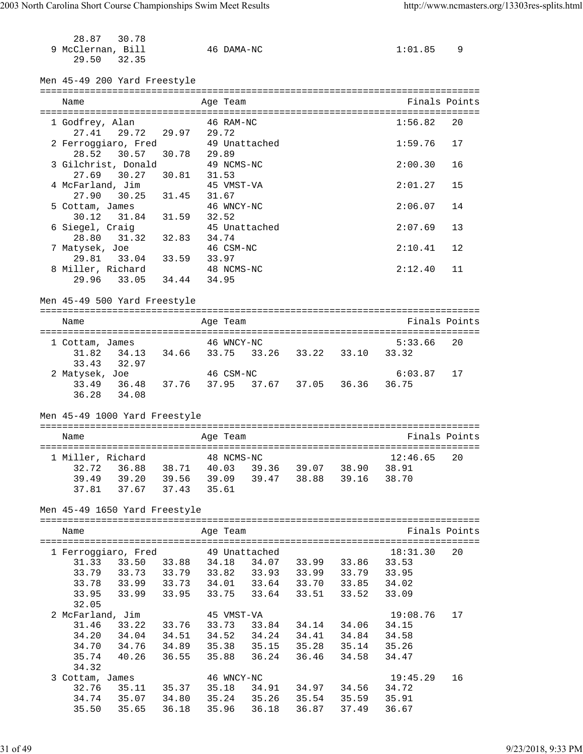```
    28.87   30.78
  9 McClernan, Bill          46 DAMA-NC                       1:01.85    9
    29.50   32.35
```

Men 45-49 200 Yard Freestyle

```
===============================================================================
    Name                    Age Team                              Finals Points
===============================================================================
  1 Godfrey, Alan           46 RAM-NC                         1:56.82   20
     27.41   29.72   29.97   29.72
  2 Ferroggiaro, Fred       49 Unattached                     1:59.76   17
     28.52   30.57   30.78   29.89
  3 Gilchrist, Donald       49 NCMS-NC                        2:00.30   16
     27.69   30.27   30.81   31.53
  4 McFarland, Jim          45 VMST-VA                        2:01.27   15
     27.90   30.25   31.45   31.67
  5 Cottam, James           46 WNCY-NC                        2:06.07   14
     30.12   31.84   31.59   32.52
  6 Siegel, Craig           45 Unattached                     2:07.69   13
     28.80   31.32   32.83   34.74
  7 Matysek, Joe            46 CSM-NC                         2:10.41   12
     29.81   33.04   33.59   33.97
  8 Miller, Richard         48 NCMS-NC                        2:12.40   11
     29.96   33.05   34.44   34.95
```

Men 45-49 500 Yard Freestyle

```
===============================================================================
    Name                    Age Team                              Finals Points
===============================================================================
  1 Cottam, James           46 WNCY-NC                        5:33.66   20
     31.82   34.13   34.66   33.75   33.26   33.22   33.10   33.32
     33.43   32.97
  2 Matysek, Joe            46 CSM-NC                         6:03.87   17
     33.49   36.48   37.76   37.95   37.67   37.05   36.36   36.75
     36.28   34.08
```

Men 45-49 1000 Yard Freestyle

```
===============================================================================
    Name                    Age Team                              Finals Points
===============================================================================
  1 Miller, Richard         48 NCMS-NC                       12:46.65   20
     32.72   36.88   38.71   40.03   39.36   39.07   38.90   38.91
     39.49   39.20   39.56   39.09   39.47   38.88   39.16   38.70
     37.81   37.67   37.43   35.61
```

Men 45-49 1650 Yard Freestyle

```
===============================================================================
    Name                    Age Team                              Finals Points
===============================================================================
  1 Ferroggiaro, Fred       49 Unattached                    18:31.30   20
     31.33   33.50   33.88   34.18   34.07   33.99   33.86   33.53
     33.79   33.73   33.79   33.82   33.93   33.99   33.79   33.95
     33.78   33.99   33.73   34.01   33.64   33.70   33.85   34.02
     33.95   33.99   33.95   33.75   33.64   33.51   33.52   33.09
     32.05
  2 McFarland, Jim          45 VMST-VA                       19:08.76   17
     31.46   33.22   33.76   33.73   33.84   34.14   34.06   34.15
     34.20   34.04   34.51   34.52   34.24   34.41   34.84   34.58
     34.70   34.76   34.89   35.38   35.15   35.28   35.14   35.26
     35.74   40.26   36.55   35.88   36.24   36.46   34.58   34.47
     34.32
  3 Cottam, James           46 WNCY-NC                       19:45.29   16
     32.76   35.11   35.37   35.18   34.91   34.97   34.56   34.72
     34.74   35.07   34.80   35.24   35.26   35.54   35.59   35.91
     35.50   35.65   36.18   35.96   36.18   36.87   37.49   36.67
```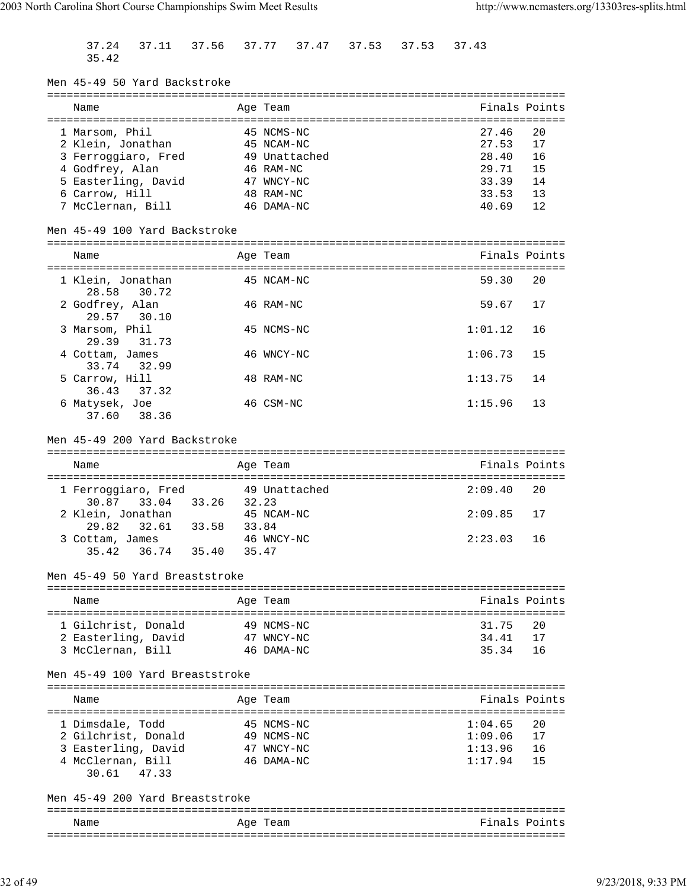37.24 37.11 37.56 37.77 37.47 37.53 37.53 37.43
35.42

## Men 45-49 50 Yard Backstroke

| Name | Age | Team | Finals | Points |
|---|---|---|---|---|
| 1 Marsom, Phil | 45 | NCMS-NC | 27.46 | 20 |
| 2 Klein, Jonathan | 45 | NCAM-NC | 27.53 | 17 |
| 3 Ferroggiaro, Fred | 49 | Unattached | 28.40 | 16 |
| 4 Godfrey, Alan | 46 | RAM-NC | 29.71 | 15 |
| 5 Easterling, David | 47 | WNCY-NC | 33.39 | 14 |
| 6 Carrow, Hill | 48 | RAM-NC | 33.53 | 13 |
| 7 McClernan, Bill | 46 | DAMA-NC | 40.69 | 12 |

## Men 45-49 100 Yard Backstroke

| Name | Age | Team | Finals | Points |
|---|---|---|---|---|
| 1 Klein, Jonathan | 45 | NCAM-NC | 59.30 | 20 |
| 28.58 30.72 | | | | |
| 2 Godfrey, Alan | 46 | RAM-NC | 59.67 | 17 |
| 29.57 30.10 | | | | |
| 3 Marsom, Phil | 45 | NCMS-NC | 1:01.12 | 16 |
| 29.39 31.73 | | | | |
| 4 Cottam, James | 46 | WNCY-NC | 1:06.73 | 15 |
| 33.74 32.99 | | | | |
| 5 Carrow, Hill | 48 | RAM-NC | 1:13.75 | 14 |
| 36.43 37.32 | | | | |
| 6 Matysek, Joe | 46 | CSM-NC | 1:15.96 | 13 |
| 37.60 38.36 | | | | |

## Men 45-49 200 Yard Backstroke

| Name | Age | Team | Finals | Points |
|---|---|---|---|---|
| 1 Ferroggiaro, Fred | 49 | Unattached | 2:09.40 | 20 |
| 30.87 33.04 33.26 32.23 | | | | |
| 2 Klein, Jonathan | 45 | NCAM-NC | 2:09.85 | 17 |
| 29.82 32.61 33.58 33.84 | | | | |
| 3 Cottam, James | 46 | WNCY-NC | 2:23.03 | 16 |
| 35.42 36.74 35.40 35.47 | | | | |

## Men 45-49 50 Yard Breaststroke

| Name | Age | Team | Finals | Points |
|---|---|---|---|---|
| 1 Gilchrist, Donald | 49 | NCMS-NC | 31.75 | 20 |
| 2 Easterling, David | 47 | WNCY-NC | 34.41 | 17 |
| 3 McClernan, Bill | 46 | DAMA-NC | 35.34 | 16 |

## Men 45-49 100 Yard Breaststroke

| Name | Age | Team | Finals | Points |
|---|---|---|---|---|
| 1 Dimsdale, Todd | 45 | NCMS-NC | 1:04.65 | 20 |
| 2 Gilchrist, Donald | 49 | NCMS-NC | 1:09.06 | 17 |
| 3 Easterling, David | 47 | WNCY-NC | 1:13.96 | 16 |
| 4 McClernan, Bill | 46 | DAMA-NC | 1:17.94 | 15 |
| 30.61 47.33 | | | | |

## Men 45-49 200 Yard Breaststroke

| Name | Age | Team | Finals | Points |
|---|---|---|---|---|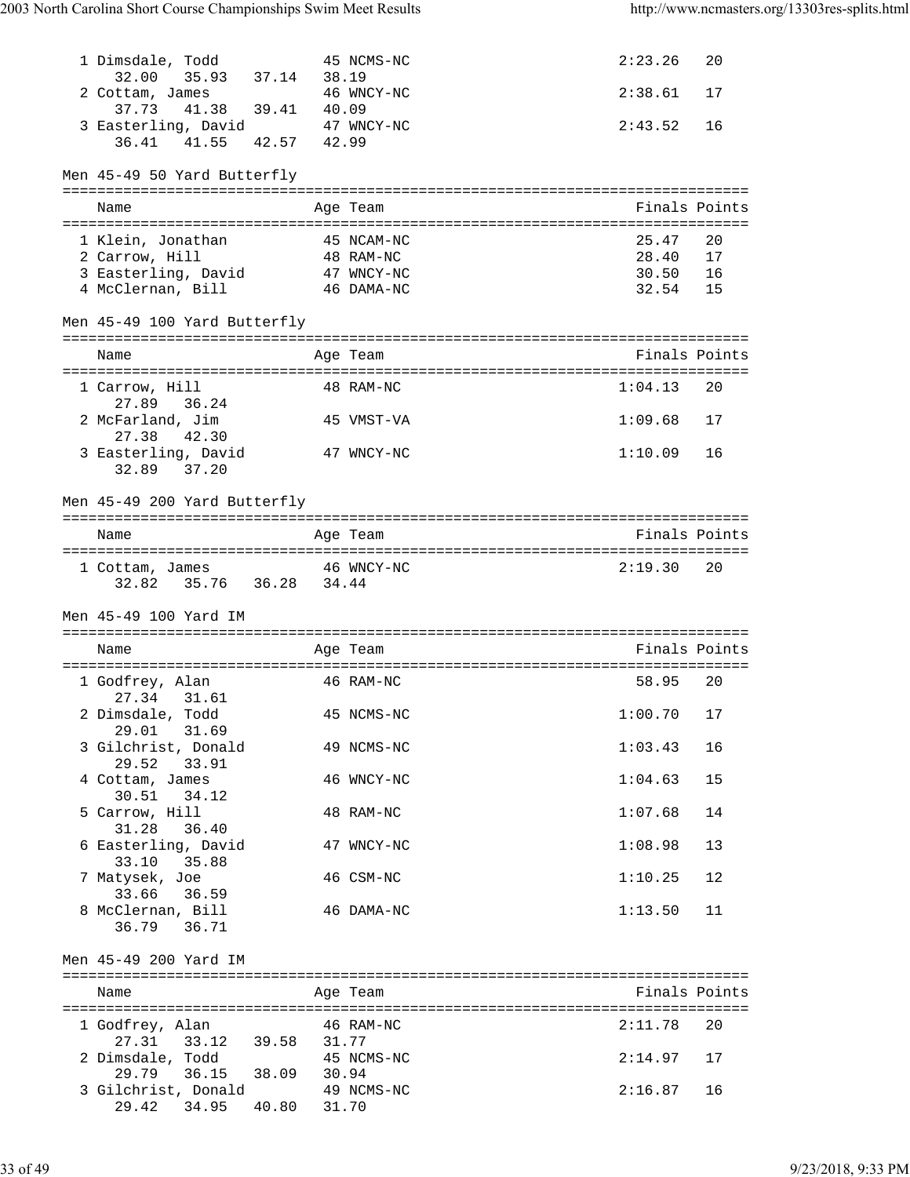| Place | Name | Age | Team | Finals | Points |
|---|---|---|---|---|---|
| 1 | Dimsdale, Todd | 45 | NCMS-NC | 2:23.26 | 20 |
| | 32.00 35.93 37.14 38.19 | | | | |
| 2 | Cottam, James | 46 | WNCY-NC | 2:38.61 | 17 |
| | 37.73 41.38 39.41 40.09 | | | | |
| 3 | Easterling, David | 47 | WNCY-NC | 2:43.52 | 16 |
| | 36.41 41.55 42.57 42.99 | | | | |

## Men 45-49 50 Yard Butterfly

| Place | Name | Age | Team | Finals | Points |
|---|---|---|---|---|---|
| 1 | Klein, Jonathan | 45 | NCAM-NC | 25.47 | 20 |
| 2 | Carrow, Hill | 48 | RAM-NC | 28.40 | 17 |
| 3 | Easterling, David | 47 | WNCY-NC | 30.50 | 16 |
| 4 | McClernan, Bill | 46 | DAMA-NC | 32.54 | 15 |

## Men 45-49 100 Yard Butterfly

| Place | Name | Age | Team | Finals | Points |
|---|---|---|---|---|---|
| 1 | Carrow, Hill | 48 | RAM-NC | 1:04.13 | 20 |
| | 27.89 36.24 | | | | |
| 2 | McFarland, Jim | 45 | VMST-VA | 1:09.68 | 17 |
| | 27.38 42.30 | | | | |
| 3 | Easterling, David | 47 | WNCY-NC | 1:10.09 | 16 |
| | 32.89 37.20 | | | | |

## Men 45-49 200 Yard Butterfly

| Place | Name | Age | Team | Finals | Points |
|---|---|---|---|---|---|
| 1 | Cottam, James | 46 | WNCY-NC | 2:19.30 | 20 |
| | 32.82 35.76 36.28 34.44 | | | | |

## Men 45-49 100 Yard IM

| Place | Name | Age | Team | Finals | Points |
|---|---|---|---|---|---|
| 1 | Godfrey, Alan | 46 | RAM-NC | 58.95 | 20 |
| | 27.34 31.61 | | | | |
| 2 | Dimsdale, Todd | 45 | NCMS-NC | 1:00.70 | 17 |
| | 29.01 31.69 | | | | |
| 3 | Gilchrist, Donald | 49 | NCMS-NC | 1:03.43 | 16 |
| | 29.52 33.91 | | | | |
| 4 | Cottam, James | 46 | WNCY-NC | 1:04.63 | 15 |
| | 30.51 34.12 | | | | |
| 5 | Carrow, Hill | 48 | RAM-NC | 1:07.68 | 14 |
| | 31.28 36.40 | | | | |
| 6 | Easterling, David | 47 | WNCY-NC | 1:08.98 | 13 |
| | 33.10 35.88 | | | | |
| 7 | Matysek, Joe | 46 | CSM-NC | 1:10.25 | 12 |
| | 33.66 36.59 | | | | |
| 8 | McClernan, Bill | 46 | DAMA-NC | 1:13.50 | 11 |
| | 36.79 36.71 | | | | |

## Men 45-49 200 Yard IM

| Place | Name | Age | Team | Finals | Points |
|---|---|---|---|---|---|
| 1 | Godfrey, Alan | 46 | RAM-NC | 2:11.78 | 20 |
| | 27.31 33.12 39.58 31.77 | | | | |
| 2 | Dimsdale, Todd | 45 | NCMS-NC | 2:14.97 | 17 |
| | 29.79 36.15 38.09 30.94 | | | | |
| 3 | Gilchrist, Donald | 49 | NCMS-NC | 2:16.87 | 16 |
| | 29.42 34.95 40.80 31.70 | | | | |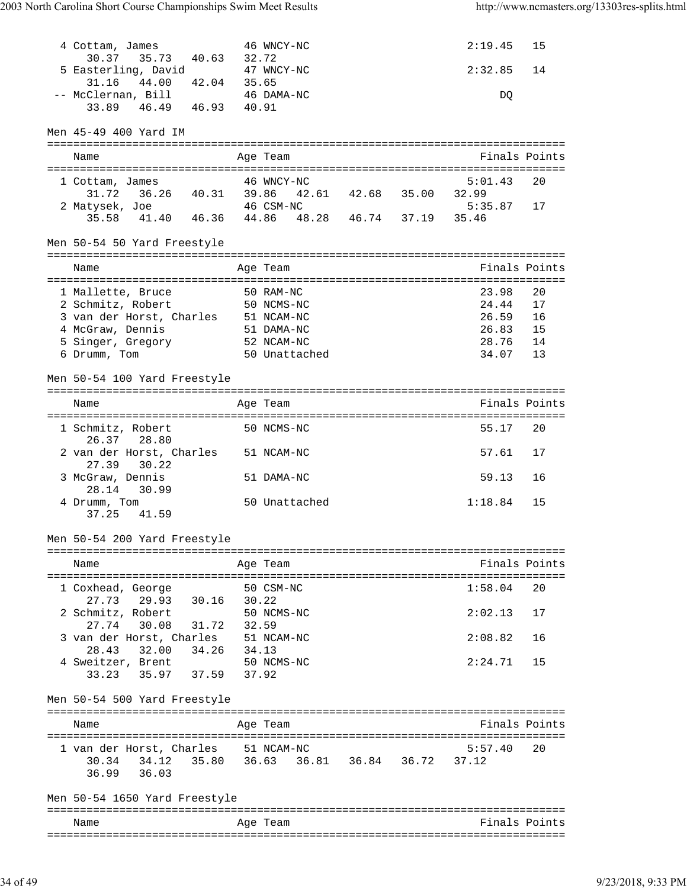```
  4 Cottam, James            46 WNCY-NC                   2:19.45   15
     30.37   35.73   40.63   32.72
  5 Easterling, David        47 WNCY-NC                   2:32.85   14
     31.16   44.00   42.04   35.65
 -- McClernan, Bill          46 DAMA-NC                        DQ
     33.89   46.49   46.93   40.91
```

## Men 45-49 400 Yard IM

```
===============================================================================
    Name                    Age Team                            Finals Points
===============================================================================
  1 Cottam, James            46 WNCY-NC                   5:01.43   20
     31.72   36.26   40.31   39.86   42.61   42.68   35.00   32.99
  2 Matysek, Joe             46 CSM-NC                    5:35.87   17
     35.58   41.40   46.36   44.86   48.28   46.74   37.19   35.46
```

## Men 50-54 50 Yard Freestyle

```
===============================================================================
    Name                    Age Team                            Finals Points
===============================================================================
  1 Mallette, Bruce          50 RAM-NC                      23.98   20
  2 Schmitz, Robert          50 NCMS-NC                     24.44   17
  3 van der Horst, Charles   51 NCAM-NC                     26.59   16
  4 McGraw, Dennis           51 DAMA-NC                     26.83   15
  5 Singer, Gregory          52 NCAM-NC                     28.76   14
  6 Drumm, Tom               50 Unattached                  34.07   13
```

## Men 50-54 100 Yard Freestyle

```
===============================================================================
    Name                    Age Team                            Finals Points
===============================================================================
  1 Schmitz, Robert          50 NCMS-NC                     55.17   20
     26.37   28.80
  2 van der Horst, Charles   51 NCAM-NC                     57.61   17
     27.39   30.22
  3 McGraw, Dennis           51 DAMA-NC                     59.13   16
     28.14   30.99
  4 Drumm, Tom               50 Unattached                1:18.84   15
     37.25   41.59
```

## Men 50-54 200 Yard Freestyle

```
===============================================================================
    Name                    Age Team                            Finals Points
===============================================================================
  1 Coxhead, George          50 CSM-NC                    1:58.04   20
     27.73   29.93   30.16   30.22
  2 Schmitz, Robert          50 NCMS-NC                   2:02.13   17
     27.74   30.08   31.72   32.59
  3 van der Horst, Charles   51 NCAM-NC                   2:08.82   16
     28.43   32.00   34.26   34.13
  4 Sweitzer, Brent          50 NCMS-NC                   2:24.71   15
     33.23   35.97   37.59   37.92
```

## Men 50-54 500 Yard Freestyle

```
===============================================================================
    Name                    Age Team                            Finals Points
===============================================================================
  1 van der Horst, Charles   51 NCAM-NC                   5:57.40   20
     30.34   34.12   35.80   36.63   36.81   36.84   36.72   37.12
     36.99   36.03
```

## Men 50-54 1650 Yard Freestyle

```
===============================================================================
    Name                    Age Team                            Finals Points
===============================================================================
```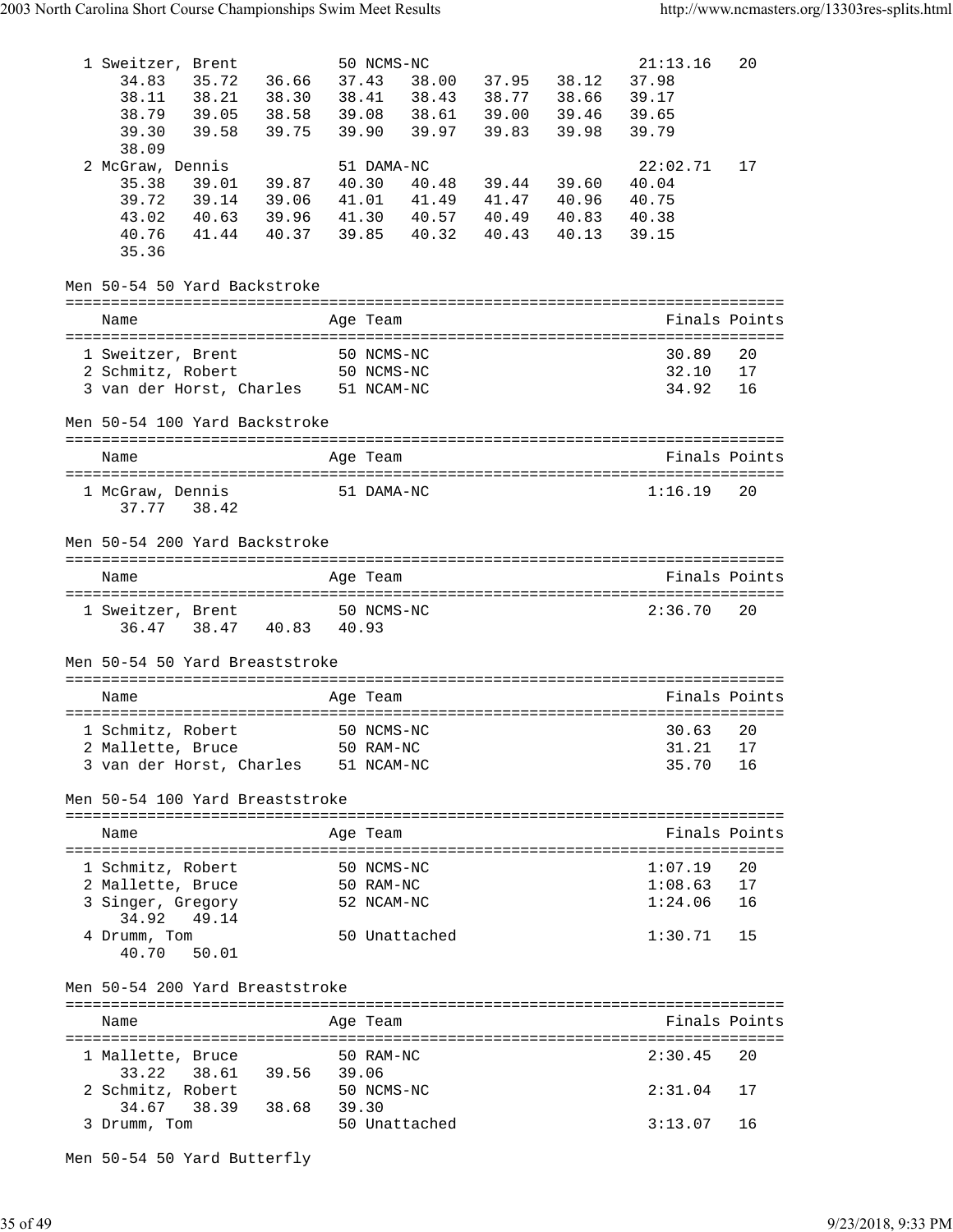| Name | Age | Team | Finals | Points |
|---|---|---|---|---|
| 1 Sweitzer, Brent | 50 | NCMS-NC | 21:13.16 | 20 |
| 34.83 35.72 36.66 37.43 38.00 37.95 38.12 37.98 | | | | |
| 38.11 38.21 38.30 38.41 38.43 38.77 38.66 39.17 | | | | |
| 38.79 39.05 38.58 39.08 38.61 39.00 39.46 39.65 | | | | |
| 39.30 39.58 39.75 39.90 39.97 39.83 39.98 39.79 | | | | |
| 38.09 | | | | |
| 2 McGraw, Dennis | 51 | DAMA-NC | 22:02.71 | 17 |
| 35.38 39.01 39.87 40.30 40.48 39.44 39.60 40.04 | | | | |
| 39.72 39.14 39.06 41.01 41.49 41.47 40.96 40.75 | | | | |
| 43.02 40.63 39.96 41.30 40.57 40.49 40.83 40.38 | | | | |
| 40.76 41.44 40.37 39.85 40.32 40.43 40.13 39.15 | | | | |
| 35.36 | | | | |

## Men 50-54 50 Yard Backstroke

| Name | Age | Team | Finals | Points |
|---|---|---|---|---|
| 1 Sweitzer, Brent | 50 | NCMS-NC | 30.89 | 20 |
| 2 Schmitz, Robert | 50 | NCMS-NC | 32.10 | 17 |
| 3 van der Horst, Charles | 51 | NCAM-NC | 34.92 | 16 |

## Men 50-54 100 Yard Backstroke

| Name | Age | Team | Finals | Points |
|---|---|---|---|---|
| 1 McGraw, Dennis | 51 | DAMA-NC | 1:16.19 | 20 |
| 37.77 38.42 | | | | |

## Men 50-54 200 Yard Backstroke

| Name | Age | Team | Finals | Points |
|---|---|---|---|---|
| 1 Sweitzer, Brent | 50 | NCMS-NC | 2:36.70 | 20 |
| 36.47 38.47 40.83 40.93 | | | | |

## Men 50-54 50 Yard Breaststroke

| Name | Age | Team | Finals | Points |
|---|---|---|---|---|
| 1 Schmitz, Robert | 50 | NCMS-NC | 30.63 | 20 |
| 2 Mallette, Bruce | 50 | RAM-NC | 31.21 | 17 |
| 3 van der Horst, Charles | 51 | NCAM-NC | 35.70 | 16 |

## Men 50-54 100 Yard Breaststroke

| Name | Age | Team | Finals | Points |
|---|---|---|---|---|
| 1 Schmitz, Robert | 50 | NCMS-NC | 1:07.19 | 20 |
| 2 Mallette, Bruce | 50 | RAM-NC | 1:08.63 | 17 |
| 3 Singer, Gregory | 52 | NCAM-NC | 1:24.06 | 16 |
| 34.92 49.14 | | | | |
| 4 Drumm, Tom | 50 | Unattached | 1:30.71 | 15 |
| 40.70 50.01 | | | | |

## Men 50-54 200 Yard Breaststroke

| Name | Age | Team | Finals | Points |
|---|---|---|---|---|
| 1 Mallette, Bruce | 50 | RAM-NC | 2:30.45 | 20 |
| 33.22 38.61 39.56 39.06 | | | | |
| 2 Schmitz, Robert | 50 | NCMS-NC | 2:31.04 | 17 |
| 34.67 38.39 38.68 39.30 | | | | |
| 3 Drumm, Tom | 50 | Unattached | 3:13.07 | 16 |

## Men 50-54 50 Yard Butterfly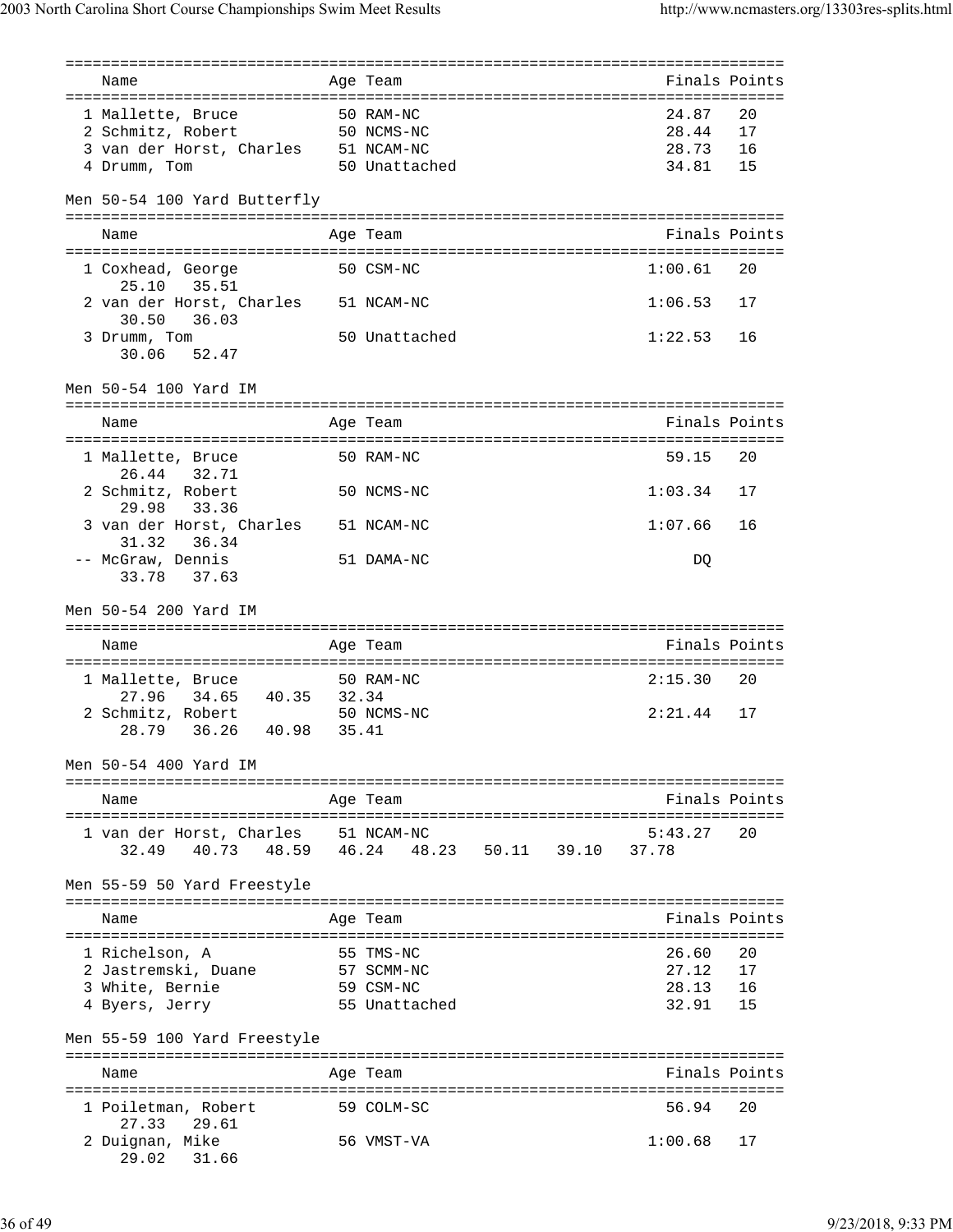| | Name | Age | Team | Finals | Points |
|---|---|---|---|---|---|
| 1 | Mallette, Bruce | 50 | RAM-NC | 24.87 | 20 |
| 2 | Schmitz, Robert | 50 | NCMS-NC | 28.44 | 17 |
| 3 | van der Horst, Charles | 51 | NCAM-NC | 28.73 | 16 |
| 4 | Drumm, Tom | 50 | Unattached | 34.81 | 15 |

### Men 50-54 100 Yard Butterfly

| | Name | Age | Team | Finals | Points |
|---|---|---|---|---|---|
| 1 | Coxhead, George | 50 | CSM-NC | 1:00.61 | 20 |
| | 25.10  35.51 | | | | |
| 2 | van der Horst, Charles | 51 | NCAM-NC | 1:06.53 | 17 |
| | 30.50  36.03 | | | | |
| 3 | Drumm, Tom | 50 | Unattached | 1:22.53 | 16 |
| | 30.06  52.47 | | | | |

### Men 50-54 100 Yard IM

| | Name | Age | Team | Finals | Points |
|---|---|---|---|---|---|
| 1 | Mallette, Bruce | 50 | RAM-NC | 59.15 | 20 |
| | 26.44  32.71 | | | | |
| 2 | Schmitz, Robert | 50 | NCMS-NC | 1:03.34 | 17 |
| | 29.98  33.36 | | | | |
| 3 | van der Horst, Charles | 51 | NCAM-NC | 1:07.66 | 16 |
| | 31.32  36.34 | | | | |
| -- | McGraw, Dennis | 51 | DAMA-NC | DQ | |
| | 33.78  37.63 | | | | |

### Men 50-54 200 Yard IM

| | Name | Age | Team | Finals | Points |
|---|---|---|---|---|---|
| 1 | Mallette, Bruce | 50 | RAM-NC | 2:15.30 | 20 |
| | 27.96  34.65  40.35  32.34 | | | | |
| 2 | Schmitz, Robert | 50 | NCMS-NC | 2:21.44 | 17 |
| | 28.79  36.26  40.98  35.41 | | | | |

### Men 50-54 400 Yard IM

| | Name | Age | Team | Finals | Points |
|---|---|---|---|---|---|
| 1 | van der Horst, Charles | 51 | NCAM-NC | 5:43.27 | 20 |
| | 32.49  40.73  48.59  46.24  48.23  50.11  39.10  37.78 | | | | |

### Men 55-59 50 Yard Freestyle

| | Name | Age | Team | Finals | Points |
|---|---|---|---|---|---|
| 1 | Richelson, A | 55 | TMS-NC | 26.60 | 20 |
| 2 | Jastremski, Duane | 57 | SCMM-NC | 27.12 | 17 |
| 3 | White, Bernie | 59 | CSM-NC | 28.13 | 16 |
| 4 | Byers, Jerry | 55 | Unattached | 32.91 | 15 |

### Men 55-59 100 Yard Freestyle

| | Name | Age | Team | Finals | Points |
|---|---|---|---|---|---|
| 1 | Poiletman, Robert | 59 | COLM-SC | 56.94 | 20 |
| | 27.33  29.61 | | | | |
| 2 | Duignan, Mike | 56 | VMST-VA | 1:00.68 | 17 |
| | 29.02  31.66 | | | | |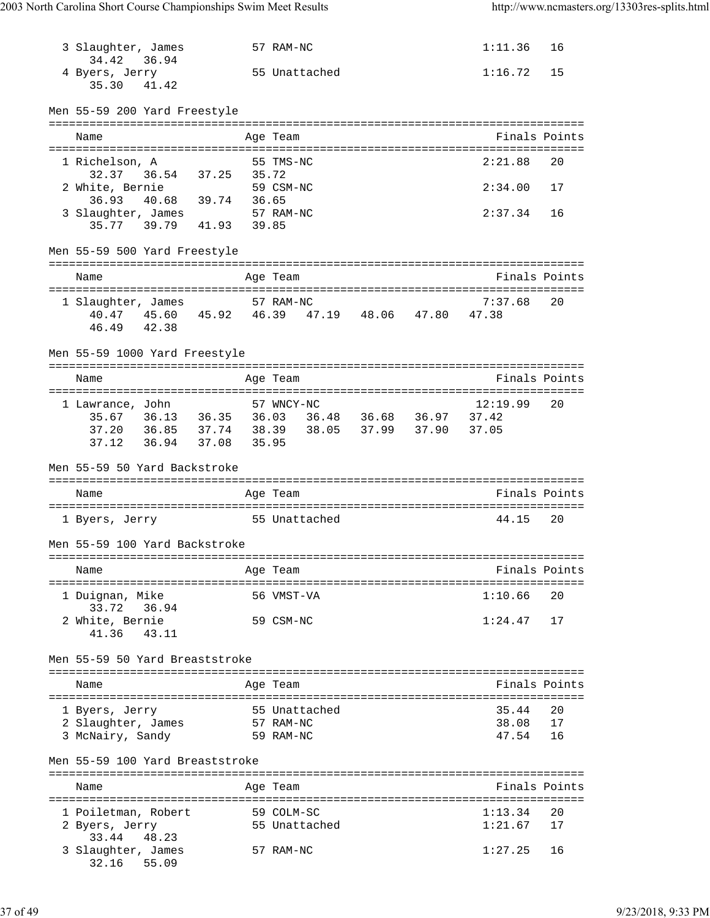| Name | Age | Team | Finals | Points |
|---|---|---|---|---|
| 3 Slaughter, James | 57 | RAM-NC | 1:11.36 | 16 |
| 34.42  36.94 | | | | |
| 4 Byers, Jerry | 55 | Unattached | 1:16.72 | 15 |
| 35.30  41.42 | | | | |

### Men 55-59 200 Yard Freestyle

| Name | Age | Team | Finals | Points |
|---|---|---|---|---|
| 1 Richelson, A | 55 | TMS-NC | 2:21.88 | 20 |
| 32.37  36.54  37.25  35.72 | | | | |
| 2 White, Bernie | 59 | CSM-NC | 2:34.00 | 17 |
| 36.93  40.68  39.74  36.65 | | | | |
| 3 Slaughter, James | 57 | RAM-NC | 2:37.34 | 16 |
| 35.77  39.79  41.93  39.85 | | | | |

### Men 55-59 500 Yard Freestyle

| Name | Age | Team | Finals | Points |
|---|---|---|---|---|
| 1 Slaughter, James | 57 | RAM-NC | 7:37.68 | 20 |
| 40.47  45.60  45.92  46.39  47.19  48.06  47.80  47.38 | | | | |
| 46.49  42.38 | | | | |

### Men 55-59 1000 Yard Freestyle

| Name | Age | Team | Finals | Points |
|---|---|---|---|---|
| 1 Lawrance, John | 57 | WNCY-NC | 12:19.99 | 20 |
| 35.67  36.13  36.35  36.03  36.48  36.68  36.97  37.42 | | | | |
| 37.20  36.85  37.74  38.39  38.05  37.99  37.90  37.05 | | | | |
| 37.12  36.94  37.08  35.95 | | | | |

### Men 55-59 50 Yard Backstroke

| Name | Age | Team | Finals | Points |
|---|---|---|---|---|
| 1 Byers, Jerry | 55 | Unattached | 44.15 | 20 |

### Men 55-59 100 Yard Backstroke

| Name | Age | Team | Finals | Points |
|---|---|---|---|---|
| 1 Duignan, Mike | 56 | VMST-VA | 1:10.66 | 20 |
| 33.72  36.94 | | | | |
| 2 White, Bernie | 59 | CSM-NC | 1:24.47 | 17 |
| 41.36  43.11 | | | | |

### Men 55-59 50 Yard Breaststroke

| Name | Age | Team | Finals | Points |
|---|---|---|---|---|
| 1 Byers, Jerry | 55 | Unattached | 35.44 | 20 |
| 2 Slaughter, James | 57 | RAM-NC | 38.08 | 17 |
| 3 McNairy, Sandy | 59 | RAM-NC | 47.54 | 16 |

### Men 55-59 100 Yard Breaststroke

| Name | Age | Team | Finals | Points |
|---|---|---|---|---|
| 1 Poiletman, Robert | 59 | COLM-SC | 1:13.34 | 20 |
| 2 Byers, Jerry | 55 | Unattached | 1:21.67 | 17 |
| 33.44  48.23 | | | | |
| 3 Slaughter, James | 57 | RAM-NC | 1:27.25 | 16 |
| 32.16  55.09 | | | | |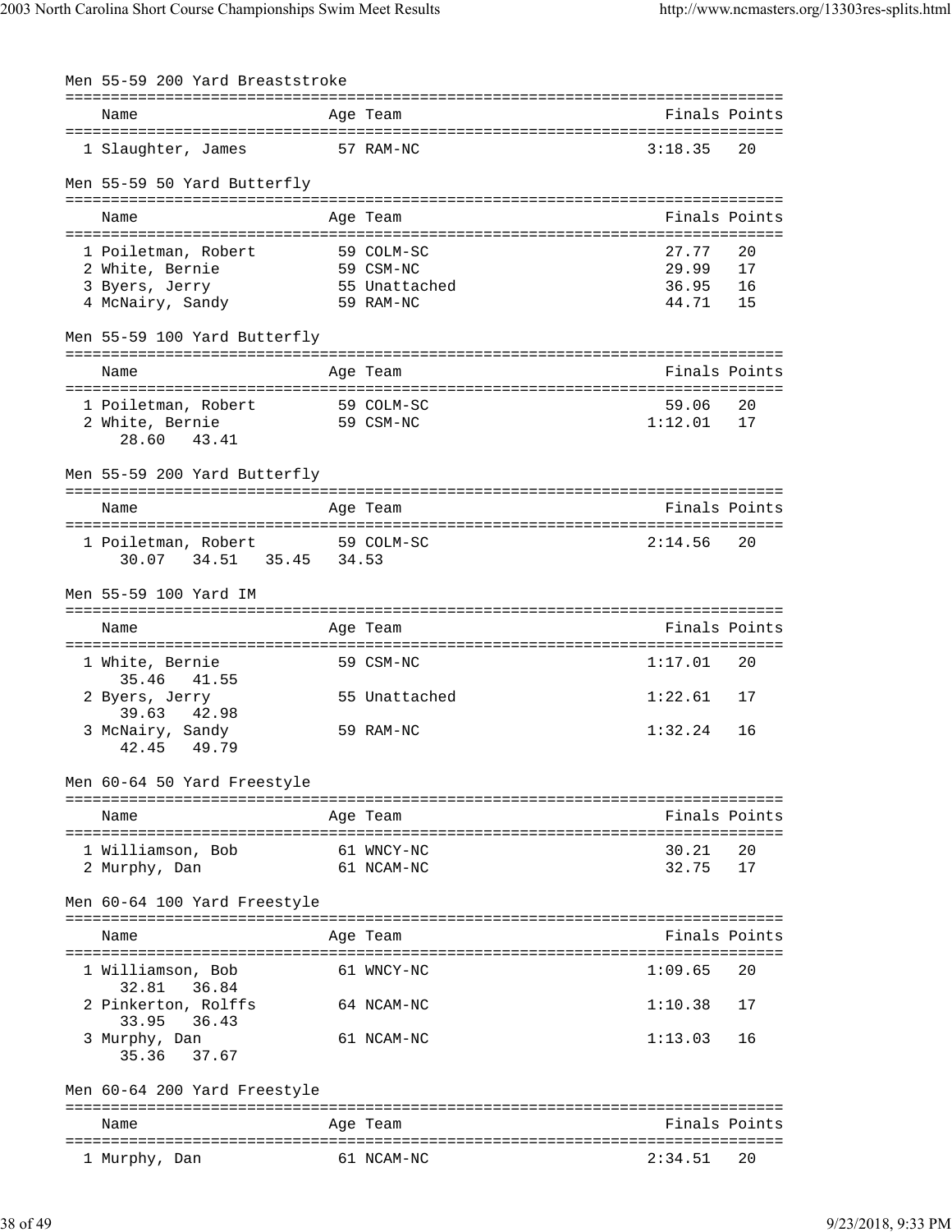## Men 55-59 200 Yard Breaststroke

| | Name | Age | Team | Finals | Points |
|---|---|---|---|---|---|
| 1 | Slaughter, James | 57 | RAM-NC | 3:18.35 | 20 |

## Men 55-59 50 Yard Butterfly

| | Name | Age | Team | Finals | Points |
|---|---|---|---|---|---|
| 1 | Poiletman, Robert | 59 | COLM-SC | 27.77 | 20 |
| 2 | White, Bernie | 59 | CSM-NC | 29.99 | 17 |
| 3 | Byers, Jerry | 55 | Unattached | 36.95 | 16 |
| 4 | McNairy, Sandy | 59 | RAM-NC | 44.71 | 15 |

## Men 55-59 100 Yard Butterfly

| | Name | Age | Team | Finals | Points |
|---|---|---|---|---|---|
| 1 | Poiletman, Robert | 59 | COLM-SC | 59.06 | 20 |
| 2 | White, Bernie | 59 | CSM-NC | 1:12.01 | 17 |
| | 28.60 43.41 | | | | |

## Men 55-59 200 Yard Butterfly

| | Name | Age | Team | Finals | Points |
|---|---|---|---|---|---|
| 1 | Poiletman, Robert | 59 | COLM-SC | 2:14.56 | 20 |
| | 30.07 34.51 35.45 34.53 | | | | |

## Men 55-59 100 Yard IM

| | Name | Age | Team | Finals | Points |
|---|---|---|---|---|---|
| 1 | White, Bernie | 59 | CSM-NC | 1:17.01 | 20 |
| | 35.46 41.55 | | | | |
| 2 | Byers, Jerry | 55 | Unattached | 1:22.61 | 17 |
| | 39.63 42.98 | | | | |
| 3 | McNairy, Sandy | 59 | RAM-NC | 1:32.24 | 16 |
| | 42.45 49.79 | | | | |

## Men 60-64 50 Yard Freestyle

| | Name | Age | Team | Finals | Points |
|---|---|---|---|---|---|
| 1 | Williamson, Bob | 61 | WNCY-NC | 30.21 | 20 |
| 2 | Murphy, Dan | 61 | NCAM-NC | 32.75 | 17 |

## Men 60-64 100 Yard Freestyle

| | Name | Age | Team | Finals | Points |
|---|---|---|---|---|---|
| 1 | Williamson, Bob | 61 | WNCY-NC | 1:09.65 | 20 |
| | 32.81 36.84 | | | | |
| 2 | Pinkerton, Rolffs | 64 | NCAM-NC | 1:10.38 | 17 |
| | 33.95 36.43 | | | | |
| 3 | Murphy, Dan | 61 | NCAM-NC | 1:13.03 | 16 |
| | 35.36 37.67 | | | | |

## Men 60-64 200 Yard Freestyle

| | Name | Age | Team | Finals | Points |
|---|---|---|---|---|---|
| 1 | Murphy, Dan | 61 | NCAM-NC | 2:34.51 | 20 |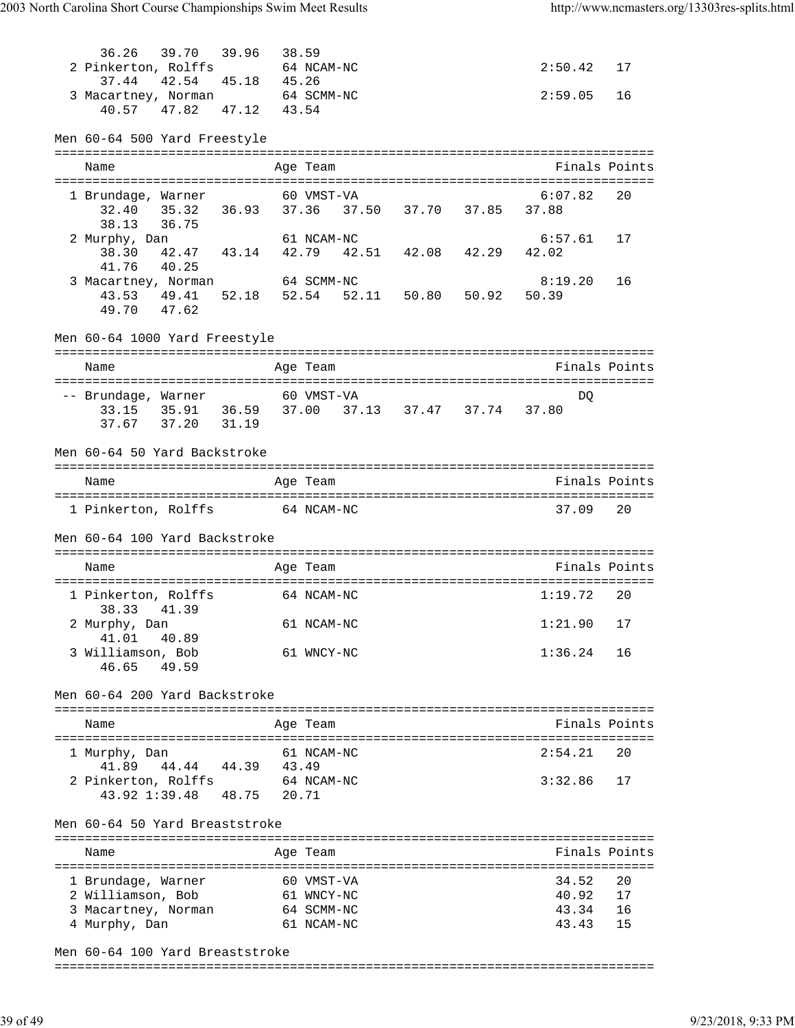```
      36.26   39.70   39.96   38.59
  2 Pinkerton, Rolffs         64 NCAM-NC                           2:50.42   17
      37.44   42.54   45.18   45.26
  3 Macartney, Norman         64 SCMM-NC                           2:59.05   16
      40.57   47.82   47.12   43.54
```

Men 60-64 500 Yard Freestyle

```
===============================================================================
    Name                    Age Team                               Finals Points
===============================================================================
  1 Brundage, Warner          60 VMST-VA                           6:07.82   20
      32.40   35.32   36.93   37.36   37.50   37.70   37.85   37.88
      38.13   36.75
  2 Murphy, Dan               61 NCAM-NC                           6:57.61   17
      38.30   42.47   43.14   42.79   42.51   42.08   42.29   42.02
      41.76   40.25
  3 Macartney, Norman         64 SCMM-NC                           8:19.20   16
      43.53   49.41   52.18   52.54   52.11   50.80   50.92   50.39
      49.70   47.62
```

Men 60-64 1000 Yard Freestyle

```
===============================================================================
    Name                    Age Team                               Finals Points
===============================================================================
 -- Brundage, Warner          60 VMST-VA                               DQ
      33.15   35.91   36.59   37.00   37.13   37.47   37.74   37.80
      37.67   37.20   31.19
```

Men 60-64 50 Yard Backstroke

```
===============================================================================
    Name                    Age Team                               Finals Points
===============================================================================
  1 Pinkerton, Rolffs         64 NCAM-NC                             37.09   20
```

Men 60-64 100 Yard Backstroke

```
===============================================================================
    Name                    Age Team                               Finals Points
===============================================================================
  1 Pinkerton, Rolffs         64 NCAM-NC                           1:19.72   20
      38.33   41.39
  2 Murphy, Dan               61 NCAM-NC                           1:21.90   17
      41.01   40.89
  3 Williamson, Bob           61 WNCY-NC                           1:36.24   16
      46.65   49.59
```

Men 60-64 200 Yard Backstroke

```
===============================================================================
    Name                    Age Team                               Finals Points
===============================================================================
  1 Murphy, Dan               61 NCAM-NC                           2:54.21   20
      41.89   44.44   44.39   43.49
  2 Pinkerton, Rolffs         64 NCAM-NC                           3:32.86   17
      43.92 1:39.48   48.75   20.71
```

Men 60-64 50 Yard Breaststroke

```
===============================================================================
    Name                    Age Team                               Finals Points
===============================================================================
  1 Brundage, Warner          60 VMST-VA                             34.52   20
  2 Williamson, Bob           61 WNCY-NC                             40.92   17
  3 Macartney, Norman         64 SCMM-NC                             43.34   16
  4 Murphy, Dan               61 NCAM-NC                             43.43   15
```

Men 60-64 100 Yard Breaststroke

```
===============================================================================
```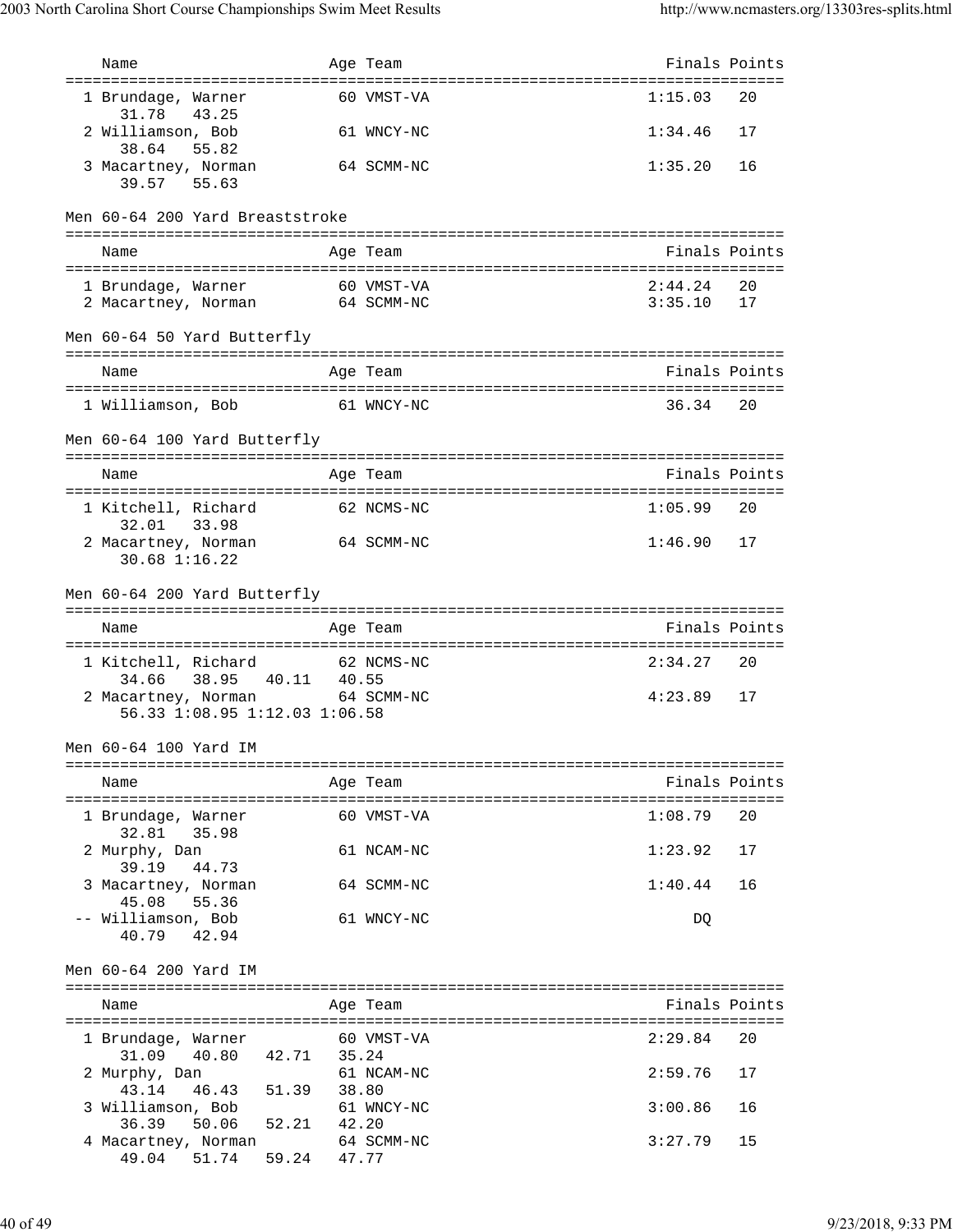| Name | Age | Team | Finals | Points |
|---|---|---|---|---|
| 1 Brundage, Warner | 60 | VMST-VA | 1:15.03 | 20 |
| 31.78 43.25 | | | | |
| 2 Williamson, Bob | 61 | WNCY-NC | 1:34.46 | 17 |
| 38.64 55.82 | | | | |
| 3 Macartney, Norman | 64 | SCMM-NC | 1:35.20 | 16 |
| 39.57 55.63 | | | | |

Men 60-64 200 Yard Breaststroke

| Name | Age | Team | Finals | Points |
|---|---|---|---|---|
| 1 Brundage, Warner | 60 | VMST-VA | 2:44.24 | 20 |
| 2 Macartney, Norman | 64 | SCMM-NC | 3:35.10 | 17 |

Men 60-64 50 Yard Butterfly

| Name | Age | Team | Finals | Points |
|---|---|---|---|---|
| 1 Williamson, Bob | 61 | WNCY-NC | 36.34 | 20 |

Men 60-64 100 Yard Butterfly

| Name | Age | Team | Finals | Points |
|---|---|---|---|---|
| 1 Kitchell, Richard | 62 | NCMS-NC | 1:05.99 | 20 |
| 32.01 33.98 | | | | |
| 2 Macartney, Norman | 64 | SCMM-NC | 1:46.90 | 17 |
| 30.68 1:16.22 | | | | |

Men 60-64 200 Yard Butterfly

| Name | Age | Team | Finals | Points |
|---|---|---|---|---|
| 1 Kitchell, Richard | 62 | NCMS-NC | 2:34.27 | 20 |
| 34.66 38.95 40.11 40.55 | | | | |
| 2 Macartney, Norman | 64 | SCMM-NC | 4:23.89 | 17 |
| 56.33 1:08.95 1:12.03 1:06.58 | | | | |

Men 60-64 100 Yard IM

| Name | Age | Team | Finals | Points |
|---|---|---|---|---|
| 1 Brundage, Warner | 60 | VMST-VA | 1:08.79 | 20 |
| 32.81 35.98 | | | | |
| 2 Murphy, Dan | 61 | NCAM-NC | 1:23.92 | 17 |
| 39.19 44.73 | | | | |
| 3 Macartney, Norman | 64 | SCMM-NC | 1:40.44 | 16 |
| 45.08 55.36 | | | | |
| -- Williamson, Bob | 61 | WNCY-NC | DQ | |
| 40.79 42.94 | | | | |

Men 60-64 200 Yard IM

| Name | Age | Team | Finals | Points |
|---|---|---|---|---|
| 1 Brundage, Warner | 60 | VMST-VA | 2:29.84 | 20 |
| 31.09 40.80 42.71 35.24 | | | | |
| 2 Murphy, Dan | 61 | NCAM-NC | 2:59.76 | 17 |
| 43.14 46.43 51.39 38.80 | | | | |
| 3 Williamson, Bob | 61 | WNCY-NC | 3:00.86 | 16 |
| 36.39 50.06 52.21 42.20 | | | | |
| 4 Macartney, Norman | 64 | SCMM-NC | 3:27.79 | 15 |
| 49.04 51.74 59.24 47.77 | | | | |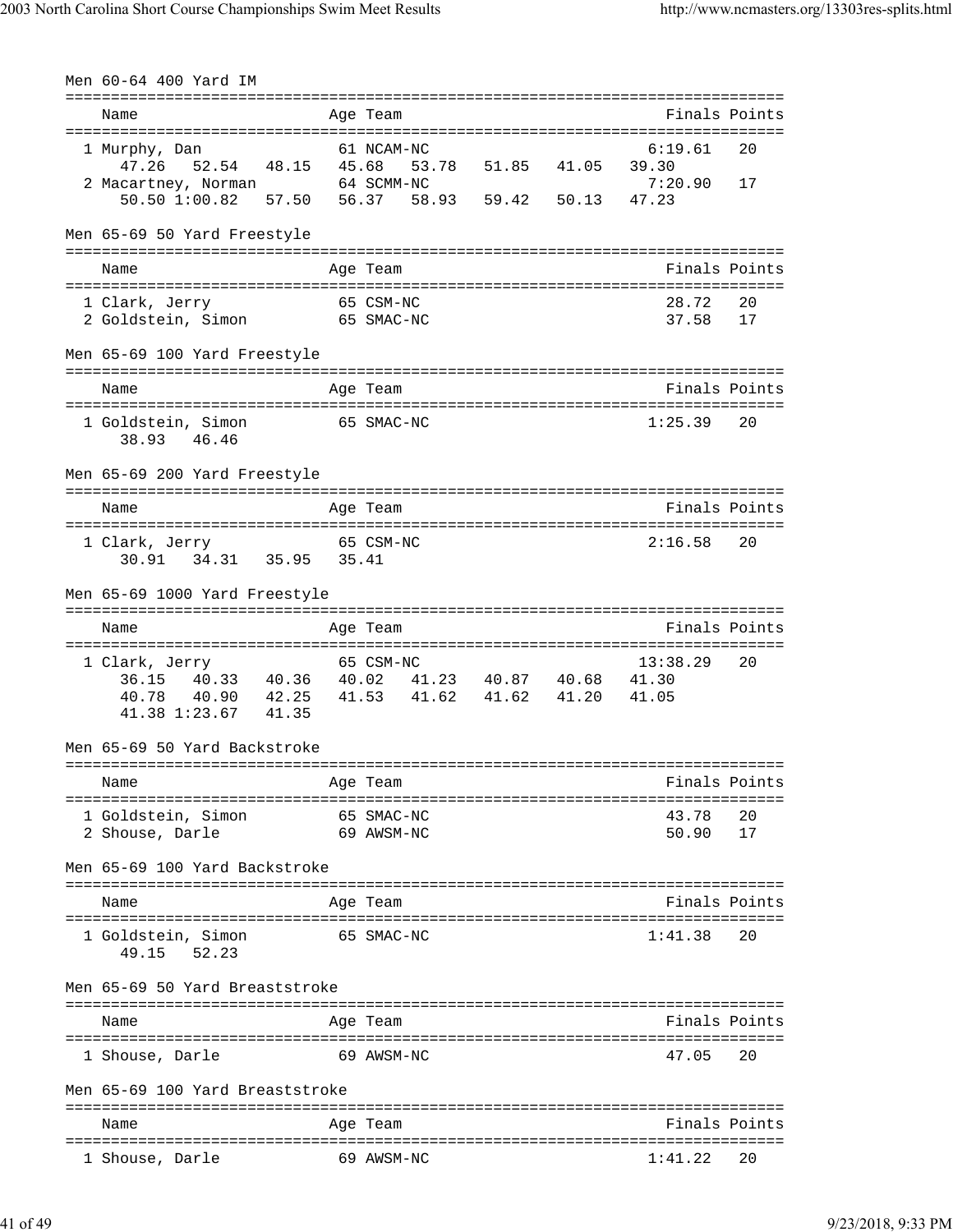## Men 60-64 400 Yard IM

| Name | Age | Team | Finals | Points |
|---|---|---|---|---|
| 1 Murphy, Dan | 61 | NCAM-NC | 6:19.61 | 20 |
| 47.26 52.54 48.15 45.68 53.78 51.85 41.05 39.30 | | | | |
| 2 Macartney, Norman | 64 | SCMM-NC | 7:20.90 | 17 |
| 50.50 1:00.82 57.50 56.37 58.93 59.42 50.13 47.23 | | | | |

## Men 65-69 50 Yard Freestyle

| Name | Age | Team | Finals | Points |
|---|---|---|---|---|
| 1 Clark, Jerry | 65 | CSM-NC | 28.72 | 20 |
| 2 Goldstein, Simon | 65 | SMAC-NC | 37.58 | 17 |

## Men 65-69 100 Yard Freestyle

| Name | Age | Team | Finals | Points |
|---|---|---|---|---|
| 1 Goldstein, Simon | 65 | SMAC-NC | 1:25.39 | 20 |
| 38.93 46.46 | | | | |

## Men 65-69 200 Yard Freestyle

| Name | Age | Team | Finals | Points |
|---|---|---|---|---|
| 1 Clark, Jerry | 65 | CSM-NC | 2:16.58 | 20 |
| 30.91 34.31 35.95 35.41 | | | | |

## Men 65-69 1000 Yard Freestyle

| Name | Age | Team | Finals | Points |
|---|---|---|---|---|
| 1 Clark, Jerry | 65 | CSM-NC | 13:38.29 | 20 |
| 36.15 40.33 40.36 40.02 41.23 40.87 40.68 41.30 | | | | |
| 40.78 40.90 42.25 41.53 41.62 41.62 41.20 41.05 | | | | |
| 41.38 1:23.67 41.35 | | | | |

## Men 65-69 50 Yard Backstroke

| Name | Age | Team | Finals | Points |
|---|---|---|---|---|
| 1 Goldstein, Simon | 65 | SMAC-NC | 43.78 | 20 |
| 2 Shouse, Darle | 69 | AWSM-NC | 50.90 | 17 |

## Men 65-69 100 Yard Backstroke

| Name | Age | Team | Finals | Points |
|---|---|---|---|---|
| 1 Goldstein, Simon | 65 | SMAC-NC | 1:41.38 | 20 |
| 49.15 52.23 | | | | |

## Men 65-69 50 Yard Breaststroke

| Name | Age | Team | Finals | Points |
|---|---|---|---|---|
| 1 Shouse, Darle | 69 | AWSM-NC | 47.05 | 20 |

## Men 65-69 100 Yard Breaststroke

| Name | Age | Team | Finals | Points |
|---|---|---|---|---|
| 1 Shouse, Darle | 69 | AWSM-NC | 1:41.22 | 20 |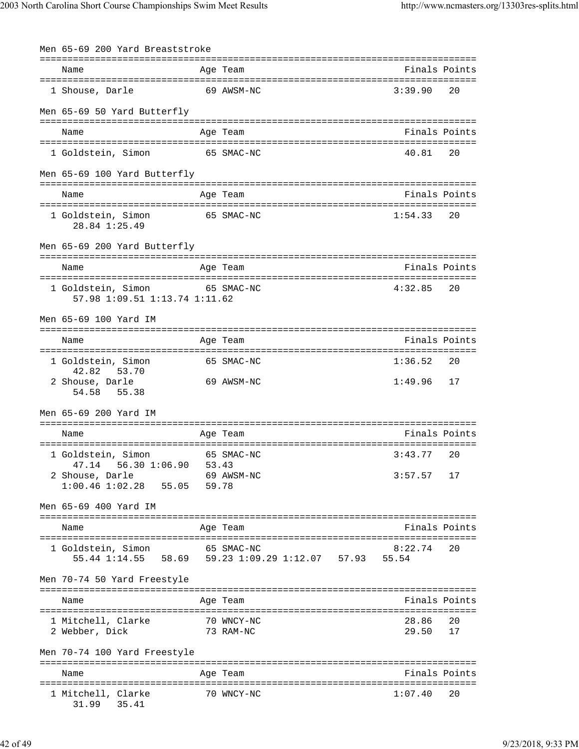### Men 65-69 200 Yard Breaststroke

| | Name | Age | Team | Finals | Points |
|---|---|---|---|---|---|
| 1 | Shouse, Darle | 69 | AWSM-NC | 3:39.90 | 20 |

### Men 65-69 50 Yard Butterfly

| | Name | Age | Team | Finals | Points |
|---|---|---|---|---|---|
| 1 | Goldstein, Simon | 65 | SMAC-NC | 40.81 | 20 |

### Men 65-69 100 Yard Butterfly

| | Name | Age | Team | Finals | Points |
|---|---|---|---|---|---|
| 1 | Goldstein, Simon | 65 | SMAC-NC | 1:54.33 | 20 |
| | 28.84 1:25.49 | | | | |

### Men 65-69 200 Yard Butterfly

| | Name | Age | Team | Finals | Points |
|---|---|---|---|---|---|
| 1 | Goldstein, Simon | 65 | SMAC-NC | 4:32.85 | 20 |
| | 57.98 1:09.51 1:13.74 1:11.62 | | | | |

### Men 65-69 100 Yard IM

| | Name | Age | Team | Finals | Points |
|---|---|---|---|---|---|
| 1 | Goldstein, Simon | 65 | SMAC-NC | 1:36.52 | 20 |
| | 42.82 53.70 | | | | |
| 2 | Shouse, Darle | 69 | AWSM-NC | 1:49.96 | 17 |
| | 54.58 55.38 | | | | |

### Men 65-69 200 Yard IM

| | Name | Age | Team | Finals | Points |
|---|---|---|---|---|---|
| 1 | Goldstein, Simon | 65 | SMAC-NC | 3:43.77 | 20 |
| | 47.14 56.30 1:06.90 53.43 | | | | |
| 2 | Shouse, Darle | 69 | AWSM-NC | 3:57.57 | 17 |
| | 1:00.46 1:02.28 55.05 59.78 | | | | |

### Men 65-69 400 Yard IM

| | Name | Age | Team | Finals | Points |
|---|---|---|---|---|---|
| 1 | Goldstein, Simon | 65 | SMAC-NC | 8:22.74 | 20 |
| | 55.44 1:14.55 58.69 59.23 1:09.29 1:12.07 57.93 55.54 | | | | |

### Men 70-74 50 Yard Freestyle

| | Name | Age | Team | Finals | Points |
|---|---|---|---|---|---|
| 1 | Mitchell, Clarke | 70 | WNCY-NC | 28.86 | 20 |
| 2 | Webber, Dick | 73 | RAM-NC | 29.50 | 17 |

### Men 70-74 100 Yard Freestyle

| | Name | Age | Team | Finals | Points |
|---|---|---|---|---|---|
| 1 | Mitchell, Clarke | 70 | WNCY-NC | 1:07.40 | 20 |
| | 31.99 35.41 | | | | |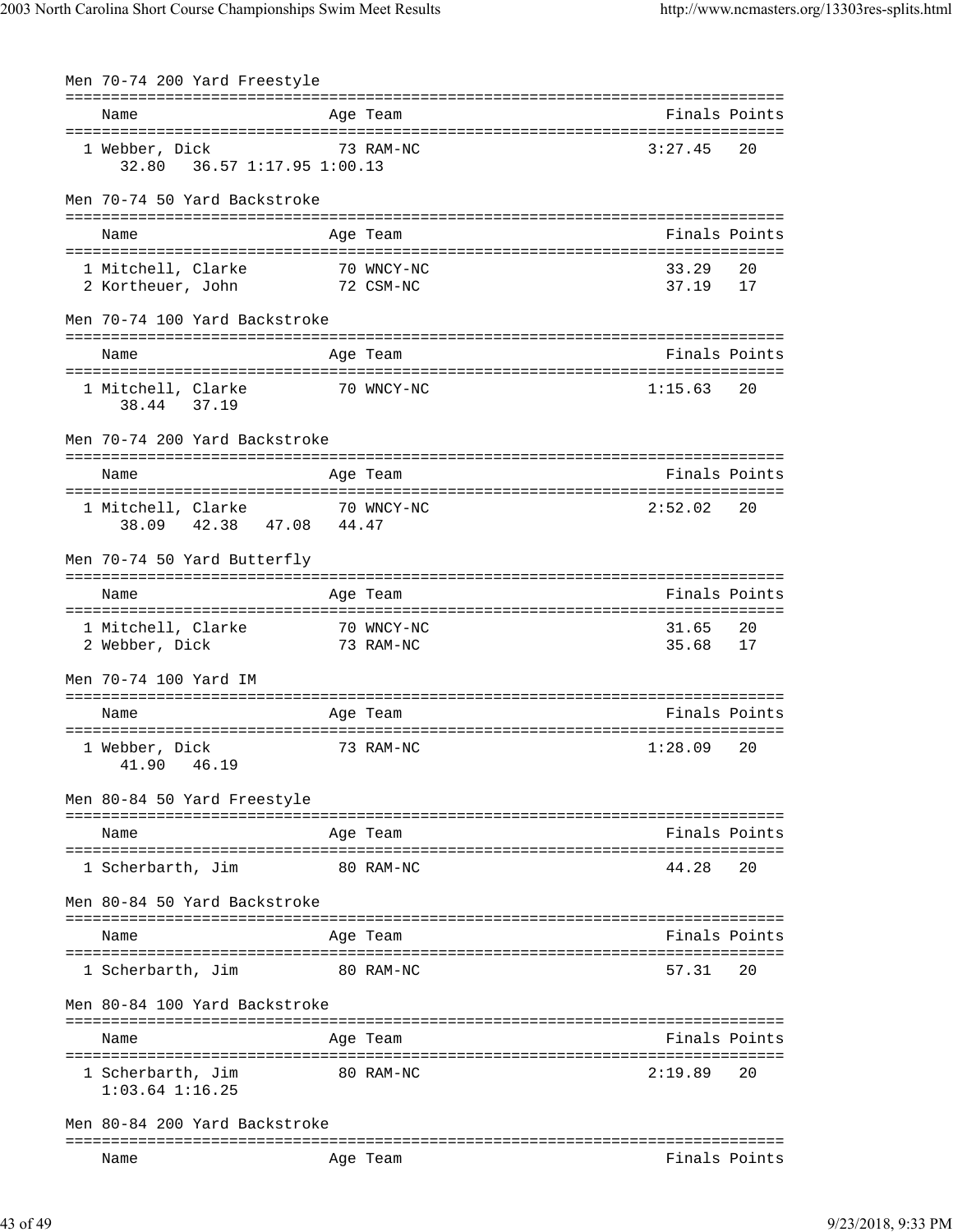## Men 70-74 200 Yard Freestyle

| Name | Age | Team | Finals | Points |
|---|---|---|---|---|
| 1 Webber, Dick | 73 | RAM-NC | 3:27.45 | 20 |
| 32.80   36.57 1:17.95 1:00.13 | | | | |

## Men 70-74 50 Yard Backstroke

| Name | Age | Team | Finals | Points |
|---|---|---|---|---|
| 1 Mitchell, Clarke | 70 | WNCY-NC | 33.29 | 20 |
| 2 Kortheuer, John | 72 | CSM-NC | 37.19 | 17 |

## Men 70-74 100 Yard Backstroke

| Name | Age | Team | Finals | Points |
|---|---|---|---|---|
| 1 Mitchell, Clarke | 70 | WNCY-NC | 1:15.63 | 20 |
| 38.44   37.19 | | | | |

## Men 70-74 200 Yard Backstroke

| Name | Age | Team | Finals | Points |
|---|---|---|---|---|
| 1 Mitchell, Clarke | 70 | WNCY-NC | 2:52.02 | 20 |
| 38.09   42.38   47.08   44.47 | | | | |

## Men 70-74 50 Yard Butterfly

| Name | Age | Team | Finals | Points |
|---|---|---|---|---|
| 1 Mitchell, Clarke | 70 | WNCY-NC | 31.65 | 20 |
| 2 Webber, Dick | 73 | RAM-NC | 35.68 | 17 |

## Men 70-74 100 Yard IM

| Name | Age | Team | Finals | Points |
|---|---|---|---|---|
| 1 Webber, Dick | 73 | RAM-NC | 1:28.09 | 20 |
| 41.90   46.19 | | | | |

## Men 80-84 50 Yard Freestyle

| Name | Age | Team | Finals | Points |
|---|---|---|---|---|
| 1 Scherbarth, Jim | 80 | RAM-NC | 44.28 | 20 |

## Men 80-84 50 Yard Backstroke

| Name | Age | Team | Finals | Points |
|---|---|---|---|---|
| 1 Scherbarth, Jim | 80 | RAM-NC | 57.31 | 20 |

## Men 80-84 100 Yard Backstroke

| Name | Age | Team | Finals | Points |
|---|---|---|---|---|
| 1 Scherbarth, Jim | 80 | RAM-NC | 2:19.89 | 20 |
| 1:03.64 1:16.25 | | | | |

## Men 80-84 200 Yard Backstroke

| Name | Age | Team | Finals | Points |
|---|---|---|---|---|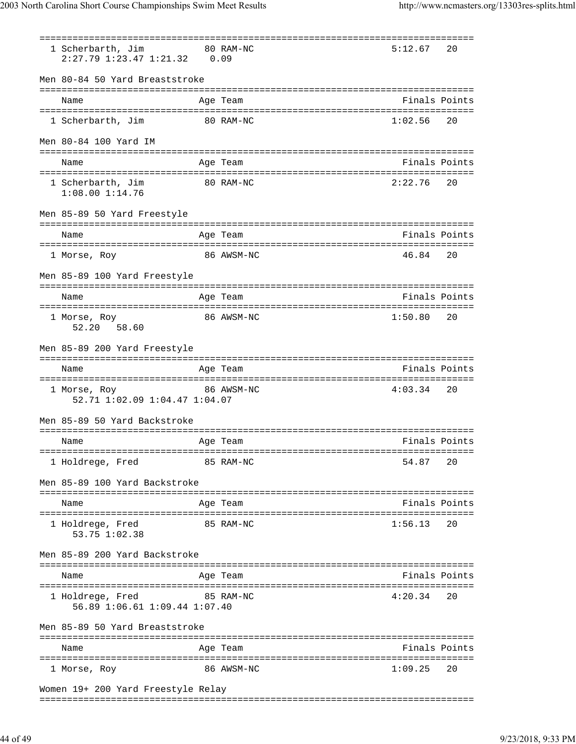| | Name | Age | Team | Finals | Points |
|---|---|---|---|---|---|
| 1 | Scherbarth, Jim | 80 | RAM-NC | 5:12.67 | 20 |

2:27.79 1:23.47 1:21.32 0.09

### Men 80-84 50 Yard Breaststroke

| | Name | Age | Team | Finals | Points |
|---|---|---|---|---|---|
| 1 | Scherbarth, Jim | 80 | RAM-NC | 1:02.56 | 20 |

### Men 80-84 100 Yard IM

| | Name | Age | Team | Finals | Points |
|---|---|---|---|---|---|
| 1 | Scherbarth, Jim | 80 | RAM-NC | 2:22.76 | 20 |

1:08.00 1:14.76

### Men 85-89 50 Yard Freestyle

| | Name | Age | Team | Finals | Points |
|---|---|---|---|---|---|
| 1 | Morse, Roy | 86 | AWSM-NC | 46.84 | 20 |

### Men 85-89 100 Yard Freestyle

| | Name | Age | Team | Finals | Points |
|---|---|---|---|---|---|
| 1 | Morse, Roy | 86 | AWSM-NC | 1:50.80 | 20 |

52.20 58.60

### Men 85-89 200 Yard Freestyle

| | Name | Age | Team | Finals | Points |
|---|---|---|---|---|---|
| 1 | Morse, Roy | 86 | AWSM-NC | 4:03.34 | 20 |

52.71 1:02.09 1:04.47 1:04.07

### Men 85-89 50 Yard Backstroke

| | Name | Age | Team | Finals | Points |
|---|---|---|---|---|---|
| 1 | Holdrege, Fred | 85 | RAM-NC | 54.87 | 20 |

### Men 85-89 100 Yard Backstroke

| | Name | Age | Team | Finals | Points |
|---|---|---|---|---|---|
| 1 | Holdrege, Fred | 85 | RAM-NC | 1:56.13 | 20 |

53.75 1:02.38

### Men 85-89 200 Yard Backstroke

| | Name | Age | Team | Finals | Points |
|---|---|---|---|---|---|
| 1 | Holdrege, Fred | 85 | RAM-NC | 4:20.34 | 20 |

56.89 1:06.61 1:09.44 1:07.40

### Men 85-89 50 Yard Breaststroke

| | Name | Age | Team | Finals | Points |
|---|---|---|---|---|---|
| 1 | Morse, Roy | 86 | AWSM-NC | 1:09.25 | 20 |

### Women 19+ 200 Yard Freestyle Relay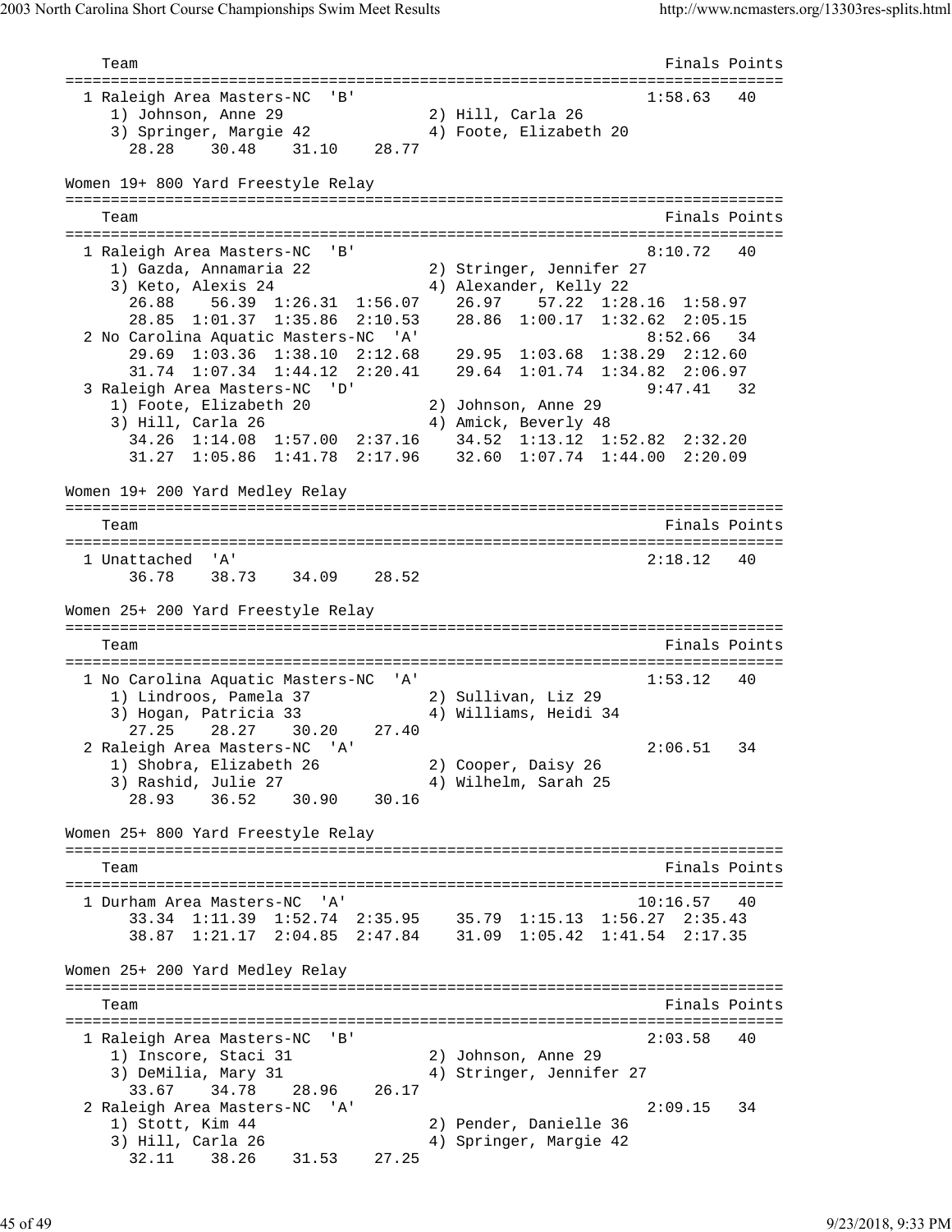```
    Team                                                            Finals Points
===============================================================================
  1 Raleigh Area Masters-NC  'B'                                    1:58.63   40
     1) Johnson, Anne 29               2) Hill, Carla 26
     3) Springer, Margie 42            4) Foote, Elizabeth 20
        28.28    30.48    31.10    28.77
```

## Women 19+ 800 Yard Freestyle Relay

```
===============================================================================
    Team                                                            Finals Points
===============================================================================
  1 Raleigh Area Masters-NC  'B'                                    8:10.72   40
     1) Gazda, Annamaria 22            2) Stringer, Jennifer 27
     3) Keto, Alexis 24                4) Alexander, Kelly 22
        26.88    56.39  1:26.31  1:56.07    26.97    57.22  1:28.16  1:58.97
        28.85  1:01.37  1:35.86  2:10.53    28.86  1:00.17  1:32.62  2:05.15
  2 No Carolina Aquatic Masters-NC  'A'                             8:52.66   34
        29.69  1:03.36  1:38.10  2:12.68    29.95  1:03.68  1:38.29  2:12.60
        31.74  1:07.34  1:44.12  2:20.41    29.64  1:01.74  1:34.82  2:06.97
  3 Raleigh Area Masters-NC  'D'                                    9:47.41   32
     1) Foote, Elizabeth 20            2) Johnson, Anne 29
     3) Hill, Carla 26                 4) Amick, Beverly 48
        34.26  1:14.08  1:57.00  2:37.16    34.52  1:13.12  1:52.82  2:32.20
        31.27  1:05.86  1:41.78  2:17.96    32.60  1:07.74  1:44.00  2:20.09
```

## Women 19+ 200 Yard Medley Relay

```
===============================================================================
    Team                                                            Finals Points
===============================================================================
  1 Unattached  'A'                                                 2:18.12   40
        36.78    38.73    34.09    28.52
```

## Women 25+ 200 Yard Freestyle Relay

```
===============================================================================
    Team                                                            Finals Points
===============================================================================
  1 No Carolina Aquatic Masters-NC  'A'                             1:53.12   40
     1) Lindroos, Pamela 37            2) Sullivan, Liz 29
     3) Hogan, Patricia 33             4) Williams, Heidi 34
        27.25    28.27    30.20    27.40
  2 Raleigh Area Masters-NC  'A'                                    2:06.51   34
     1) Shobra, Elizabeth 26           2) Cooper, Daisy 26
     3) Rashid, Julie 27               4) Wilhelm, Sarah 25
        28.93    36.52    30.90    30.16
```

## Women 25+ 800 Yard Freestyle Relay

```
===============================================================================
    Team                                                            Finals Points
===============================================================================
  1 Durham Area Masters-NC  'A'                                    10:16.57   40
        33.34  1:11.39  1:52.74  2:35.95    35.79  1:15.13  1:56.27  2:35.43
        38.87  1:21.17  2:04.85  2:47.84    31.09  1:05.42  1:41.54  2:17.35
```

## Women 25+ 200 Yard Medley Relay

```
===============================================================================
    Team                                                            Finals Points
===============================================================================
  1 Raleigh Area Masters-NC  'B'                                    2:03.58   40
     1) Inscore, Staci 31              2) Johnson, Anne 29
     3) DeMilia, Mary 31               4) Stringer, Jennifer 27
        33.67    34.78    28.96    26.17
  2 Raleigh Area Masters-NC  'A'                                    2:09.15   34
     1) Stott, Kim 44                  2) Pender, Danielle 36
     3) Hill, Carla 26                 4) Springer, Margie 42
        32.11    38.26    31.53    27.25
```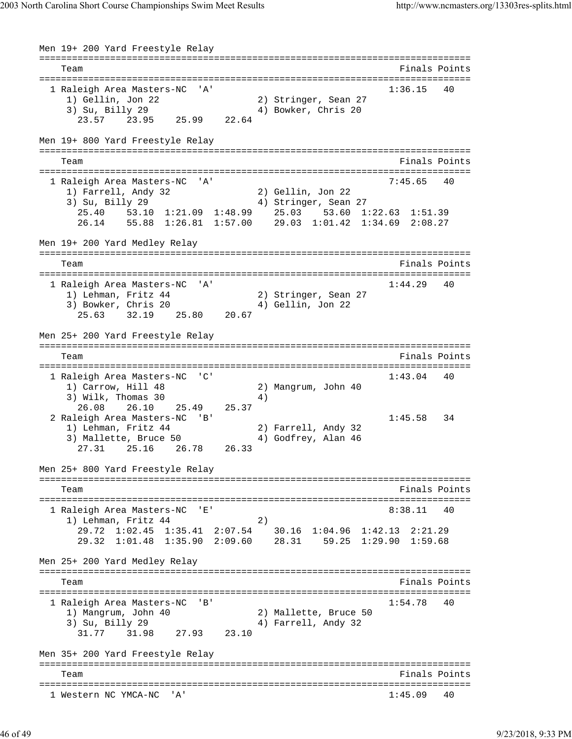### Men 19+ 200 Yard Freestyle Relay

```
===============================================================================
    Team                                                       Finals Points
===============================================================================
  1 Raleigh Area Masters-NC  'A'                              1:36.15   40
     1) Gellin, Jon 22                 2) Stringer, Sean 27
     3) Su, Billy 29                   4) Bowker, Chris 20
       23.57    23.95    25.99    22.64
```

### Men 19+ 800 Yard Freestyle Relay

```
===============================================================================
    Team                                                       Finals Points
===============================================================================
  1 Raleigh Area Masters-NC  'A'                              7:45.65   40
     1) Farrell, Andy 32               2) Gellin, Jon 22
     3) Su, Billy 29                   4) Stringer, Sean 27
       25.40    53.10  1:21.09  1:48.99    25.03    53.60  1:22.63  1:51.39
       26.14    55.88  1:26.81  1:57.00    29.03  1:01.42  1:34.69  2:08.27
```

### Men 19+ 200 Yard Medley Relay

```
===============================================================================
    Team                                                       Finals Points
===============================================================================
  1 Raleigh Area Masters-NC  'A'                              1:44.29   40
     1) Lehman, Fritz 44               2) Stringer, Sean 27
     3) Bowker, Chris 20               4) Gellin, Jon 22
       25.63    32.19    25.80    20.67
```

### Men 25+ 200 Yard Freestyle Relay

```
===============================================================================
    Team                                                       Finals Points
===============================================================================
  1 Raleigh Area Masters-NC  'C'                              1:43.04   40
     1) Carrow, Hill 48                2) Mangrum, John 40
     3) Wilk, Thomas 30                4)
       26.08    26.10    25.49    25.37
  2 Raleigh Area Masters-NC  'B'                              1:45.58   34
     1) Lehman, Fritz 44               2) Farrell, Andy 32
     3) Mallette, Bruce 50             4) Godfrey, Alan 46
       27.31    25.16    26.78    26.33
```

### Men 25+ 800 Yard Freestyle Relay

```
===============================================================================
    Team                                                       Finals Points
===============================================================================
  1 Raleigh Area Masters-NC  'E'                              8:38.11   40
     1) Lehman, Fritz 44               2)
       29.72  1:02.45  1:35.41  2:07.54    30.16  1:04.96  1:42.13  2:21.29
       29.32  1:01.48  1:35.90  2:09.60    28.31    59.25  1:29.90  1:59.68
```

### Men 25+ 200 Yard Medley Relay

```
===============================================================================
    Team                                                       Finals Points
===============================================================================
  1 Raleigh Area Masters-NC  'B'                              1:54.78   40
     1) Mangrum, John 40               2) Mallette, Bruce 50
     3) Su, Billy 29                   4) Farrell, Andy 32
       31.77    31.98    27.93    23.10
```

### Men 35+ 200 Yard Freestyle Relay

```
===============================================================================
    Team                                                       Finals Points
===============================================================================
  1 Western NC YMCA-NC  'A'                                   1:45.09   40
```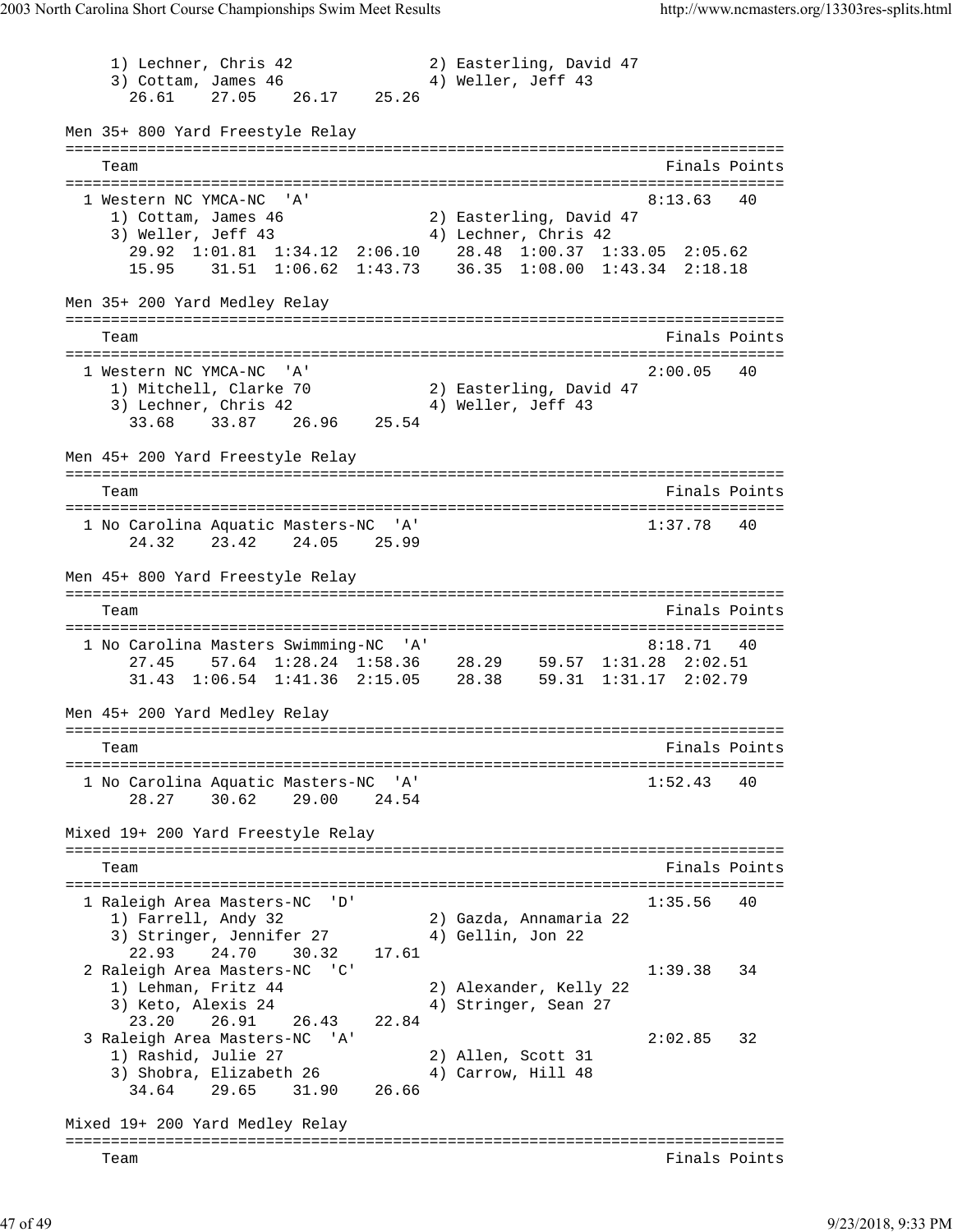```
     1) Lechner, Chris 42              2) Easterling, David 47
     3) Cottam, James 46               4) Weller, Jeff 43
       26.61    27.05    26.17    25.26

Men 35+ 800 Yard Freestyle Relay
===============================================================================
    Team                                                       Finals Points
===============================================================================
  1 Western NC YMCA-NC  'A'                                   8:13.63   40
     1) Cottam, James 46               2) Easterling, David 47
     3) Weller, Jeff 43                4) Lechner, Chris 42
       29.92  1:01.81  1:34.12  2:06.10    28.48  1:00.37  1:33.05  2:05.62
       15.95    31.51  1:06.62  1:43.73    36.35  1:08.00  1:43.34  2:18.18

Men 35+ 200 Yard Medley Relay
===============================================================================
    Team                                                       Finals Points
===============================================================================
  1 Western NC YMCA-NC  'A'                                   2:00.05   40
     1) Mitchell, Clarke 70            2) Easterling, David 47
     3) Lechner, Chris 42              4) Weller, Jeff 43
       33.68    33.87    26.96    25.54

Men 45+ 200 Yard Freestyle Relay
===============================================================================
    Team                                                       Finals Points
===============================================================================
  1 No Carolina Aquatic Masters-NC  'A'                       1:37.78   40
       24.32    23.42    24.05    25.99

Men 45+ 800 Yard Freestyle Relay
===============================================================================
    Team                                                       Finals Points
===============================================================================
  1 No Carolina Masters Swimming-NC  'A'                      8:18.71   40
       27.45    57.64  1:28.24  1:58.36    28.29    59.57  1:31.28  2:02.51
       31.43  1:06.54  1:41.36  2:15.05    28.38    59.31  1:31.17  2:02.79

Men 45+ 200 Yard Medley Relay
===============================================================================
    Team                                                       Finals Points
===============================================================================
  1 No Carolina Aquatic Masters-NC  'A'                       1:52.43   40
       28.27    30.62    29.00    24.54

Mixed 19+ 200 Yard Freestyle Relay
===============================================================================
    Team                                                       Finals Points
===============================================================================
  1 Raleigh Area Masters-NC  'D'                              1:35.56   40
     1) Farrell, Andy 32               2) Gazda, Annamaria 22
     3) Stringer, Jennifer 27          4) Gellin, Jon 22
       22.93    24.70    30.32    17.61
  2 Raleigh Area Masters-NC  'C'                              1:39.38   34
     1) Lehman, Fritz 44               2) Alexander, Kelly 22
     3) Keto, Alexis 24                4) Stringer, Sean 27
       23.20    26.91    26.43    22.84
  3 Raleigh Area Masters-NC  'A'                              2:02.85   32
     1) Rashid, Julie 27               2) Allen, Scott 31
     3) Shobra, Elizabeth 26           4) Carrow, Hill 48
       34.64    29.65    31.90    26.66

Mixed 19+ 200 Yard Medley Relay
===============================================================================
    Team                                                       Finals Points
```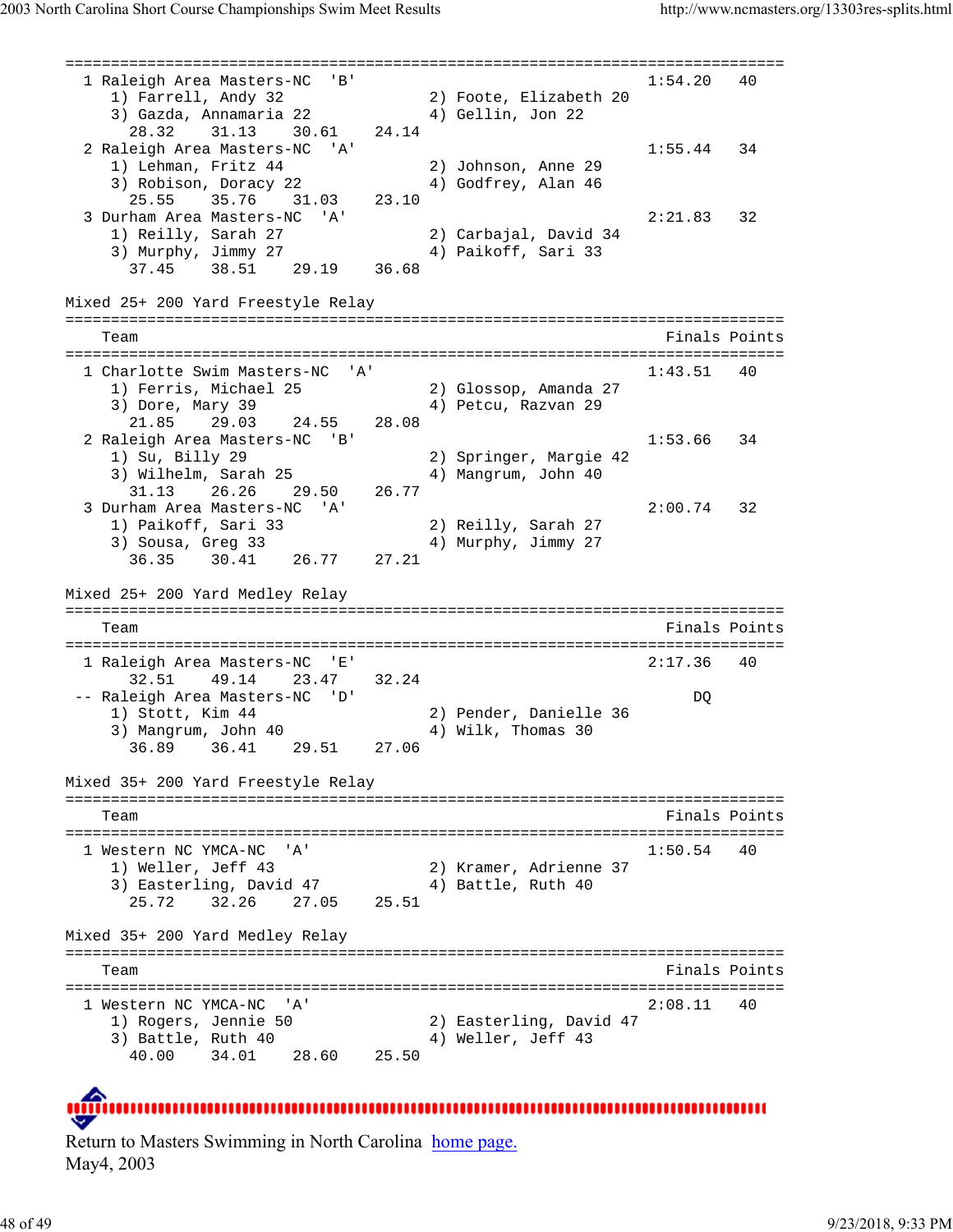```
===============================================================================
  1 Raleigh Area Masters-NC  'B'                              1:54.20    40
     1) Farrell, Andy 32               2) Foote, Elizabeth 20
     3) Gazda, Annamaria 22            4) Gellin, Jon 22
       28.32     31.13     30.61     24.14
  2 Raleigh Area Masters-NC  'A'                              1:55.44    34
     1) Lehman, Fritz 44               2) Johnson, Anne 29
     3) Robison, Doracy 22             4) Godfrey, Alan 46
       25.55     35.76     31.03     23.10
  3 Durham Area Masters-NC  'A'                               2:21.83    32
     1) Reilly, Sarah 27               2) Carbajal, David 34
     3) Murphy, Jimmy 27               4) Paikoff, Sari 33
       37.45     38.51     29.19     36.68
```

Mixed 25+ 200 Yard Freestyle Relay

```
===============================================================================
    Team                                                        Finals Points
===============================================================================
  1 Charlotte Swim Masters-NC  'A'                            1:43.51    40
     1) Ferris, Michael 25             2) Glossop, Amanda 27
     3) Dore, Mary 39                  4) Petcu, Razvan 29
       21.85     29.03     24.55     28.08
  2 Raleigh Area Masters-NC  'B'                              1:53.66    34
     1) Su, Billy 29                   2) Springer, Margie 42
     3) Wilhelm, Sarah 25              4) Mangrum, John 40
       31.13     26.26     29.50     26.77
  3 Durham Area Masters-NC  'A'                               2:00.74    32
     1) Paikoff, Sari 33               2) Reilly, Sarah 27
     3) Sousa, Greg 33                 4) Murphy, Jimmy 27
       36.35     30.41     26.77     27.21
```

Mixed 25+ 200 Yard Medley Relay

```
===============================================================================
    Team                                                        Finals Points
===============================================================================
  1 Raleigh Area Masters-NC  'E'                              2:17.36    40
       32.51     49.14     23.47     32.24
 -- Raleigh Area Masters-NC  'D'                                   DQ
     1) Stott, Kim 44                  2) Pender, Danielle 36
     3) Mangrum, John 40               4) Wilk, Thomas 30
       36.89     36.41     29.51     27.06
```

Mixed 35+ 200 Yard Freestyle Relay

```
===============================================================================
    Team                                                        Finals Points
===============================================================================
  1 Western NC YMCA-NC  'A'                                   1:50.54    40
     1) Weller, Jeff 43                2) Kramer, Adrienne 37
     3) Easterling, David 47           4) Battle, Ruth 40
       25.72     32.26     27.05     25.51
```

Mixed 35+ 200 Yard Medley Relay

```
===============================================================================
    Team                                                        Finals Points
===============================================================================
  1 Western NC YMCA-NC  'A'                                   2:08.11    40
     1) Rogers, Jennie 50              2) Easterling, David 47
     3) Battle, Ruth 40                4) Weller, Jeff 43
       40.00     34.01     28.60     25.50
```

Return to Masters Swimming in North Carolina [home page.](http://www.ncmasters.org)
May4, 2003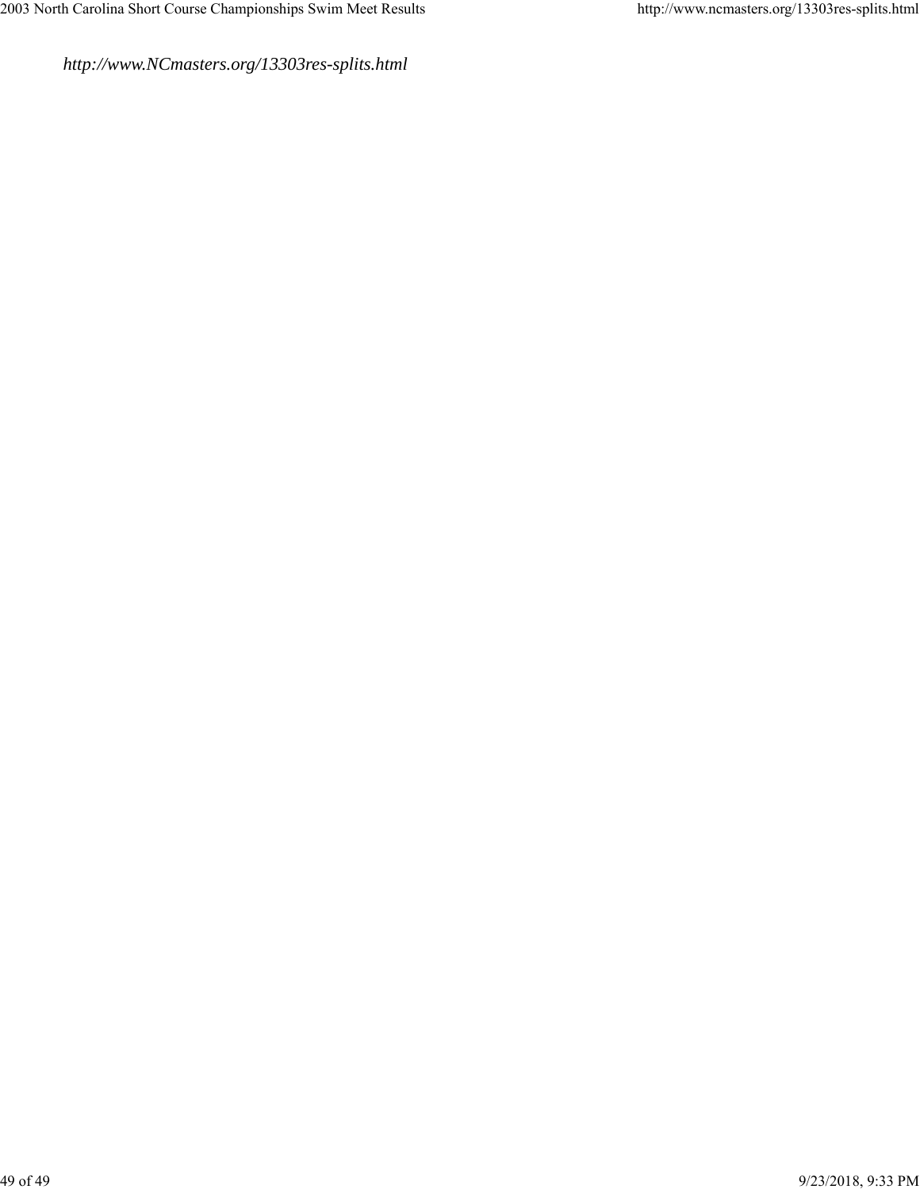*http://www.NCmasters.org/13303res-splits.html*